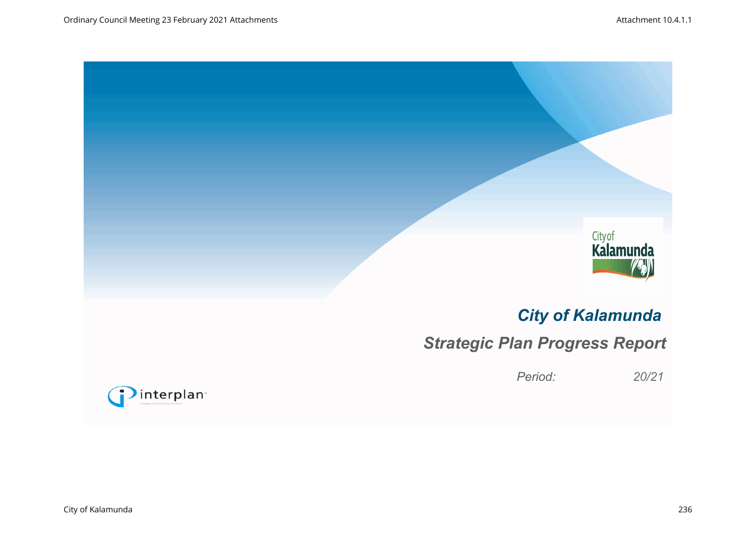# City of Kalamunda

## Strategic Plan Progress Report

*Period:* *20/21*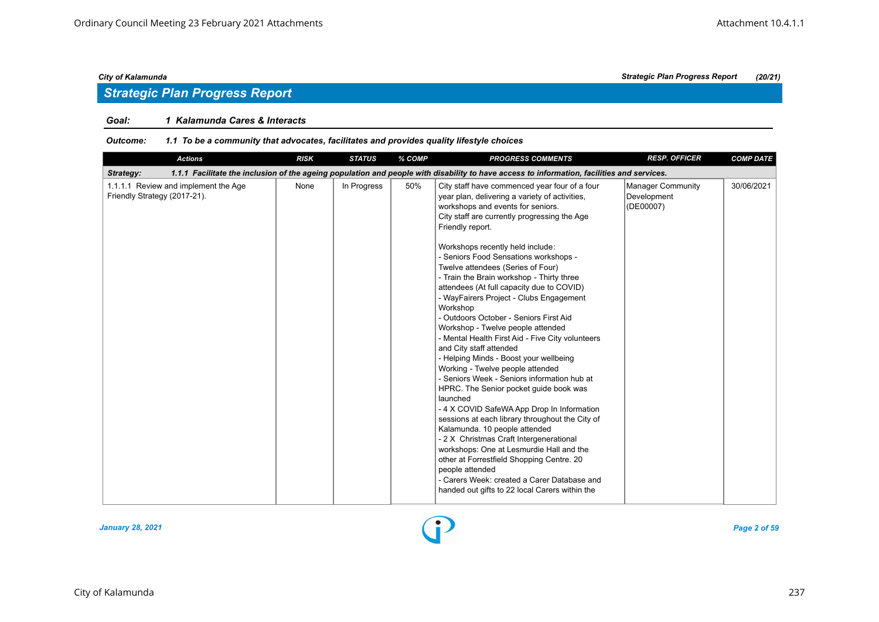## Strategic Plan Progress Report

**Goal:** 1 Kalamunda Cares & Interacts

**Outcome:** 1.1 To be a community that advocates, facilitates and provides quality lifestyle choices

| Actions | RISK | STATUS | % COMP | PROGRESS COMMENTS | RESP. OFFICER | COMP DATE |
|---|---|---|---|---|---|---|
| **Strategy: 1.1.1 Facilitate the inclusion of the ageing population and people with disability to have access to information, facilities and services.** | | | | | | |
| 1.1.1.1 Review and implement the Age Friendly Strategy (2017-21). | None | In Progress | 50% | City staff have commenced year four of a four year plan, delivering a variety of activities, workshops and events for seniors.<br>City staff are currently progressing the Age Friendly report.<br><br>Workshops recently held include:<br>- Seniors Food Sensations workshops - Twelve attendees (Series of Four)<br>- Train the Brain workshop - Thirty three attendees (At full capacity due to COVID)<br>- WayFairers Project - Clubs Engagement Workshop<br>- Outdoors October - Seniors First Aid Workshop - Twelve people attended<br>- Mental Health First Aid - Five City volunteers and City staff attended<br>- Helping Minds - Boost your wellbeing Working - Twelve people attended<br>- Seniors Week - Seniors information hub at HPRC. The Senior pocket guide book was launched<br>- 4 X COVID SafeWA App Drop In Information sessions at each library throughout the City of Kalamunda. 10 people attended<br>- 2 X Christmas Craft Intergenerational workshops: One at Lesmurdie Hall and the other at Forrestfield Shopping Centre. 20 people attended<br>- Carers Week: created a Carer Database and handed out gifts to 22 local Carers within the | Manager Community Development (DE00007) | 30/06/2021 |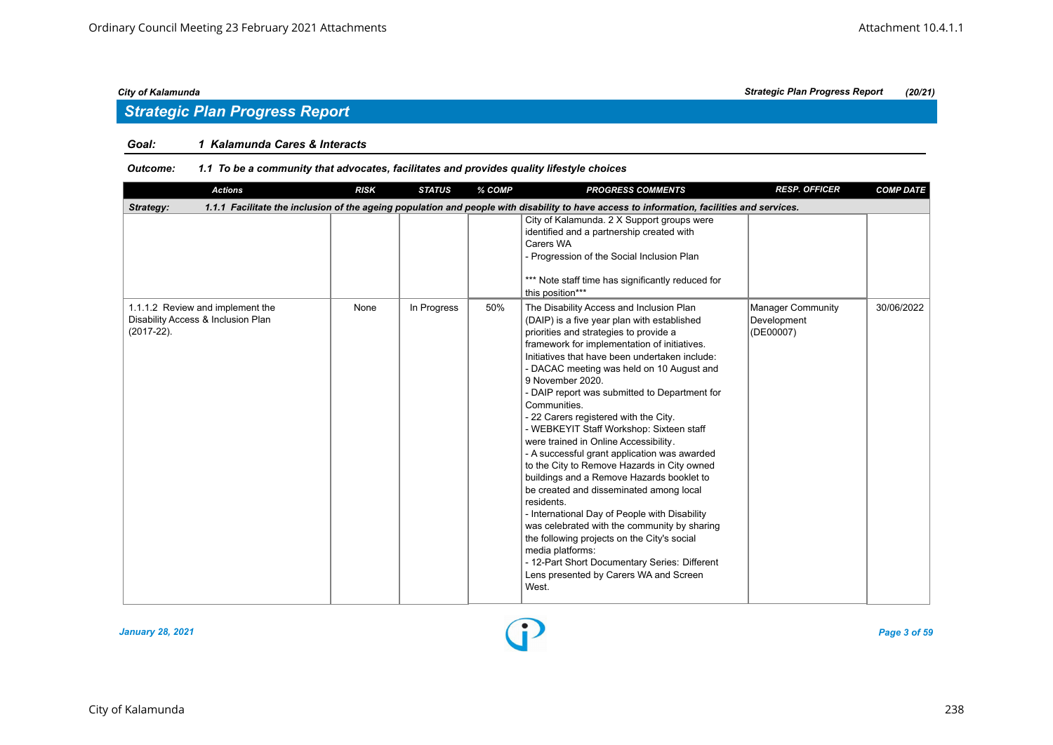## Strategic Plan Progress Report

**Goal:** ***1 Kalamunda Cares & Interacts***

**Outcome:** ***1.1 To be a community that advocates, facilitates and provides quality lifestyle choices***

| Actions | RISK | STATUS | % COMP | PROGRESS COMMENTS | RESP. OFFICER | COMP DATE |
|---|---|---|---|---|---|---|
| **Strategy: 1.1.1 Facilitate the inclusion of the ageing population and people with disability to have access to information, facilities and services.** | | | | | | |
| | | | | City of Kalamunda. 2 X Support groups were identified and a partnership created with Carers WA<br>- Progression of the Social Inclusion Plan<br><br>*** Note staff time has significantly reduced for this position*** | | |
| 1.1.1.2 Review and implement the Disability Access & Inclusion Plan (2017-22). | None | In Progress | 50% | The Disability Access and Inclusion Plan (DAIP) is a five year plan with established priorities and strategies to provide a framework for implementation of initiatives. Initiatives that have been undertaken include:<br>- DACAC meeting was held on 10 August and 9 November 2020.<br>- DAIP report was submitted to Department for Communities.<br>- 22 Carers registered with the City.<br>- WEBKEYIT Staff Workshop: Sixteen staff were trained in Online Accessibility.<br>- A successful grant application was awarded to the City to Remove Hazards in City owned buildings and a Remove Hazards booklet to be created and disseminated among local residents.<br>- International Day of People with Disability was celebrated with the community by sharing the following projects on the City's social media platforms:<br>- 12-Part Short Documentary Series: Different Lens presented by Carers WA and Screen West. | Manager Community Development (DE00007) | 30/06/2022 |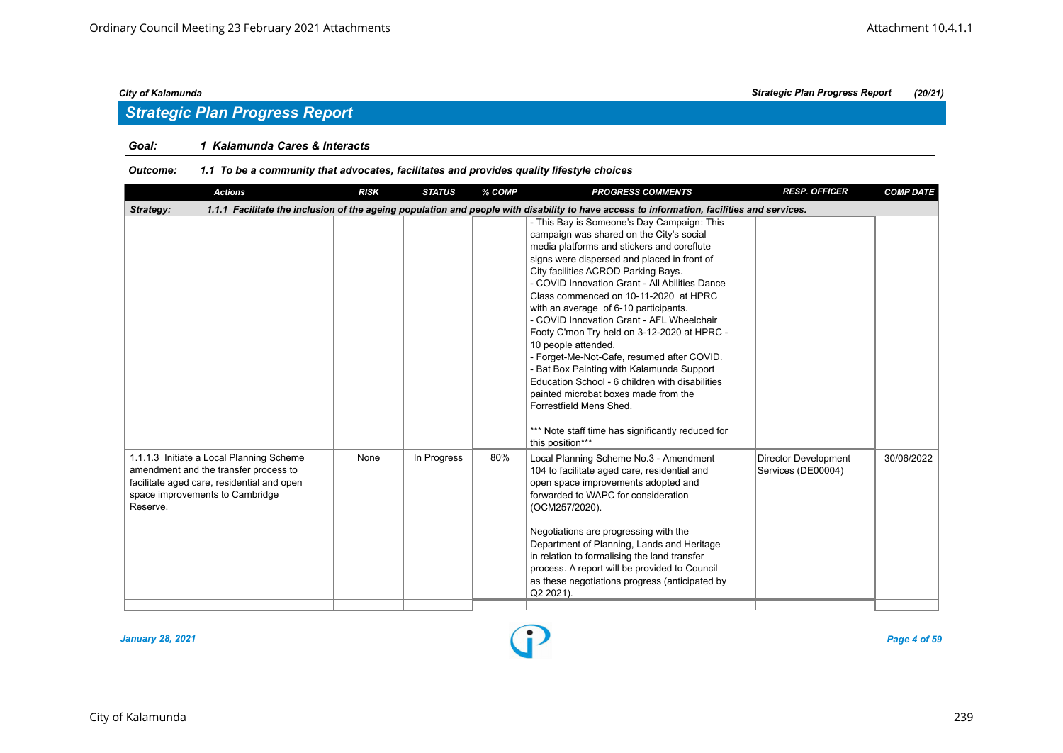## Strategic Plan Progress Report

**Goal:** 1 Kalamunda Cares & Interacts

**Outcome:** 1.1 To be a community that advocates, facilitates and provides quality lifestyle choices

| Actions | RISK | STATUS | % COMP | PROGRESS COMMENTS | RESP. OFFICER | COMP DATE |
|---|---|---|---|---|---|---|
| **Strategy:** 1.1.1 Facilitate the inclusion of the ageing population and people with disability to have access to information, facilities and services. | | | | | | |
| | | | | - This Bay is Someone's Day Campaign: This campaign was shared on the City's social media platforms and stickers and coreflute signs were dispersed and placed in front of City facilities ACROD Parking Bays.<br>- COVID Innovation Grant - All Abilities Dance Class commenced on 10-11-2020 at HPRC with an average of 6-10 participants.<br>- COVID Innovation Grant - AFL Wheelchair Footy C'mon Try held on 3-12-2020 at HPRC - 10 people attended.<br>- Forget-Me-Not-Cafe, resumed after COVID.<br>- Bat Box Painting with Kalamunda Support Education School - 6 children with disabilities painted microbat boxes made from the Forrestfield Mens Shed.<br><br>*** Note staff time has significantly reduced for this position*** | | |
| 1.1.1.3 Initiate a Local Planning Scheme amendment and the transfer process to facilitate aged care, residential and open space improvements to Cambridge Reserve. | None | In Progress | 80% | Local Planning Scheme No.3 - Amendment 104 to facilitate aged care, residential and open space improvements adopted and forwarded to WAPC for consideration (OCM257/2020).<br><br>Negotiations are progressing with the Department of Planning, Lands and Heritage in relation to formalising the land transfer process. A report will be provided to Council as these negotiations progress (anticipated by Q2 2021). | Director Development Services (DE00004) | 30/06/2022 |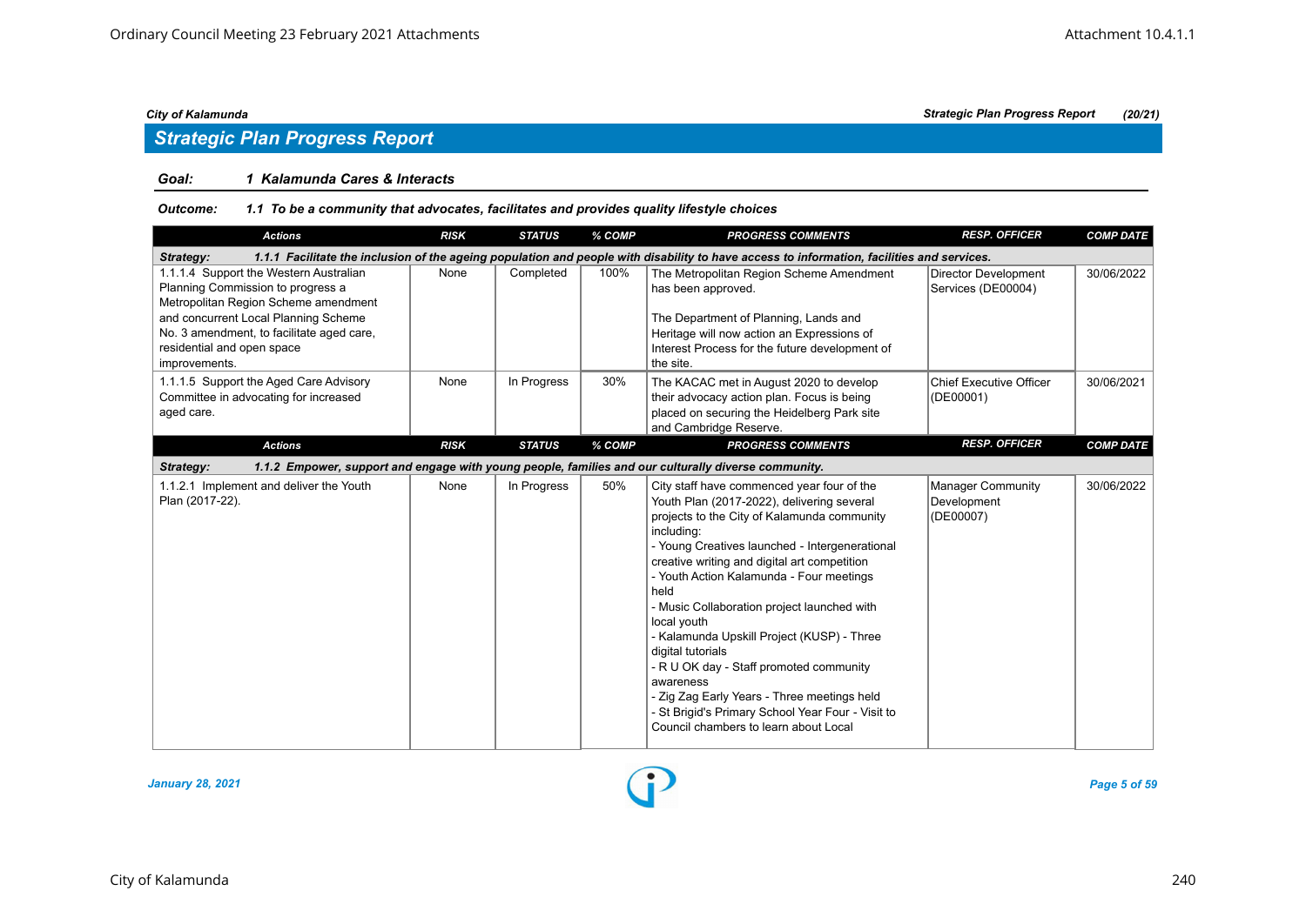## Strategic Plan Progress Report

**Goal:** *1 Kalamunda Cares & Interacts*

**Outcome:** *1.1 To be a community that advocates, facilitates and provides quality lifestyle choices*

| Actions | RISK | STATUS | % COMP | PROGRESS COMMENTS | RESP. OFFICER | COMP DATE |
|---|---|---|---|---|---|---|
| **Strategy: 1.1.1 Facilitate the inclusion of the ageing population and people with disability to have access to information, facilities and services.** | | | | | | |
| 1.1.1.4 Support the Western Australian Planning Commission to progress a Metropolitan Region Scheme amendment and concurrent Local Planning Scheme No. 3 amendment, to facilitate aged care, residential and open space improvements. | None | Completed | 100% | The Metropolitan Region Scheme Amendment has been approved.<br><br>The Department of Planning, Lands and Heritage will now action an Expressions of Interest Process for the future development of the site. | Director Development Services (DE00004) | 30/06/2022 |
| 1.1.1.5 Support the Aged Care Advisory Committee in advocating for increased aged care. | None | In Progress | 30% | The KACAC met in August 2020 to develop their advocacy action plan. Focus is being placed on securing the Heidelberg Park site and Cambridge Reserve. | Chief Executive Officer (DE00001) | 30/06/2021 |
| **Strategy: 1.1.2 Empower, support and engage with young people, families and our culturally diverse community.** | | | | | | |
| 1.1.2.1 Implement and deliver the Youth Plan (2017-22). | None | In Progress | 50% | City staff have commenced year four of the Youth Plan (2017-2022), delivering several projects to the City of Kalamunda community including:<br>- Young Creatives launched - Intergenerational creative writing and digital art competition<br>- Youth Action Kalamunda - Four meetings held<br>- Music Collaboration project launched with local youth<br>- Kalamunda Upskill Project (KUSP) - Three digital tutorials<br>- R U OK day - Staff promoted community awareness<br>- Zig Zag Early Years - Three meetings held<br>- St Brigid's Primary School Year Four - Visit to Council chambers to learn about Local | Manager Community Development (DE00007) | 30/06/2022 |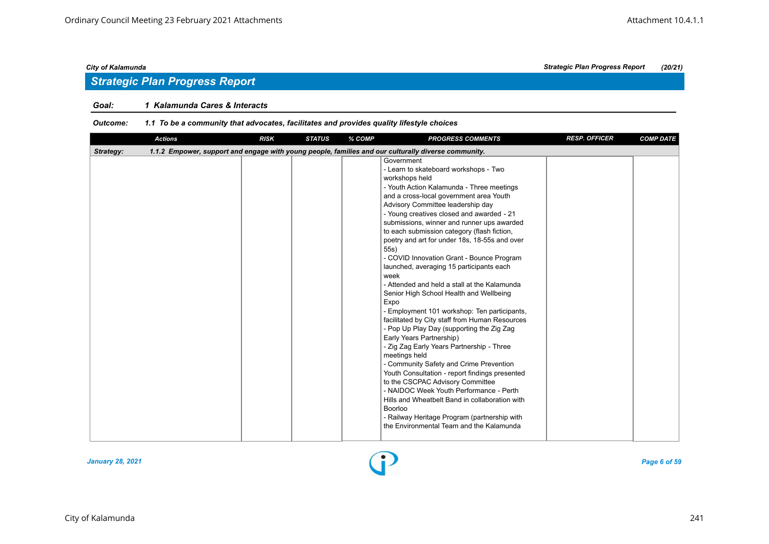## Strategic Plan Progress Report

**Goal:** 1 Kalamunda Cares & Interacts

**Outcome:** 1.1 To be a community that advocates, facilitates and provides quality lifestyle choices

| Actions | RISK | STATUS | % COMP | PROGRESS COMMENTS | RESP. OFFICER | COMP DATE |
|---|---|---|---|---|---|---|
| **Strategy:** 1.1.2 Empower, support and engage with young people, families and our culturally diverse community. | | | | | | |
| | | | | Government<br>- Learn to skateboard workshops - Two workshops held<br>- Youth Action Kalamunda - Three meetings and a cross-local government area Youth Advisory Committee leadership day<br>- Young creatives closed and awarded - 21 submissions, winner and runner ups awarded to each submission category (flash fiction, poetry and art for under 18s, 18-55s and over 55s)<br>- COVID Innovation Grant - Bounce Program launched, averaging 15 participants each week<br>- Attended and held a stall at the Kalamunda Senior High School Health and Wellbeing Expo<br>- Employment 101 workshop: Ten participants, facilitated by City staff from Human Resources<br>- Pop Up Play Day (supporting the Zig Zag Early Years Partnership)<br>- Zig Zag Early Years Partnership - Three meetings held<br>- Community Safety and Crime Prevention Youth Consultation - report findings presented to the CSCPAC Advisory Committee<br>- NAIDOC Week Youth Performance - Perth Hills and Wheatbelt Band in collaboration with Boorloo<br>- Railway Heritage Program (partnership with the Environmental Team and the Kalamunda | | |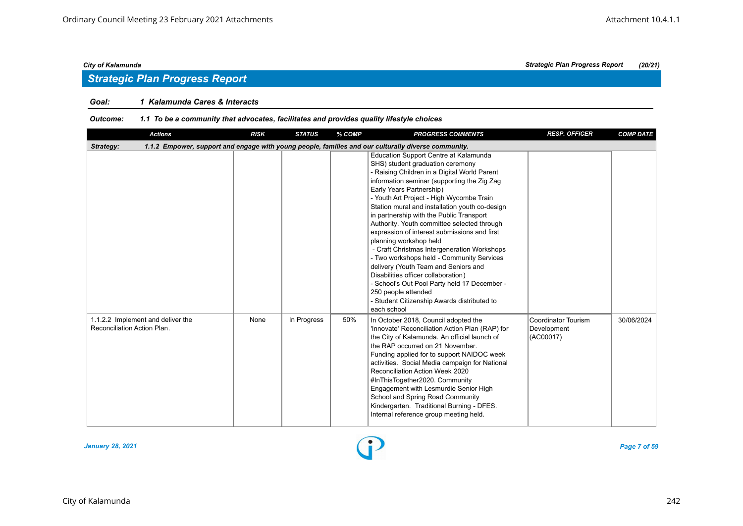## Strategic Plan Progress Report

**Goal:** *1 Kalamunda Cares & Interacts*

**Outcome:** *1.1 To be a community that advocates, facilitates and provides quality lifestyle choices*

| Actions | RISK | STATUS | % COMP | PROGRESS COMMENTS | RESP. OFFICER | COMP DATE |
|---|---|---|---|---|---|---|
| **Strategy:** 1.1.2 Empower, support and engage with young people, families and our culturally diverse community. | | | | | | |
| | | | | Education Support Centre at Kalamunda SHS) student graduation ceremony<br>- Raising Children in a Digital World Parent information seminar (supporting the Zig Zag Early Years Partnership)<br>- Youth Art Project - High Wycombe Train Station mural and installation youth co-design in partnership with the Public Transport Authority. Youth committee selected through expression of interest submissions and first planning workshop held<br>- Craft Christmas Intergeneration Workshops<br>- Two workshops held - Community Services delivery (Youth Team and Seniors and Disabilities officer collaboration)<br>- School's Out Pool Party held 17 December - 250 people attended<br>- Student Citizenship Awards distributed to each school | | |
| 1.1.2.2 Implement and deliver the Reconciliation Action Plan. | None | In Progress | 50% | In October 2018, Council adopted the 'Innovate' Reconciliation Action Plan (RAP) for the City of Kalamunda. An official launch of the RAP occurred on 21 November. Funding applied for to support NAIDOC week activities. Social Media campaign for National Reconciliation Action Week 2020 #InThisTogether2020. Community Engagement with Lesmurdie Senior High School and Spring Road Community Kindergarten. Traditional Burning - DFES. Internal reference group meeting held. | Coordinator Tourism Development (AC00017) | 30/06/2024 |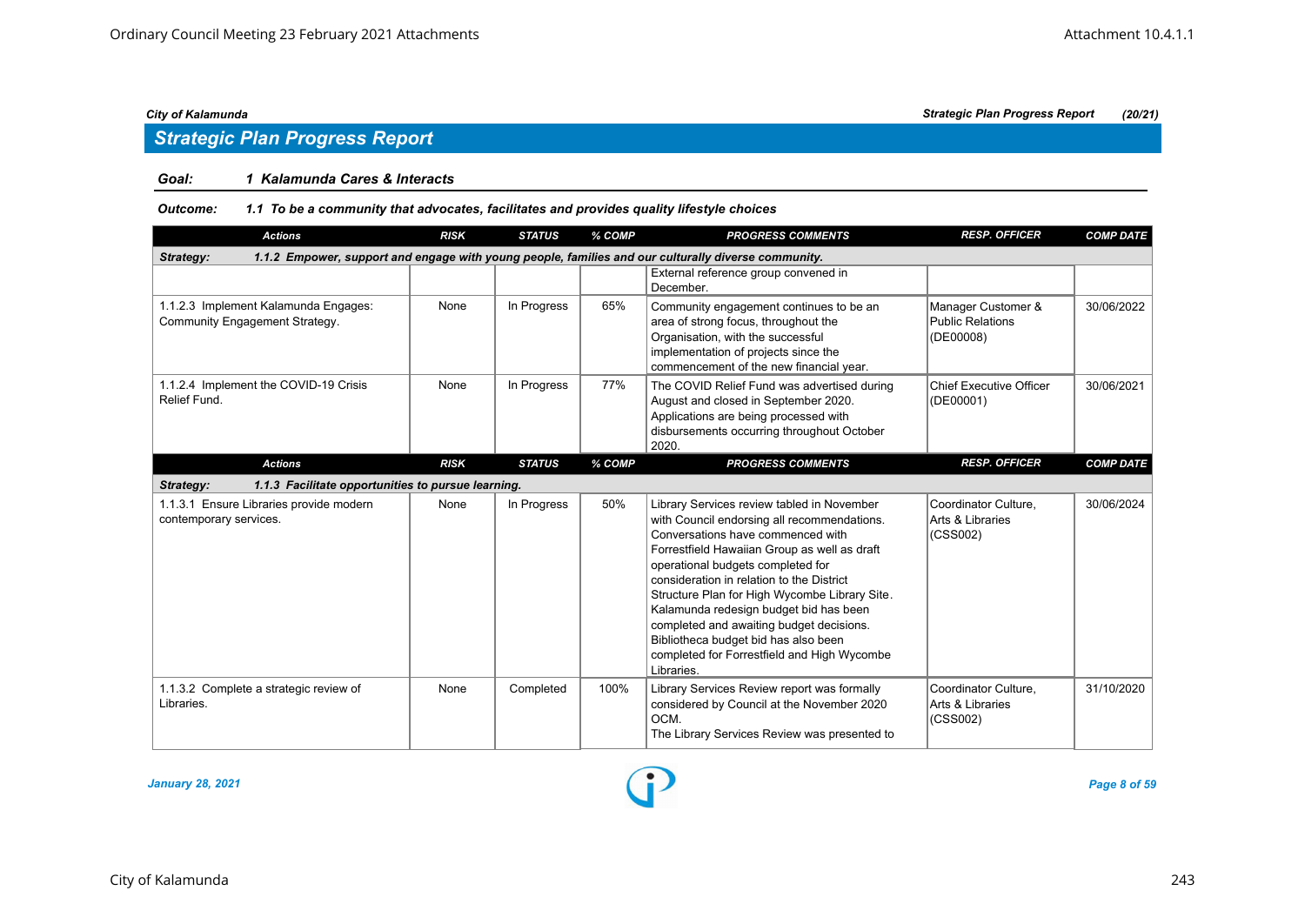## Strategic Plan Progress Report

**Goal:** *1 Kalamunda Cares & Interacts*

**Outcome:** *1.1 To be a community that advocates, facilitates and provides quality lifestyle choices*

| Actions | RISK | STATUS | % COMP | PROGRESS COMMENTS | RESP. OFFICER | COMP DATE |
|---|---|---|---|---|---|---|
| **Strategy: 1.1.2 Empower, support and engage with young people, families and our culturally diverse community.** | | | | | | |
| | | | | External reference group convened in December. | | |
| 1.1.2.3 Implement Kalamunda Engages: Community Engagement Strategy. | None | In Progress | 65% | Community engagement continues to be an area of strong focus, throughout the Organisation, with the successful implementation of projects since the commencement of the new financial year. | Manager Customer & Public Relations (DE00008) | 30/06/2022 |
| 1.1.2.4 Implement the COVID-19 Crisis Relief Fund. | None | In Progress | 77% | The COVID Relief Fund was advertised during August and closed in September 2020. Applications are being processed with disbursements occurring throughout October 2020. | Chief Executive Officer (DE00001) | 30/06/2021 |
| **Strategy: 1.1.3 Facilitate opportunities to pursue learning.** | | | | | | |
| 1.1.3.1 Ensure Libraries provide modern contemporary services. | None | In Progress | 50% | Library Services review tabled in November with Council endorsing all recommendations. Conversations have commenced with Forrestfield Hawaiian Group as well as draft operational budgets completed for consideration in relation to the District Structure Plan for High Wycombe Library Site. Kalamunda redesign budget bid has been completed and awaiting budget decisions. Bibliotheca budget bid has also been completed for Forrestfield and High Wycombe Libraries. | Coordinator Culture, Arts & Libraries (CSS002) | 30/06/2024 |
| 1.1.3.2 Complete a strategic review of Libraries. | None | Completed | 100% | Library Services Review report was formally considered by Council at the November 2020 OCM.<br>The Library Services Review was presented to | Coordinator Culture, Arts & Libraries (CSS002) | 31/10/2020 |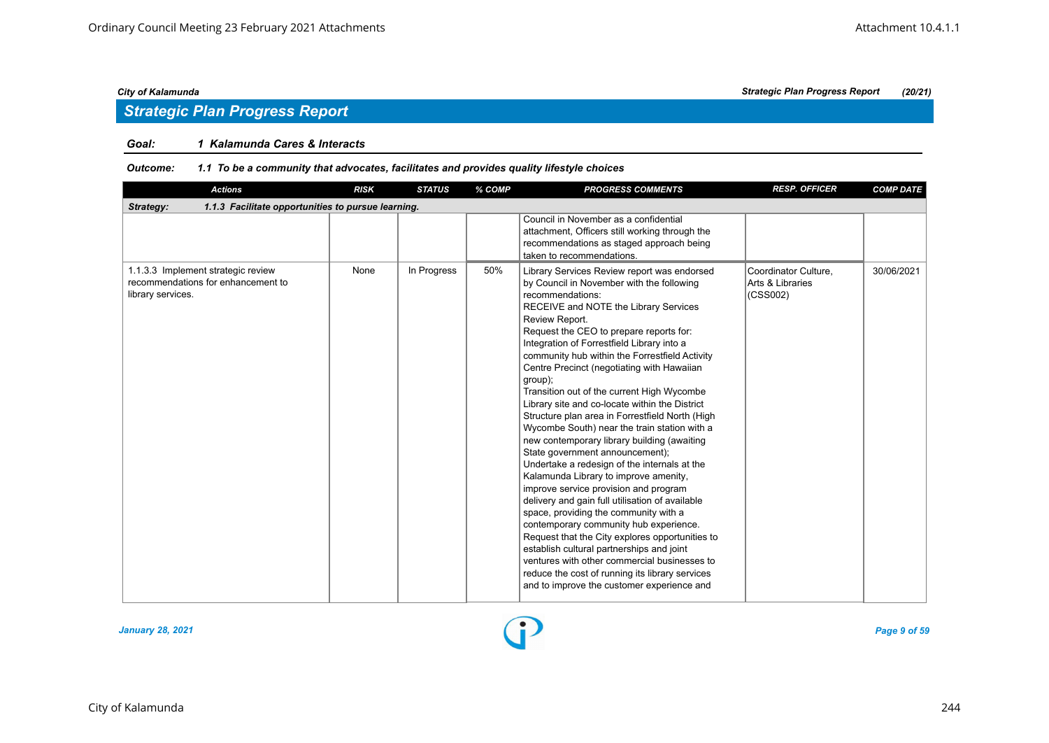## Strategic Plan Progress Report

**Goal:** ***1 Kalamunda Cares & Interacts***

**Outcome:** ***1.1 To be a community that advocates, facilitates and provides quality lifestyle choices***

| Actions | RISK | STATUS | % COMP | PROGRESS COMMENTS | RESP. OFFICER | COMP DATE |
|---|---|---|---|---|---|---|
| ***Strategy: 1.1.3 Facilitate opportunities to pursue learning.*** | | | | | | |
| | | | | Council in November as a confidential attachment, Officers still working through the recommendations as staged approach being taken to recommendations. | | |
| 1.1.3.3 Implement strategic review recommendations for enhancement to library services. | None | In Progress | 50% | Library Services Review report was endorsed by Council in November with the following recommendations:<br>RECEIVE and NOTE the Library Services Review Report.<br>Request the CEO to prepare reports for:<br>Integration of Forrestfield Library into a community hub within the Forrestfield Activity Centre Precinct (negotiating with Hawaiian group);<br>Transition out of the current High Wycombe Library site and co-locate within the District Structure plan area in Forrestfield North (High Wycombe South) near the train station with a new contemporary library building (awaiting State government announcement);<br>Undertake a redesign of the internals at the Kalamunda Library to improve amenity, improve service provision and program delivery and gain full utilisation of available space, providing the community with a contemporary community hub experience.<br>Request that the City explores opportunities to establish cultural partnerships and joint ventures with other commercial businesses to reduce the cost of running its library services and to improve the customer experience and | Coordinator Culture, Arts & Libraries (CSS002) | 30/06/2021 |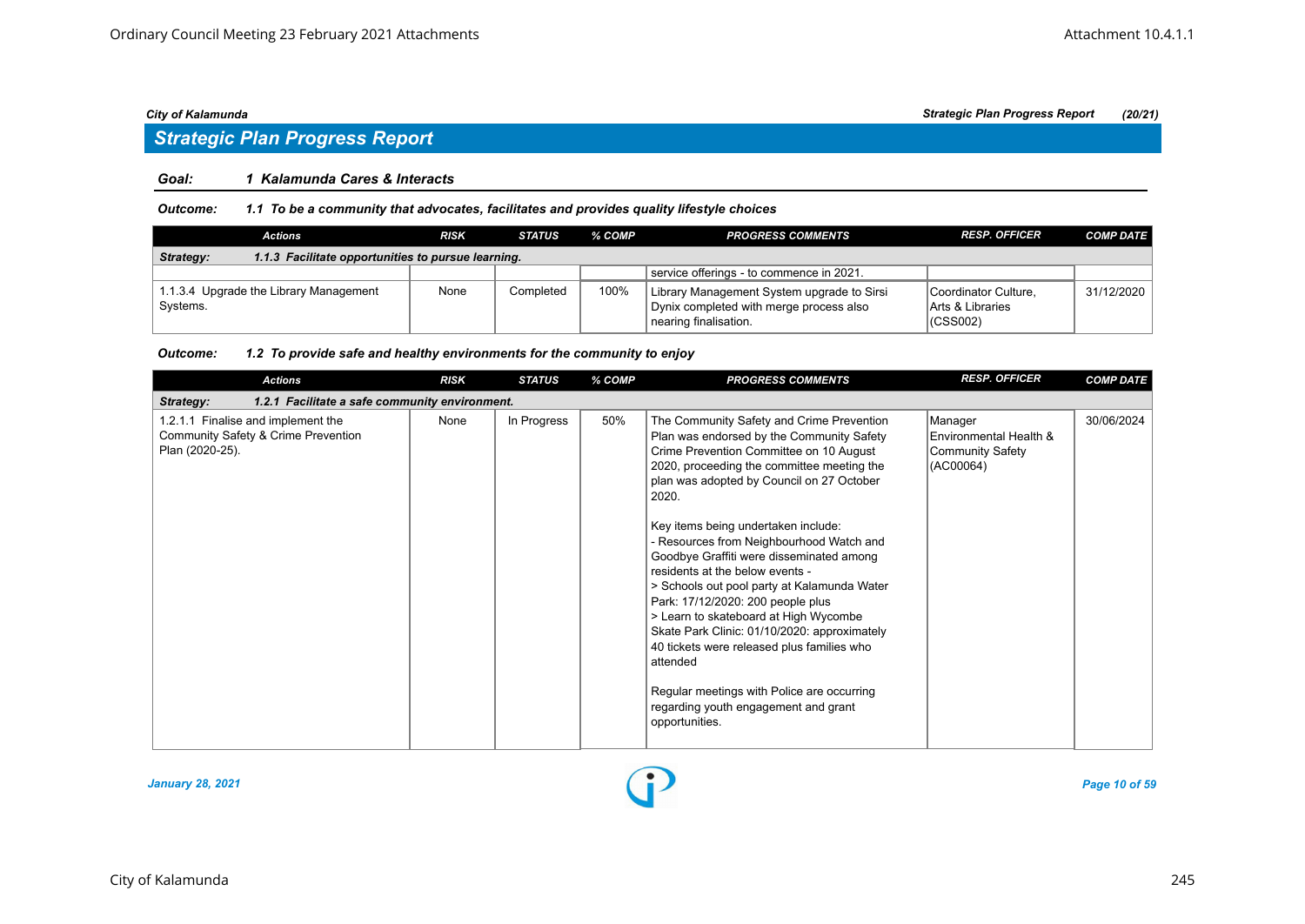## Strategic Plan Progress Report

### Goal: 1 Kalamunda Cares & Interacts

#### Outcome: 1.1 To be a community that advocates, facilitates and provides quality lifestyle choices

| Actions | RISK | STATUS | % COMP | PROGRESS COMMENTS | RESP. OFFICER | COMP DATE |
|---|---|---|---|---|---|---|
| **Strategy: 1.1.3 Facilitate opportunities to pursue learning.** | | | | | | |
| | | | | service offerings - to commence in 2021. | | |
| 1.1.3.4 Upgrade the Library Management Systems. | None | Completed | 100% | Library Management System upgrade to Sirsi Dynix completed with merge process also nearing finalisation. | Coordinator Culture, Arts & Libraries (CSS002) | 31/12/2020 |

#### Outcome: 1.2 To provide safe and healthy environments for the community to enjoy

| Actions | RISK | STATUS | % COMP | PROGRESS COMMENTS | RESP. OFFICER | COMP DATE |
|---|---|---|---|---|---|---|
| **Strategy: 1.2.1 Facilitate a safe community environment.** | | | | | | |
| 1.2.1.1 Finalise and implement the Community Safety & Crime Prevention Plan (2020-25). | None | In Progress | 50% | The Community Safety and Crime Prevention Plan was endorsed by the Community Safety Crime Prevention Committee on 10 August 2020, proceeding the committee meeting the plan was adopted by Council on 27 October 2020.<br><br>Key items being undertaken include:<br>- Resources from Neighbourhood Watch and Goodbye Graffiti were disseminated among residents at the below events -<br>> Schools out pool party at Kalamunda Water Park: 17/12/2020: 200 people plus<br>> Learn to skateboard at High Wycombe Skate Park Clinic: 01/10/2020: approximately 40 tickets were released plus families who attended<br><br>Regular meetings with Police are occurring regarding youth engagement and grant opportunities. | Manager Environmental Health & Community Safety (AC00064) | 30/06/2024 |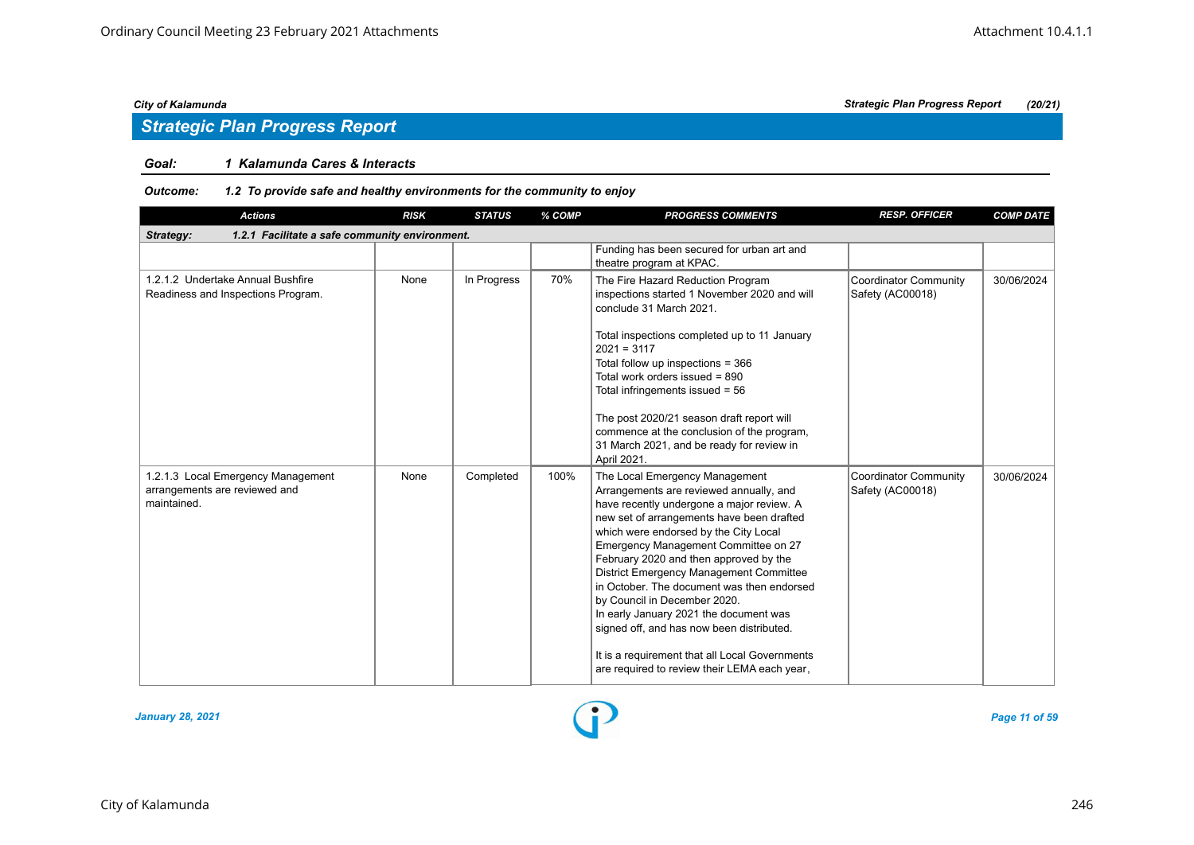## Strategic Plan Progress Report

**Goal:** *1 Kalamunda Cares & Interacts*

**Outcome:** *1.2 To provide safe and healthy environments for the community to enjoy*

| Actions | RISK | STATUS | % COMP | PROGRESS COMMENTS | RESP. OFFICER | COMP DATE |
|---|---|---|---|---|---|---|
| **Strategy: 1.2.1 Facilitate a safe community environment.** | | | | | | |
| | | | | Funding has been secured for urban art and theatre program at KPAC. | | |
| 1.2.1.2 Undertake Annual Bushfire Readiness and Inspections Program. | None | In Progress | 70% | The Fire Hazard Reduction Program inspections started 1 November 2020 and will conclude 31 March 2021.<br><br>Total inspections completed up to 11 January 2021 = 3117<br>Total follow up inspections = 366<br>Total work orders issued = 890<br>Total infringements issued = 56<br><br>The post 2020/21 season draft report will commence at the conclusion of the program, 31 March 2021, and be ready for review in April 2021. | Coordinator Community Safety (AC00018) | 30/06/2024 |
| 1.2.1.3 Local Emergency Management arrangements are reviewed and maintained. | None | Completed | 100% | The Local Emergency Management Arrangements are reviewed annually, and have recently undergone a major review. A new set of arrangements have been drafted which were endorsed by the City Local Emergency Management Committee on 27 February 2020 and then approved by the District Emergency Management Committee in October. The document was then endorsed by Council in December 2020.<br>In early January 2021 the document was signed off, and has now been distributed.<br><br>It is a requirement that all Local Governments are required to review their LEMA each year, | Coordinator Community Safety (AC00018) | 30/06/2024 |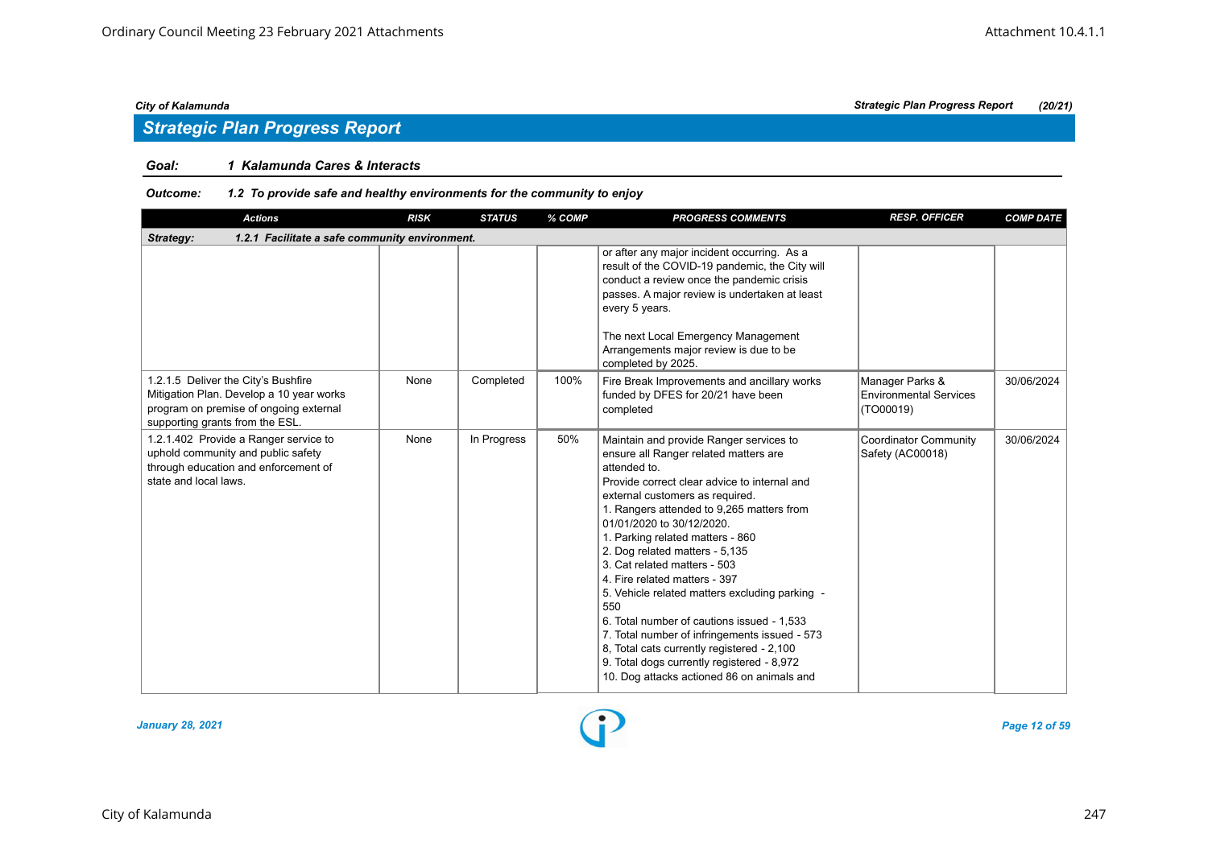## Strategic Plan Progress Report

**Goal:** *1 Kalamunda Cares & Interacts*

**Outcome:** *1.2 To provide safe and healthy environments for the community to enjoy*

| Actions | RISK | STATUS | % COMP | PROGRESS COMMENTS | RESP. OFFICER | COMP DATE |
|---|---|---|---|---|---|---|
| **Strategy: 1.2.1 Facilitate a safe community environment.** | | | | | | |
| | | | | or after any major incident occurring. As a result of the COVID-19 pandemic, the City will conduct a review once the pandemic crisis passes. A major review is undertaken at least every 5 years.<br><br>The next Local Emergency Management Arrangements major review is due to be completed by 2025. | | |
| 1.2.1.5 Deliver the City's Bushfire Mitigation Plan. Develop a 10 year works program on premise of ongoing external supporting grants from the ESL. | None | Completed | 100% | Fire Break Improvements and ancillary works funded by DFES for 20/21 have been completed | Manager Parks & Environmental Services (TO00019) | 30/06/2024 |
| 1.2.1.402 Provide a Ranger service to uphold community and public safety through education and enforcement of state and local laws. | None | In Progress | 50% | Maintain and provide Ranger services to ensure all Ranger related matters are attended to.<br>Provide correct clear advice to internal and external customers as required.<br>1. Rangers attended to 9,265 matters from 01/01/2020 to 30/12/2020.<br>1. Parking related matters - 860<br>2. Dog related matters - 5,135<br>3. Cat related matters - 503<br>4. Fire related matters - 397<br>5. Vehicle related matters excluding parking - 550<br>6. Total number of cautions issued - 1,533<br>7. Total number of infringements issued - 573<br>8, Total cats currently registered - 2,100<br>9. Total dogs currently registered - 8,972<br>10. Dog attacks actioned 86 on animals and | Coordinator Community Safety (AC00018) | 30/06/2024 |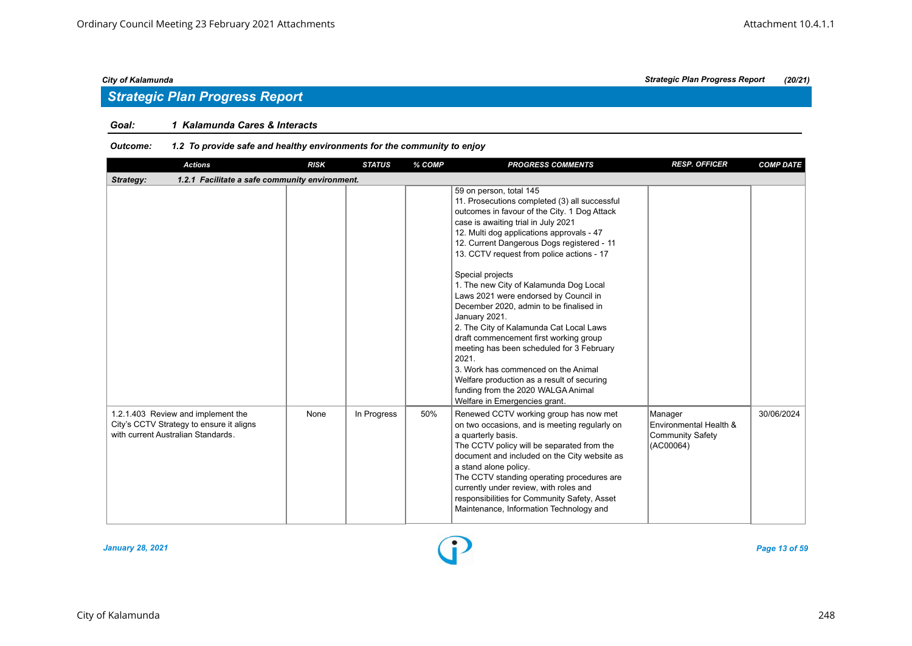City of Kalamunda — Strategic Plan Progress Report (20/21)

## Strategic Plan Progress Report

**Goal:** *1 Kalamunda Cares & Interacts*

**Outcome:** *1.2 To provide safe and healthy environments for the community to enjoy*

| Actions | RISK | STATUS | % COMP | PROGRESS COMMENTS | RESP. OFFICER | COMP DATE |
|---|---|---|---|---|---|---|
| ***Strategy: 1.2.1 Facilitate a safe community environment.*** | | | | | | |
| | | | | 59 on person, total 145<br>11. Prosecutions completed (3) all successful outcomes in favour of the City. 1 Dog Attack case is awaiting trial in July 2021<br>12. Multi dog applications approvals - 47<br>12. Current Dangerous Dogs registered - 11<br>13. CCTV request from police actions - 17<br><br>Special projects<br>1. The new City of Kalamunda Dog Local Laws 2021 were endorsed by Council in December 2020, admin to be finalised in January 2021.<br>2. The City of Kalamunda Cat Local Laws draft commencement first working group meeting has been scheduled for 3 February 2021.<br>3. Work has commenced on the Animal Welfare production as a result of securing funding from the 2020 WALGA Animal Welfare in Emergencies grant. | | |
| 1.2.1.403 Review and implement the City's CCTV Strategy to ensure it aligns with current Australian Standards. | None | In Progress | 50% | Renewed CCTV working group has now met on two occasions, and is meeting regularly on a quarterly basis.<br>The CCTV policy will be separated from the document and included on the City website as a stand alone policy.<br>The CCTV standing operating procedures are currently under review, with roles and responsibilities for Community Safety, Asset Maintenance, Information Technology and | Manager Environmental Health & Community Safety (AC00064) | 30/06/2024 |

*January 28, 2021*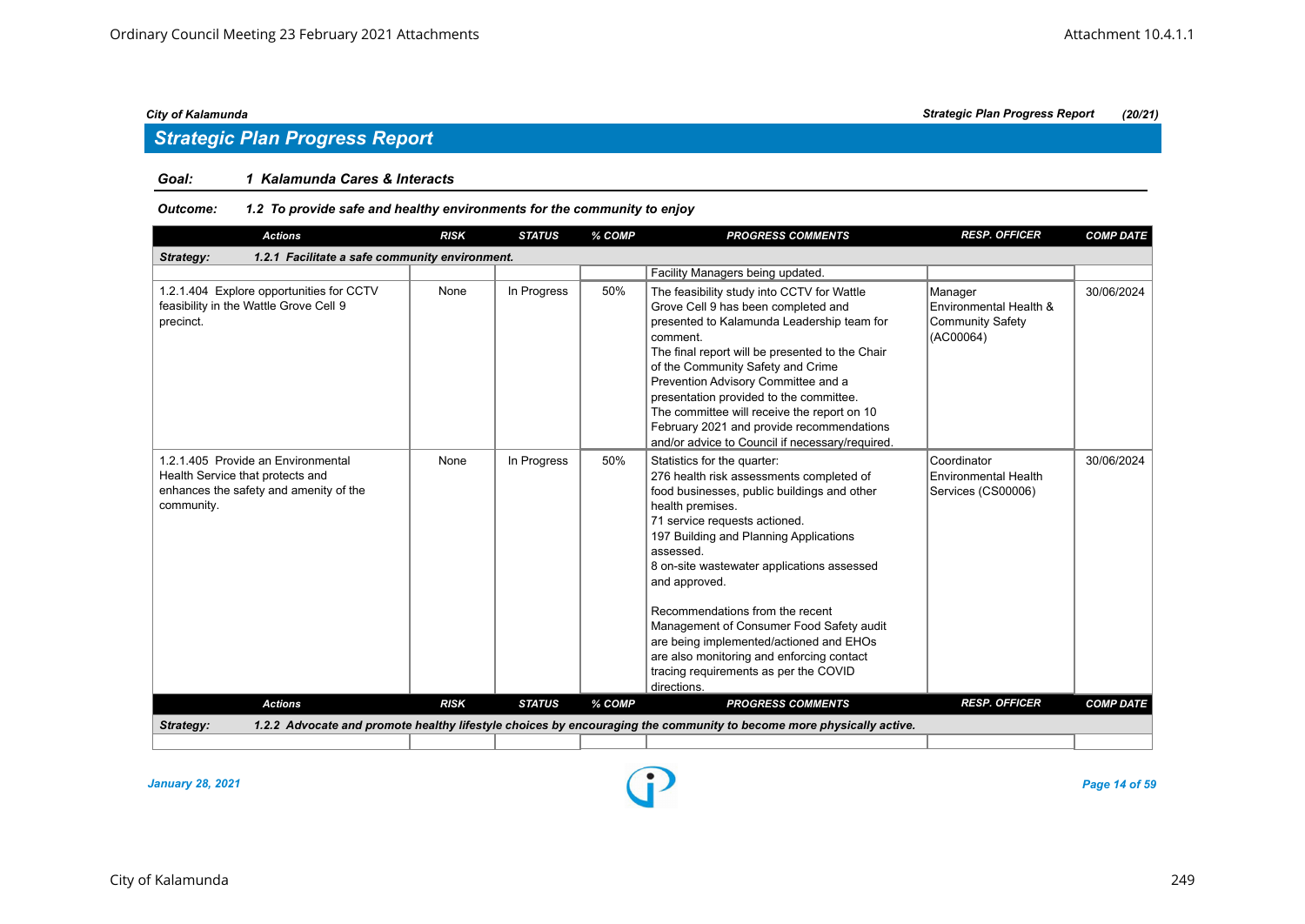## Strategic Plan Progress Report

**Goal: 1 Kalamunda Cares & Interacts**

**Outcome: 1.2 To provide safe and healthy environments for the community to enjoy**

| Actions | RISK | STATUS | % COMP | PROGRESS COMMENTS | RESP. OFFICER | COMP DATE |
|---|---|---|---|---|---|---|
| **Strategy: 1.2.1 Facilitate a safe community environment.** | | | | | | |
| | | | | Facility Managers being updated. | | |
| 1.2.1.404 Explore opportunities for CCTV feasibility in the Wattle Grove Cell 9 precinct. | None | In Progress | 50% | The feasibility study into CCTV for Wattle Grove Cell 9 has been completed and presented to Kalamunda Leadership team for comment. The final report will be presented to the Chair of the Community Safety and Crime Prevention Advisory Committee and a presentation provided to the committee. The committee will receive the report on 10 February 2021 and provide recommendations and/or advice to Council if necessary/required. | Manager Environmental Health & Community Safety (AC00064) | 30/06/2024 |
| 1.2.1.405 Provide an Environmental Health Service that protects and enhances the safety and amenity of the community. | None | In Progress | 50% | Statistics for the quarter:<br>276 health risk assessments completed of food businesses, public buildings and other health premises.<br>71 service requests actioned.<br>197 Building and Planning Applications assessed.<br>8 on-site wastewater applications assessed and approved.<br><br>Recommendations from the recent Management of Consumer Food Safety audit are being implemented/actioned and EHOs are also monitoring and enforcing contact tracing requirements as per the COVID directions. | Coordinator Environmental Health Services (CS00006) | 30/06/2024 |
| **Strategy: 1.2.2 Advocate and promote healthy lifestyle choices by encouraging the community to become more physically active.** | | | | | | |
| | | | | | | |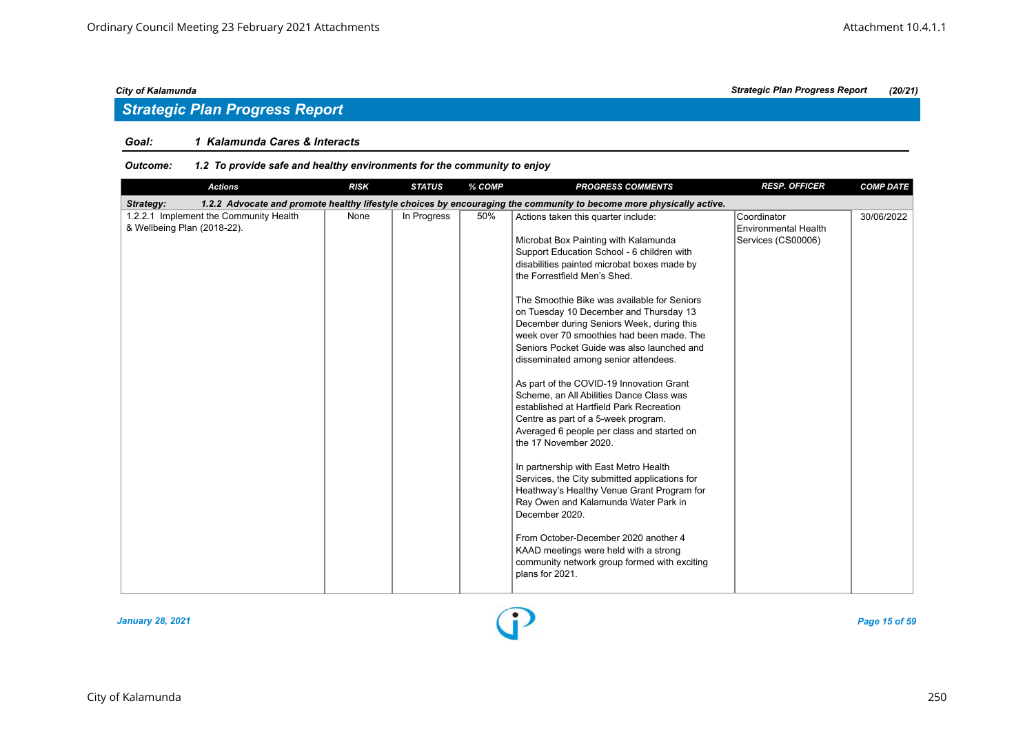## Strategic Plan Progress Report

**Goal: 1 Kalamunda Cares & Interacts**

***Outcome: 1.2 To provide safe and healthy environments for the community to enjoy***

| Actions | RISK | STATUS | % COMP | PROGRESS COMMENTS | RESP. OFFICER | COMP DATE |
|---|---|---|---|---|---|---|
| ***Strategy: 1.2.2 Advocate and promote healthy lifestyle choices by encouraging the community to become more physically active.*** | | | | | | |
| 1.2.2.1 Implement the Community Health & Wellbeing Plan (2018-22). | None | In Progress | 50% | Actions taken this quarter include:<br><br>Microbat Box Painting with Kalamunda Support Education School - 6 children with disabilities painted microbat boxes made by the Forrestfield Men's Shed.<br><br>The Smoothie Bike was available for Seniors on Tuesday 10 December and Thursday 13 December during Seniors Week, during this week over 70 smoothies had been made. The Seniors Pocket Guide was also launched and disseminated among senior attendees.<br><br>As part of the COVID-19 Innovation Grant Scheme, an All Abilities Dance Class was established at Hartfield Park Recreation Centre as part of a 5-week program. Averaged 6 people per class and started on the 17 November 2020.<br><br>In partnership with East Metro Health Services, the City submitted applications for Heathway's Healthy Venue Grant Program for Ray Owen and Kalamunda Water Park in December 2020.<br><br>From October-December 2020 another 4 KAAD meetings were held with a strong community network group formed with exciting plans for 2021. | Coordinator Environmental Health Services (CS00006) | 30/06/2022 |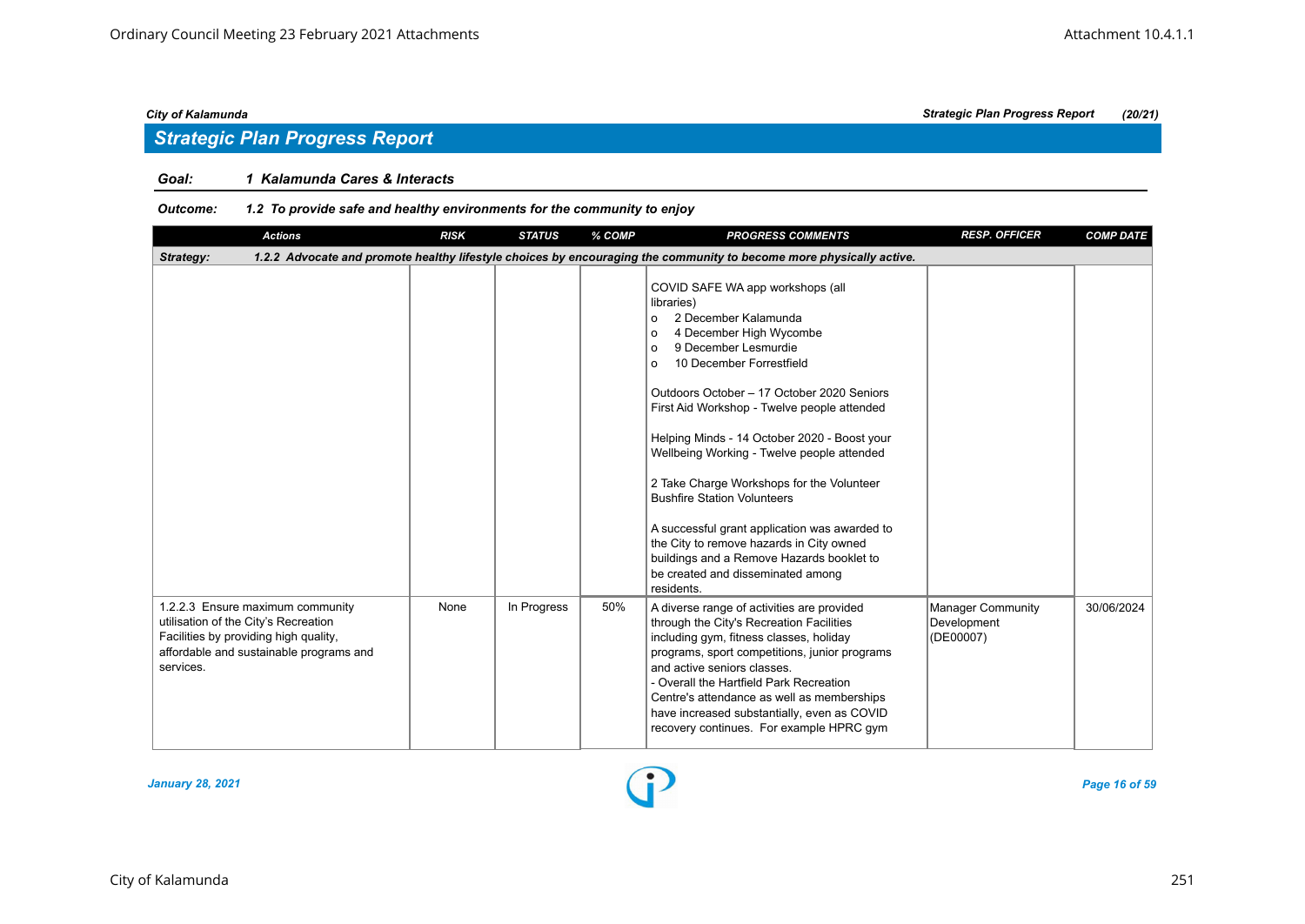## Strategic Plan Progress Report

**Goal:** 1 Kalamunda Cares & Interacts

**Outcome:** 1.2 To provide safe and healthy environments for the community to enjoy

| Actions | RISK | STATUS | % COMP | PROGRESS COMMENTS | RESP. OFFICER | COMP DATE |
|---|---|---|---|---|---|---|
| **Strategy:** 1.2.2 Advocate and promote healthy lifestyle choices by encouraging the community to become more physically active. | | | | | | |
| | | | | COVID SAFE WA app workshops (all libraries)<br>o 2 December Kalamunda<br>o 4 December High Wycombe<br>o 9 December Lesmurdie<br>o 10 December Forrestfield<br><br>Outdoors October – 17 October 2020 Seniors First Aid Workshop - Twelve people attended<br><br>Helping Minds - 14 October 2020 - Boost your Wellbeing Working - Twelve people attended<br><br>2 Take Charge Workshops for the Volunteer Bushfire Station Volunteers<br><br>A successful grant application was awarded to the City to remove hazards in City owned buildings and a Remove Hazards booklet to be created and disseminated among residents. | | |
| 1.2.2.3 Ensure maximum community utilisation of the City's Recreation Facilities by providing high quality, affordable and sustainable programs and services. | None | In Progress | 50% | A diverse range of activities are provided through the City's Recreation Facilities including gym, fitness classes, holiday programs, sport competitions, junior programs and active seniors classes.<br>- Overall the Hartfield Park Recreation Centre's attendance as well as memberships have increased substantially, even as COVID recovery continues. For example HPRC gym | Manager Community Development (DE00007) | 30/06/2024 |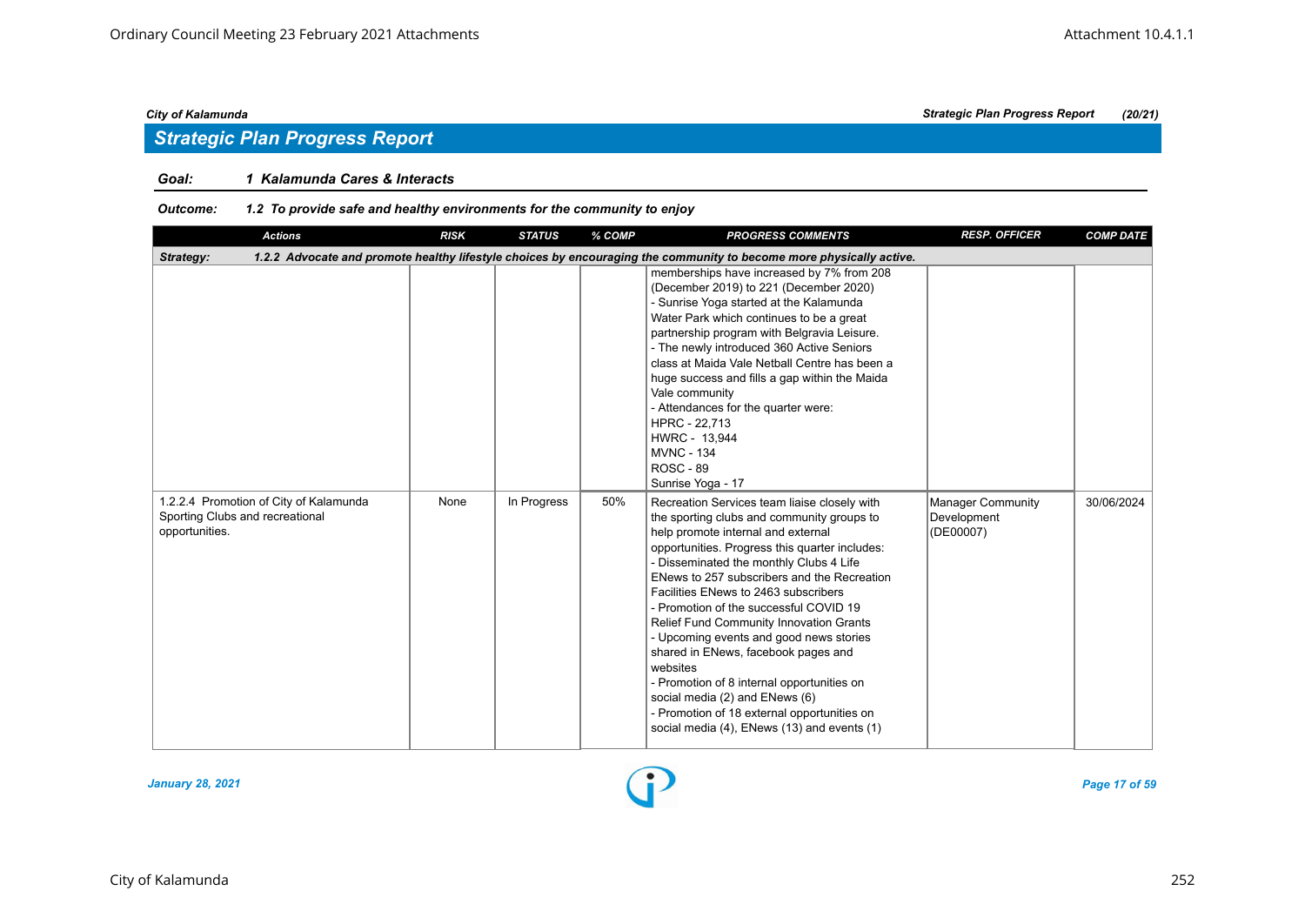## Strategic Plan Progress Report

**Goal:** 1 Kalamunda Cares & Interacts

**Outcome:** 1.2 To provide safe and healthy environments for the community to enjoy

| Actions | RISK | STATUS | % COMP | PROGRESS COMMENTS | RESP. OFFICER | COMP DATE |
|---|---|---|---|---|---|---|
| **Strategy:** 1.2.2 Advocate and promote healthy lifestyle choices by encouraging the community to become more physically active. | | | | | | |
| | | | | memberships have increased by 7% from 208 (December 2019) to 221 (December 2020)<br>- Sunrise Yoga started at the Kalamunda Water Park which continues to be a great partnership program with Belgravia Leisure.<br>- The newly introduced 360 Active Seniors class at Maida Vale Netball Centre has been a huge success and fills a gap within the Maida Vale community<br>- Attendances for the quarter were:<br>HPRC - 22,713<br>HWRC - 13,944<br>MVNC - 134<br>ROSC - 89<br>Sunrise Yoga - 17 | | |
| 1.2.2.4 Promotion of City of Kalamunda Sporting Clubs and recreational opportunities. | None | In Progress | 50% | Recreation Services team liaise closely with the sporting clubs and community groups to help promote internal and external opportunities. Progress this quarter includes:<br>- Disseminated the monthly Clubs 4 Life ENews to 257 subscribers and the Recreation Facilities ENews to 2463 subscribers<br>- Promotion of the successful COVID 19 Relief Fund Community Innovation Grants<br>- Upcoming events and good news stories shared in ENews, facebook pages and websites<br>- Promotion of 8 internal opportunities on social media (2) and ENews (6)<br>- Promotion of 18 external opportunities on social media (4), ENews (13) and events (1) | Manager Community Development (DE00007) | 30/06/2024 |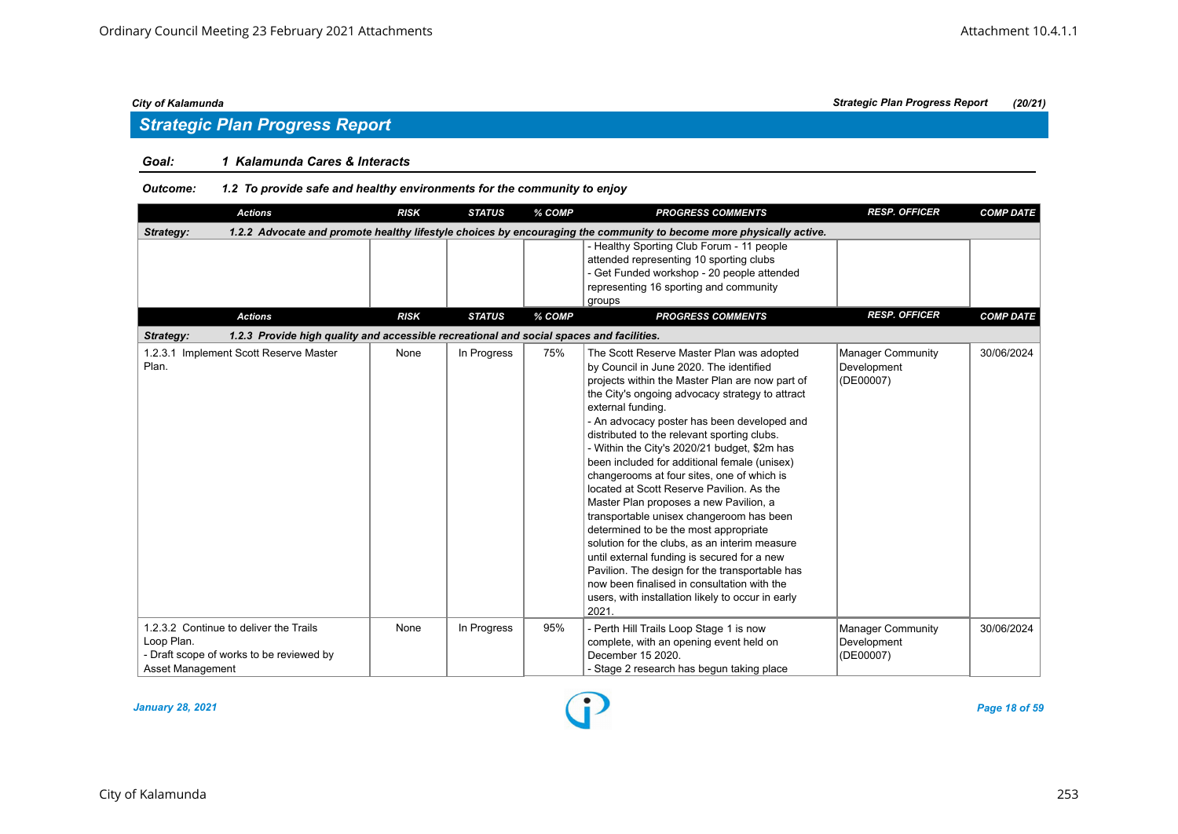## Strategic Plan Progress Report

**Goal:** *1 Kalamunda Cares & Interacts*

**Outcome:** *1.2 To provide safe and healthy environments for the community to enjoy*

| Actions | RISK | STATUS | % COMP | PROGRESS COMMENTS | RESP. OFFICER | COMP DATE |
|---|---|---|---|---|---|---|
| **Strategy:** 1.2.2 Advocate and promote healthy lifestyle choices by encouraging the community to become more physically active. | | | | | | |
| | | | | - Healthy Sporting Club Forum - 11 people attended representing 10 sporting clubs<br>- Get Funded workshop - 20 people attended representing 16 sporting and community groups | | |

| Actions | RISK | STATUS | % COMP | PROGRESS COMMENTS | RESP. OFFICER | COMP DATE |
|---|---|---|---|---|---|---|
| **Strategy:** 1.2.3 Provide high quality and accessible recreational and social spaces and facilities. | | | | | | |
| 1.2.3.1 Implement Scott Reserve Master Plan. | None | In Progress | 75% | The Scott Reserve Master Plan was adopted by Council in June 2020. The identified projects within the Master Plan are now part of the City's ongoing advocacy strategy to attract external funding.<br>- An advocacy poster has been developed and distributed to the relevant sporting clubs.<br>- Within the City's 2020/21 budget, $2m has been included for additional female (unisex) changerooms at four sites, one of which is located at Scott Reserve Pavilion. As the Master Plan proposes a new Pavilion, a transportable unisex changeroom has been determined to be the most appropriate solution for the clubs, as an interim measure until external funding is secured for a new Pavilion. The design for the transportable has now been finalised in consultation with the users, with installation likely to occur in early 2021. | Manager Community Development (DE00007) | 30/06/2024 |
| 1.2.3.2 Continue to deliver the Trails Loop Plan.<br>- Draft scope of works to be reviewed by Asset Management | None | In Progress | 95% | - Perth Hill Trails Loop Stage 1 is now complete, with an opening event held on December 15 2020.<br>- Stage 2 research has begun taking place | Manager Community Development (DE00007) | 30/06/2024 |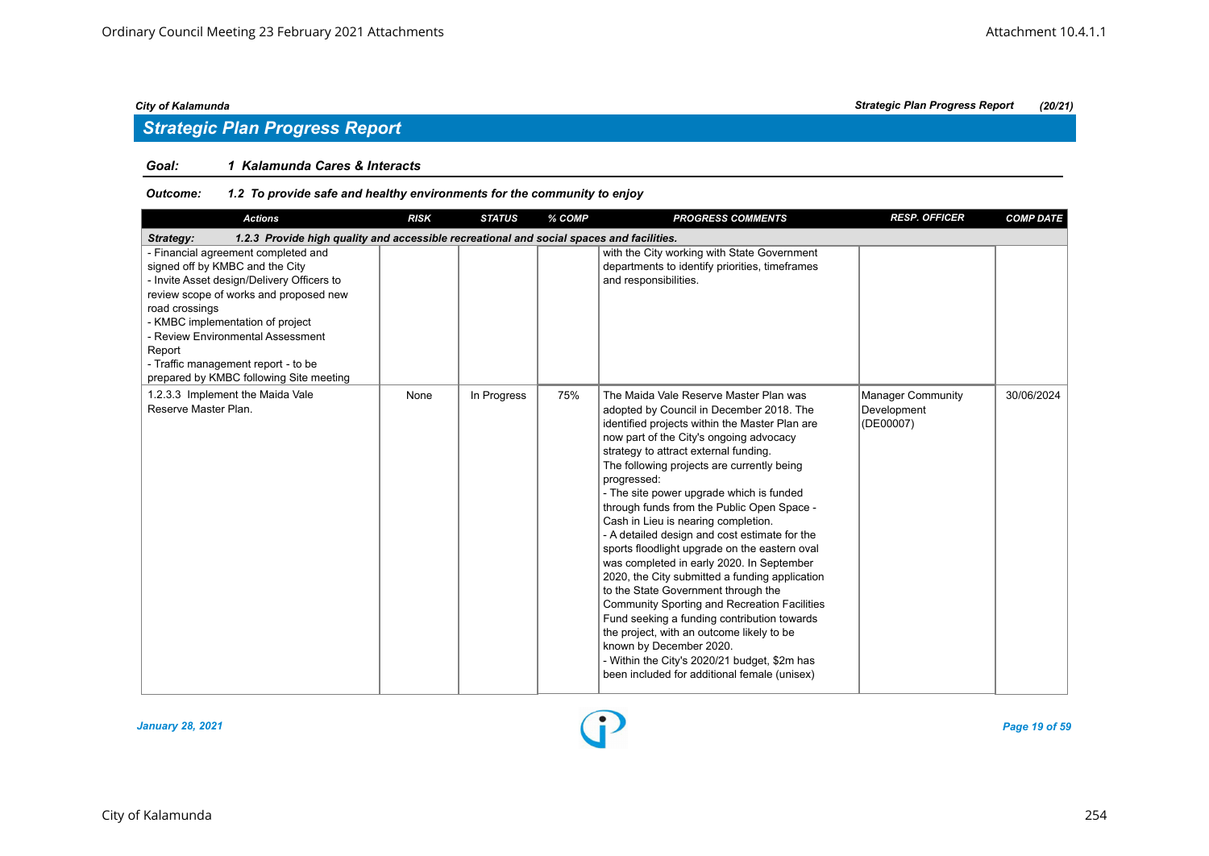## Strategic Plan Progress Report

**Goal: 1 Kalamunda Cares & Interacts**

**Outcome: 1.2 To provide safe and healthy environments for the community to enjoy**

| Actions | RISK | STATUS | % COMP | PROGRESS COMMENTS | RESP. OFFICER | COMP DATE |
|---|---|---|---|---|---|---|
| **Strategy: 1.2.3 Provide high quality and accessible recreational and social spaces and facilities.** | | | | | | |
| - Financial agreement completed and signed off by KMBC and the City<br>- Invite Asset design/Delivery Officers to review scope of works and proposed new road crossings<br>- KMBC implementation of project<br>- Review Environmental Assessment Report<br>- Traffic management report - to be prepared by KMBC following Site meeting | | | | with the City working with State Government departments to identify priorities, timeframes and responsibilities. | | |
| 1.2.3.3 Implement the Maida Vale Reserve Master Plan. | None | In Progress | 75% | The Maida Vale Reserve Master Plan was adopted by Council in December 2018. The identified projects within the Master Plan are now part of the City's ongoing advocacy strategy to attract external funding.<br>The following projects are currently being progressed:<br>- The site power upgrade which is funded through funds from the Public Open Space - Cash in Lieu is nearing completion.<br>- A detailed design and cost estimate for the sports floodlight upgrade on the eastern oval was completed in early 2020. In September 2020, the City submitted a funding application to the State Government through the Community Sporting and Recreation Facilities Fund seeking a funding contribution towards the project, with an outcome likely to be known by December 2020.<br>- Within the City's 2020/21 budget, $2m has been included for additional female (unisex) | Manager Community Development (DE00007) | 30/06/2024 |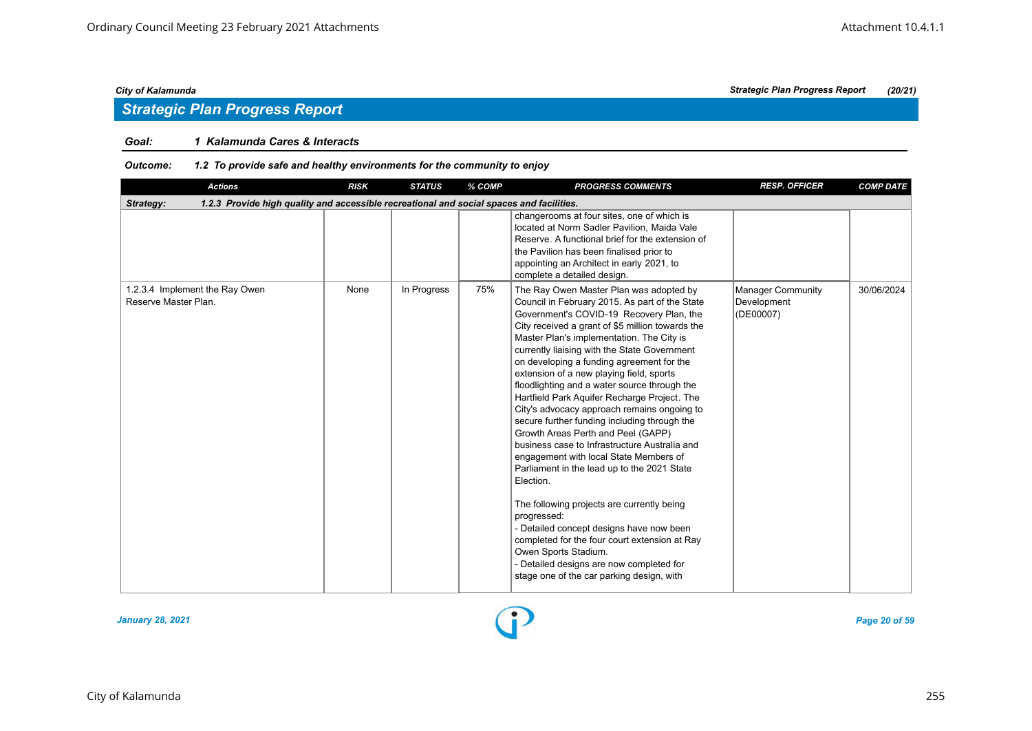## Strategic Plan Progress Report

**Goal:** *1 Kalamunda Cares & Interacts*

**Outcome:** *1.2 To provide safe and healthy environments for the community to enjoy*

| Actions | RISK | STATUS | % COMP | PROGRESS COMMENTS | RESP. OFFICER | COMP DATE |
|---|---|---|---|---|---|---|
| **Strategy: 1.2.3 Provide high quality and accessible recreational and social spaces and facilities.** | | | | | | |
| | | | | changerooms at four sites, one of which is located at Norm Sadler Pavilion, Maida Vale Reserve. A functional brief for the extension of the Pavilion has been finalised prior to appointing an Architect in early 2021, to complete a detailed design. | | |
| 1.2.3.4 Implement the Ray Owen Reserve Master Plan. | None | In Progress | 75% | The Ray Owen Master Plan was adopted by Council in February 2015. As part of the State Government's COVID-19 Recovery Plan, the City received a grant of $5 million towards the Master Plan's implementation. The City is currently liaising with the State Government on developing a funding agreement for the extension of a new playing field, sports floodlighting and a water source through the Hartfield Park Aquifer Recharge Project. The City's advocacy approach remains ongoing to secure further funding including through the Growth Areas Perth and Peel (GAPP) business case to Infrastructure Australia and engagement with local State Members of Parliament in the lead up to the 2021 State Election.<br><br>The following projects are currently being progressed:<br>- Detailed concept designs have now been completed for the four court extension at Ray Owen Sports Stadium.<br>- Detailed designs are now completed for stage one of the car parking design, with | Manager Community Development (DE00007) | 30/06/2024 |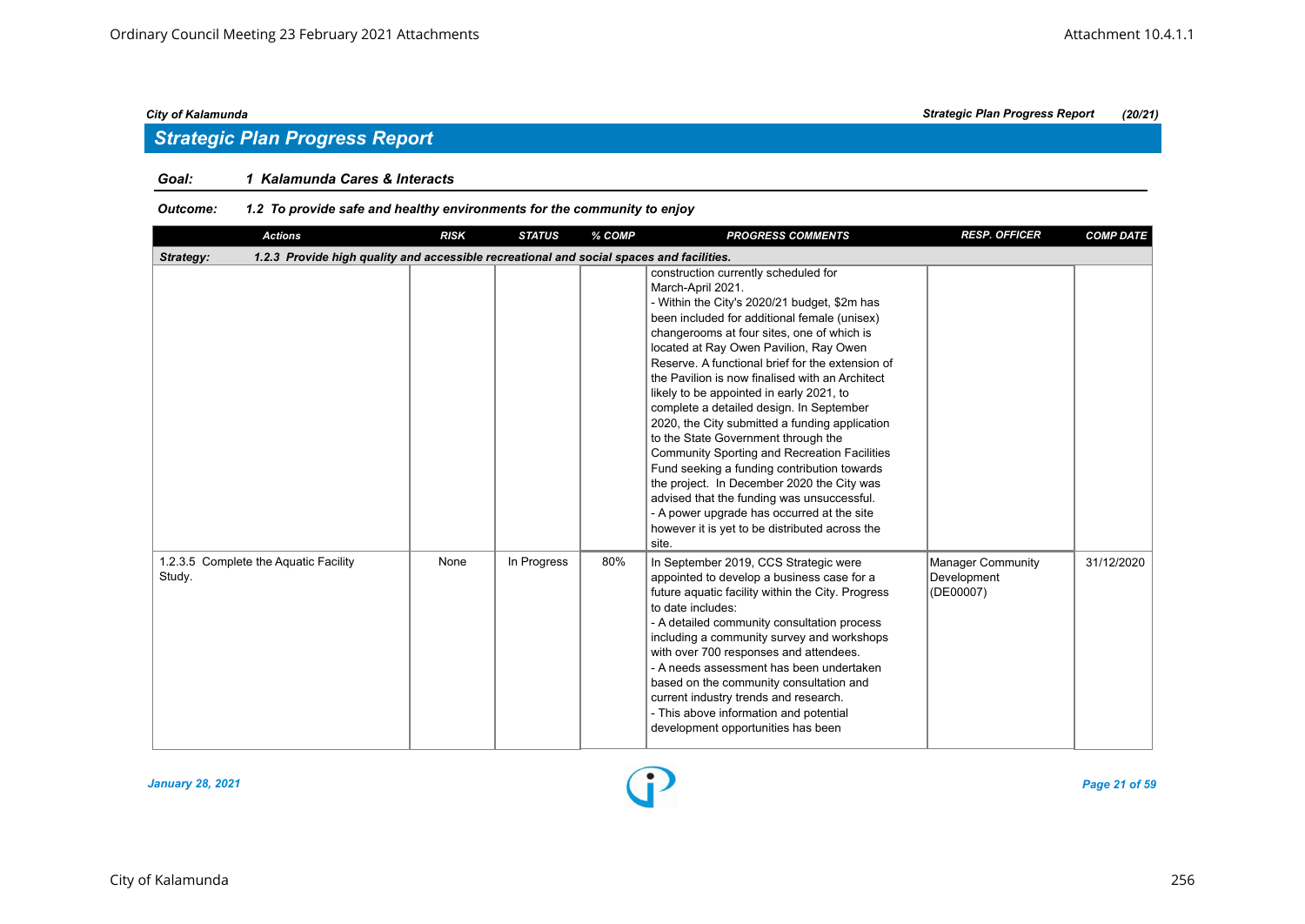## Strategic Plan Progress Report

**Goal:** *1 Kalamunda Cares & Interacts*

**Outcome:** *1.2 To provide safe and healthy environments for the community to enjoy*

| Actions | RISK | STATUS | % COMP | PROGRESS COMMENTS | RESP. OFFICER | COMP DATE |
|---|---|---|---|---|---|---|
| **Strategy:** 1.2.3 Provide high quality and accessible recreational and social spaces and facilities. | | | | | | |
| | | | | construction currently scheduled for March-April 2021.<br>- Within the City's 2020/21 budget, $2m has been included for additional female (unisex) changerooms at four sites, one of which is located at Ray Owen Pavilion, Ray Owen Reserve. A functional brief for the extension of the Pavilion is now finalised with an Architect likely to be appointed in early 2021, to complete a detailed design. In September 2020, the City submitted a funding application to the State Government through the Community Sporting and Recreation Facilities Fund seeking a funding contribution towards the project. In December 2020 the City was advised that the funding was unsuccessful.<br>- A power upgrade has occurred at the site however it is yet to be distributed across the site. | | |
| 1.2.3.5 Complete the Aquatic Facility Study. | None | In Progress | 80% | In September 2019, CCS Strategic were appointed to develop a business case for a future aquatic facility within the City. Progress to date includes:<br>- A detailed community consultation process including a community survey and workshops with over 700 responses and attendees.<br>- A needs assessment has been undertaken based on the community consultation and current industry trends and research.<br>- This above information and potential development opportunities has been | Manager Community Development (DE00007) | 31/12/2020 |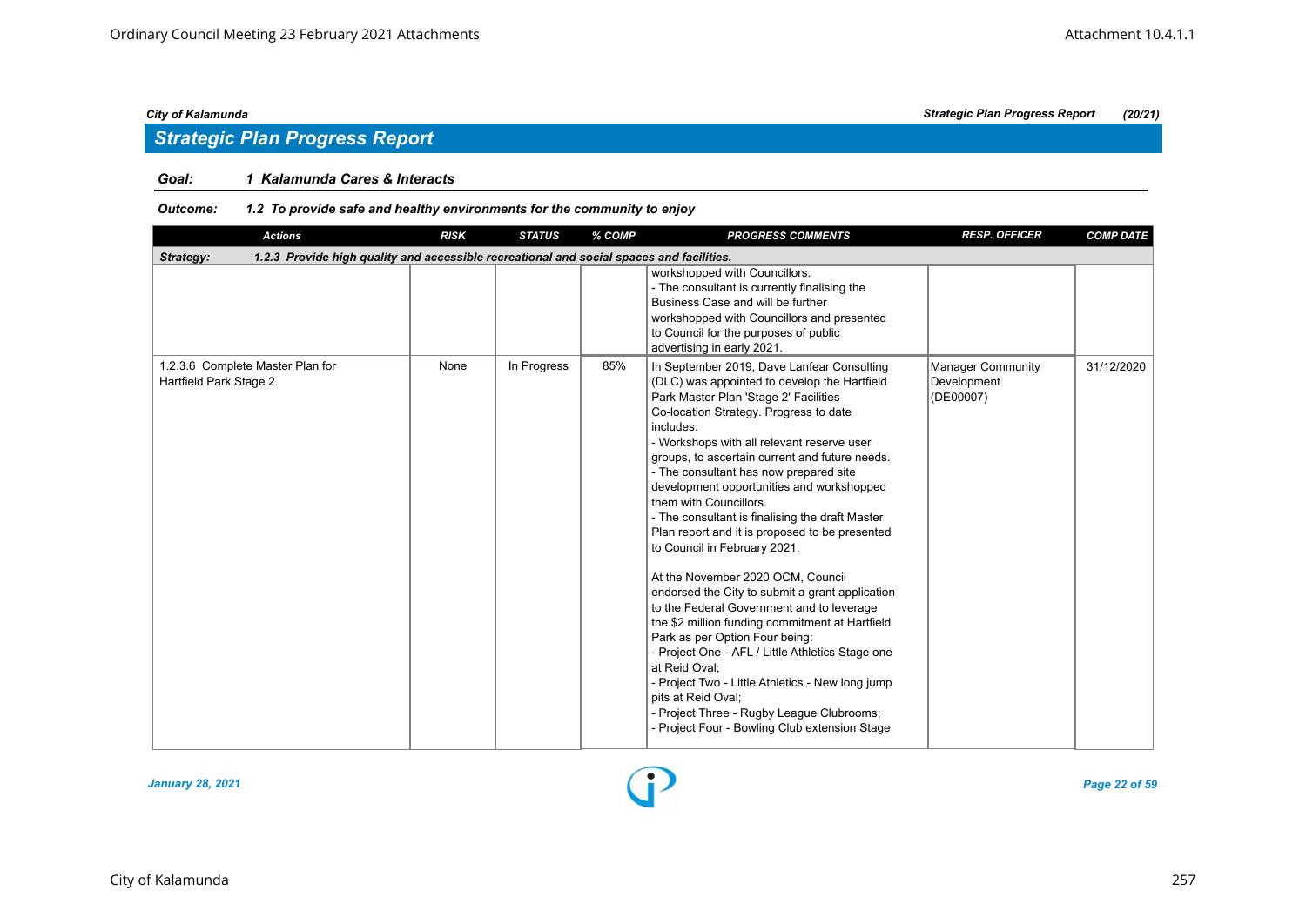## Strategic Plan Progress Report

**Goal:** *1 Kalamunda Cares & Interacts*

**Outcome:** *1.2 To provide safe and healthy environments for the community to enjoy*

| Actions | RISK | STATUS | % COMP | PROGRESS COMMENTS | RESP. OFFICER | COMP DATE |
|---|---|---|---|---|---|---|
| **Strategy: 1.2.3 Provide high quality and accessible recreational and social spaces and facilities.** | | | | | | |
| | | | | workshopped with Councillors.<br>- The consultant is currently finalising the Business Case and will be further workshopped with Councillors and presented to Council for the purposes of public advertising in early 2021. | | |
| 1.2.3.6 Complete Master Plan for Hartfield Park Stage 2. | None | In Progress | 85% | In September 2019, Dave Lanfear Consulting (DLC) was appointed to develop the Hartfield Park Master Plan 'Stage 2' Facilities Co-location Strategy. Progress to date includes:<br>- Workshops with all relevant reserve user groups, to ascertain current and future needs.<br>- The consultant has now prepared site development opportunities and workshopped them with Councillors.<br>- The consultant is finalising the draft Master Plan report and it is proposed to be presented to Council in February 2021.<br><br>At the November 2020 OCM, Council endorsed the City to submit a grant application to the Federal Government and to leverage the $2 million funding commitment at Hartfield Park as per Option Four being:<br>- Project One - AFL / Little Athletics Stage one at Reid Oval;<br>- Project Two - Little Athletics - New long jump pits at Reid Oval;<br>- Project Three - Rugby League Clubrooms;<br>- Project Four - Bowling Club extension Stage | Manager Community Development (DE00007) | 31/12/2020 |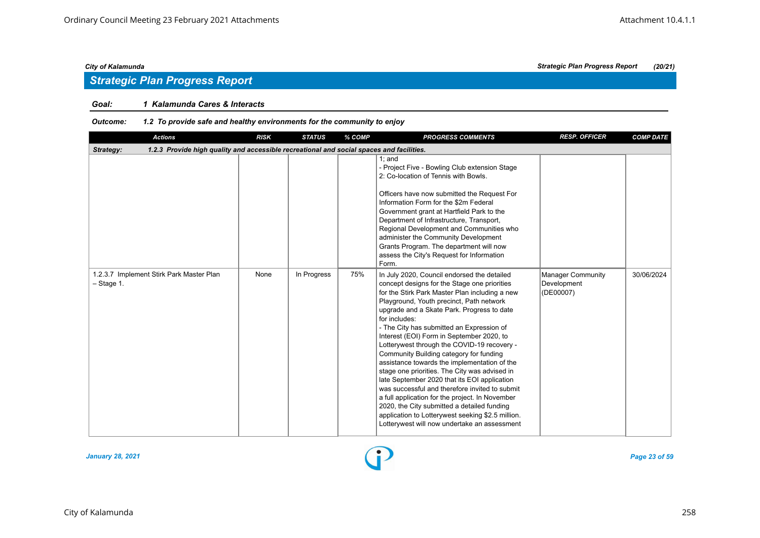## Strategic Plan Progress Report

**Goal:** 1 Kalamunda Cares & Interacts

**Outcome:** 1.2 To provide safe and healthy environments for the community to enjoy

| Actions | RISK | STATUS | % COMP | PROGRESS COMMENTS | RESP. OFFICER | COMP DATE |
|---|---|---|---|---|---|---|
| **Strategy: 1.2.3 Provide high quality and accessible recreational and social spaces and facilities.** | | | | | | |
| | | | | 1; and<br>- Project Five - Bowling Club extension Stage 2: Co-location of Tennis with Bowls.<br><br>Officers have now submitted the Request For Information Form for the $2m Federal Government grant at Hartfield Park to the Department of Infrastructure, Transport, Regional Development and Communities who administer the Community Development Grants Program. The department will now assess the City's Request for Information Form. | | |
| 1.2.3.7 Implement Stirk Park Master Plan – Stage 1. | None | In Progress | 75% | In July 2020, Council endorsed the detailed concept designs for the Stage one priorities for the Stirk Park Master Plan including a new Playground, Youth precinct, Path network upgrade and a Skate Park. Progress to date for includes:<br>- The City has submitted an Expression of Interest (EOI) Form in September 2020, to Lotterywest through the COVID-19 recovery - Community Building category for funding assistance towards the implementation of the stage one priorities. The City was advised in late September 2020 that its EOI application was successful and therefore invited to submit a full application for the project. In November 2020, the City submitted a detailed funding application to Lotterywest seeking $2.5 million. Lotterywest will now undertake an assessment | Manager Community Development (DE00007) | 30/06/2024 |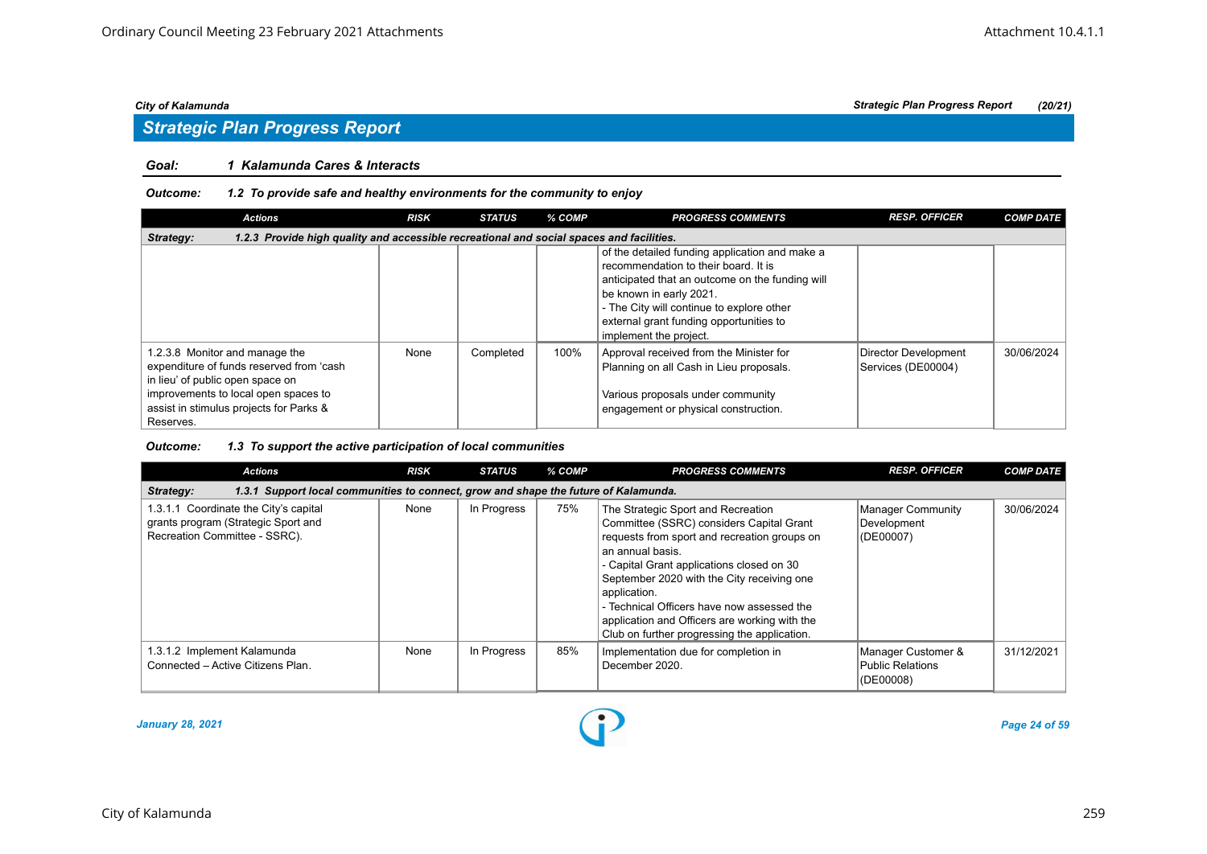## Strategic Plan Progress Report

**Goal:** *1 Kalamunda Cares & Interacts*

**Outcome:** *1.2 To provide safe and healthy environments for the community to enjoy*

| Actions | RISK | STATUS | % COMP | PROGRESS COMMENTS | RESP. OFFICER | COMP DATE |
|---|---|---|---|---|---|---|
| **Strategy: 1.2.3 Provide high quality and accessible recreational and social spaces and facilities.** | | | | | | |
| | | | | of the detailed funding application and make a recommendation to their board. It is anticipated that an outcome on the funding will be known in early 2021.<br>- The City will continue to explore other external grant funding opportunities to implement the project. | | |
| 1.2.3.8 Monitor and manage the expenditure of funds reserved from 'cash in lieu' of public open space on improvements to local open spaces to assist in stimulus projects for Parks & Reserves. | None | Completed | 100% | Approval received from the Minister for Planning on all Cash in Lieu proposals.<br><br>Various proposals under community engagement or physical construction. | Director Development Services (DE00004) | 30/06/2024 |

**Outcome:** *1.3 To support the active participation of local communities*

| Actions | RISK | STATUS | % COMP | PROGRESS COMMENTS | RESP. OFFICER | COMP DATE |
|---|---|---|---|---|---|---|
| **Strategy: 1.3.1 Support local communities to connect, grow and shape the future of Kalamunda.** | | | | | | |
| 1.3.1.1 Coordinate the City's capital grants program (Strategic Sport and Recreation Committee - SSRC). | None | In Progress | 75% | The Strategic Sport and Recreation Committee (SSRC) considers Capital Grant requests from sport and recreation groups on an annual basis.<br>- Capital Grant applications closed on 30 September 2020 with the City receiving one application.<br>- Technical Officers have now assessed the application and Officers are working with the Club on further progressing the application. | Manager Community Development (DE00007) | 30/06/2024 |
| 1.3.1.2 Implement Kalamunda Connected – Active Citizens Plan. | None | In Progress | 85% | Implementation due for completion in December 2020. | Manager Customer & Public Relations (DE00008) | 31/12/2021 |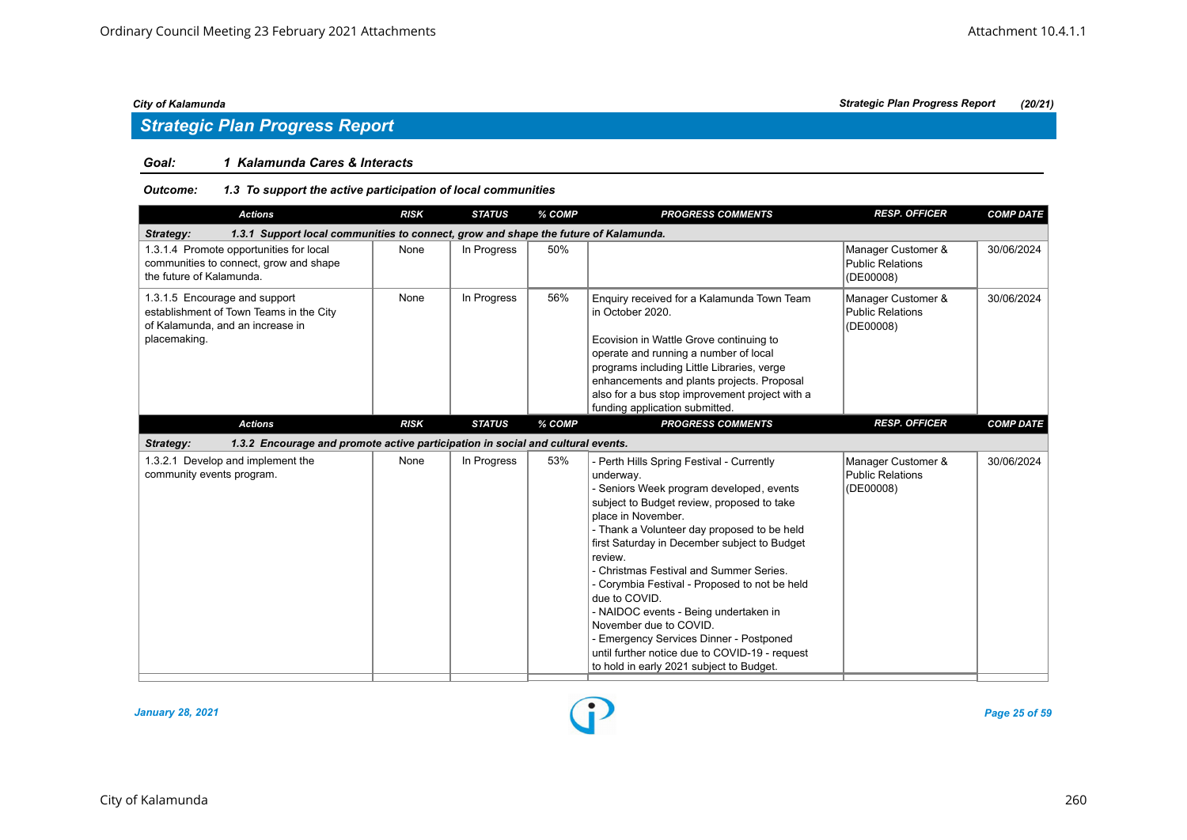City of Kalamunda | Strategic Plan Progress Report | (20/21)

## Strategic Plan Progress Report

**Goal:** ***1 Kalamunda Cares & Interacts***

**Outcome:** ***1.3 To support the active participation of local communities***

| Actions | RISK | STATUS | % COMP | PROGRESS COMMENTS | RESP. OFFICER | COMP DATE |
|---|---|---|---|---|---|---|
| ***Strategy: 1.3.1 Support local communities to connect, grow and shape the future of Kalamunda.*** | | | | | | |
| 1.3.1.4 Promote opportunities for local communities to connect, grow and shape the future of Kalamunda. | None | In Progress | 50% | | Manager Customer & Public Relations (DE00008) | 30/06/2024 |
| 1.3.1.5 Encourage and support establishment of Town Teams in the City of Kalamunda, and an increase in placemaking. | None | In Progress | 56% | Enquiry received for a Kalamunda Town Team in October 2020.<br><br>Ecovision in Wattle Grove continuing to operate and running a number of local programs including Little Libraries, verge enhancements and plants projects. Proposal also for a bus stop improvement project with a funding application submitted. | Manager Customer & Public Relations (DE00008) | 30/06/2024 |
| ***Strategy: 1.3.2 Encourage and promote active participation in social and cultural events.*** | | | | | | |
| 1.3.2.1 Develop and implement the community events program. | None | In Progress | 53% | - Perth Hills Spring Festival - Currently underway.<br>- Seniors Week program developed, events subject to Budget review, proposed to take place in November.<br>- Thank a Volunteer day proposed to be held first Saturday in December subject to Budget review.<br>- Christmas Festival and Summer Series.<br>- Corymbia Festival - Proposed to not be held due to COVID.<br>- NAIDOC events - Being undertaken in November due to COVID.<br>- Emergency Services Dinner - Postponed until further notice due to COVID-19 - request to hold in early 2021 subject to Budget. | Manager Customer & Public Relations (DE00008) | 30/06/2024 |

January 28, 2021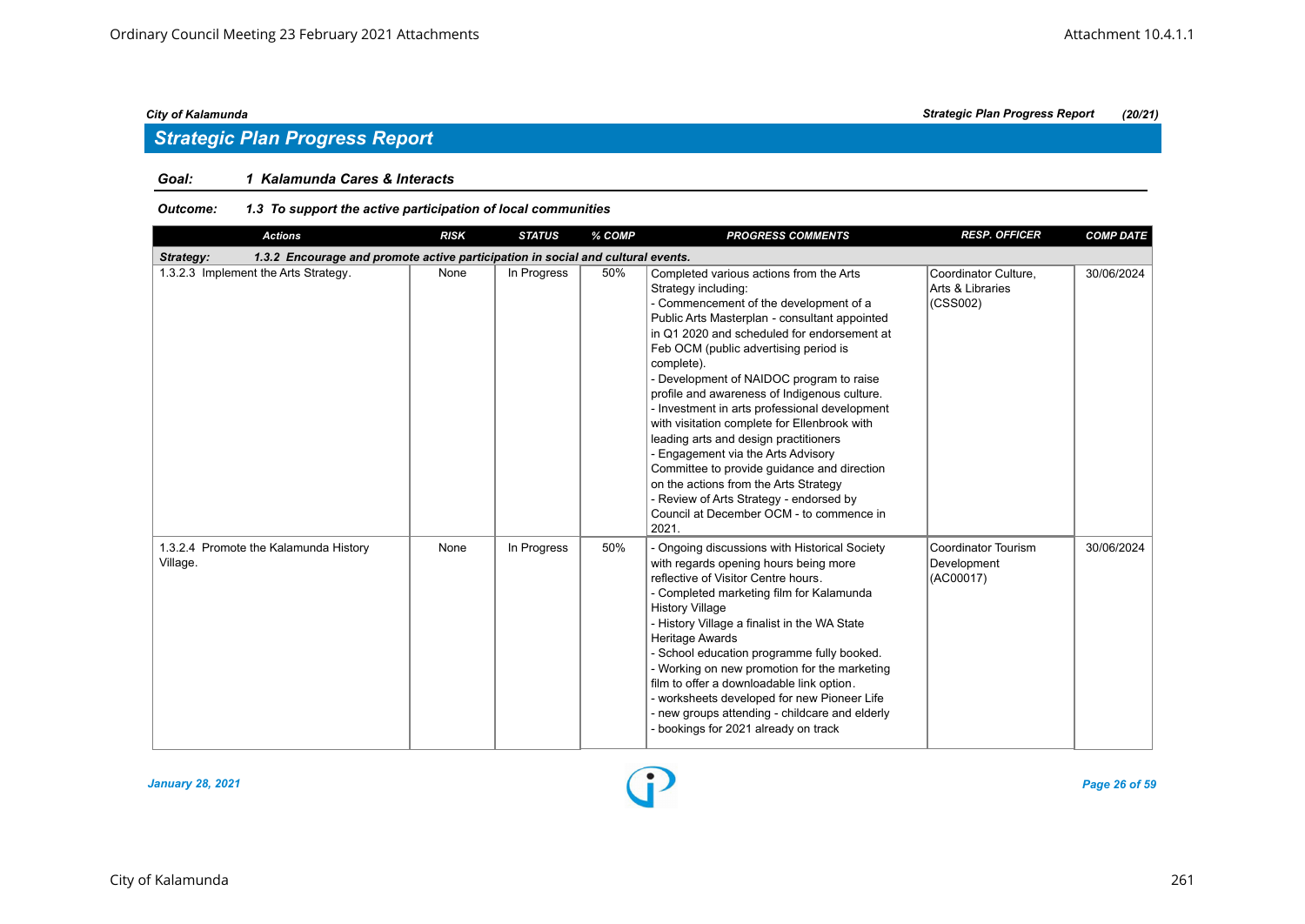## Strategic Plan Progress Report

**Goal:** 1 Kalamunda Cares & Interacts

**Outcome:** 1.3 To support the active participation of local communities

| Actions | RISK | STATUS | % COMP | PROGRESS COMMENTS | RESP. OFFICER | COMP DATE |
|---|---|---|---|---|---|---|
| **Strategy: 1.3.2 Encourage and promote active participation in social and cultural events.** | | | | | | |
| 1.3.2.3 Implement the Arts Strategy. | None | In Progress | 50% | Completed various actions from the Arts Strategy including:<br>- Commencement of the development of a Public Arts Masterplan - consultant appointed in Q1 2020 and scheduled for endorsement at Feb OCM (public advertising period is complete).<br>- Development of NAIDOC program to raise profile and awareness of Indigenous culture.<br>- Investment in arts professional development with visitation complete for Ellenbrook with leading arts and design practitioners<br>- Engagement via the Arts Advisory Committee to provide guidance and direction on the actions from the Arts Strategy<br>- Review of Arts Strategy - endorsed by Council at December OCM - to commence in 2021. | Coordinator Culture, Arts & Libraries (CSS002) | 30/06/2024 |
| 1.3.2.4 Promote the Kalamunda History Village. | None | In Progress | 50% | - Ongoing discussions with Historical Society with regards opening hours being more reflective of Visitor Centre hours.<br>- Completed marketing film for Kalamunda History Village<br>- History Village a finalist in the WA State Heritage Awards<br>- School education programme fully booked.<br>- Working on new promotion for the marketing film to offer a downloadable link option.<br>- worksheets developed for new Pioneer Life<br>- new groups attending - childcare and elderly<br>- bookings for 2021 already on track | Coordinator Tourism Development (AC00017) | 30/06/2024 |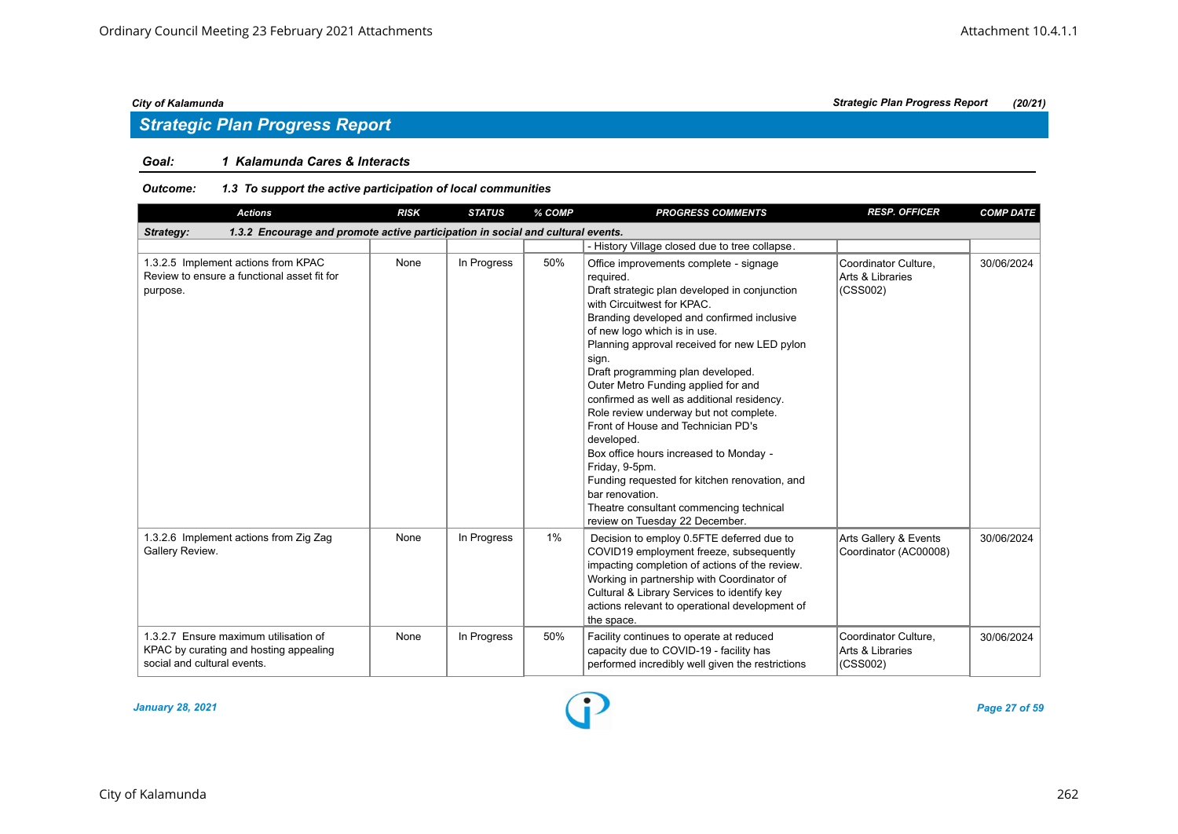## Strategic Plan Progress Report

**Goal:** ***1 Kalamunda Cares & Interacts***

**Outcome:** ***1.3 To support the active participation of local communities***

| Actions | RISK | STATUS | % COMP | PROGRESS COMMENTS | RESP. OFFICER | COMP DATE |
|---|---|---|---|---|---|---|
| ***Strategy: 1.3.2 Encourage and promote active participation in social and cultural events.*** | | | | | | |
| | | | | - History Village closed due to tree collapse. | | |
| 1.3.2.5 Implement actions from KPAC Review to ensure a functional asset fit for purpose. | None | In Progress | 50% | Office improvements complete - signage required.<br>Draft strategic plan developed in conjunction with Circuitwest for KPAC.<br>Branding developed and confirmed inclusive of new logo which is in use.<br>Planning approval received for new LED pylon sign.<br>Draft programming plan developed.<br>Outer Metro Funding applied for and confirmed as well as additional residency.<br>Role review underway but not complete.<br>Front of House and Technician PD's developed.<br>Box office hours increased to Monday - Friday, 9-5pm.<br>Funding requested for kitchen renovation, and bar renovation.<br>Theatre consultant commencing technical review on Tuesday 22 December. | Coordinator Culture, Arts & Libraries (CSS002) | 30/06/2024 |
| 1.3.2.6 Implement actions from Zig Zag Gallery Review. | None | In Progress | 1% | Decision to employ 0.5FTE deferred due to COVID19 employment freeze, subsequently impacting completion of actions of the review.<br>Working in partnership with Coordinator of Cultural & Library Services to identify key actions relevant to operational development of the space. | Arts Gallery & Events Coordinator (AC00008) | 30/06/2024 |
| 1.3.2.7 Ensure maximum utilisation of KPAC by curating and hosting appealing social and cultural events. | None | In Progress | 50% | Facility continues to operate at reduced capacity due to COVID-19 - facility has performed incredibly well given the restrictions | Coordinator Culture, Arts & Libraries (CSS002) | 30/06/2024 |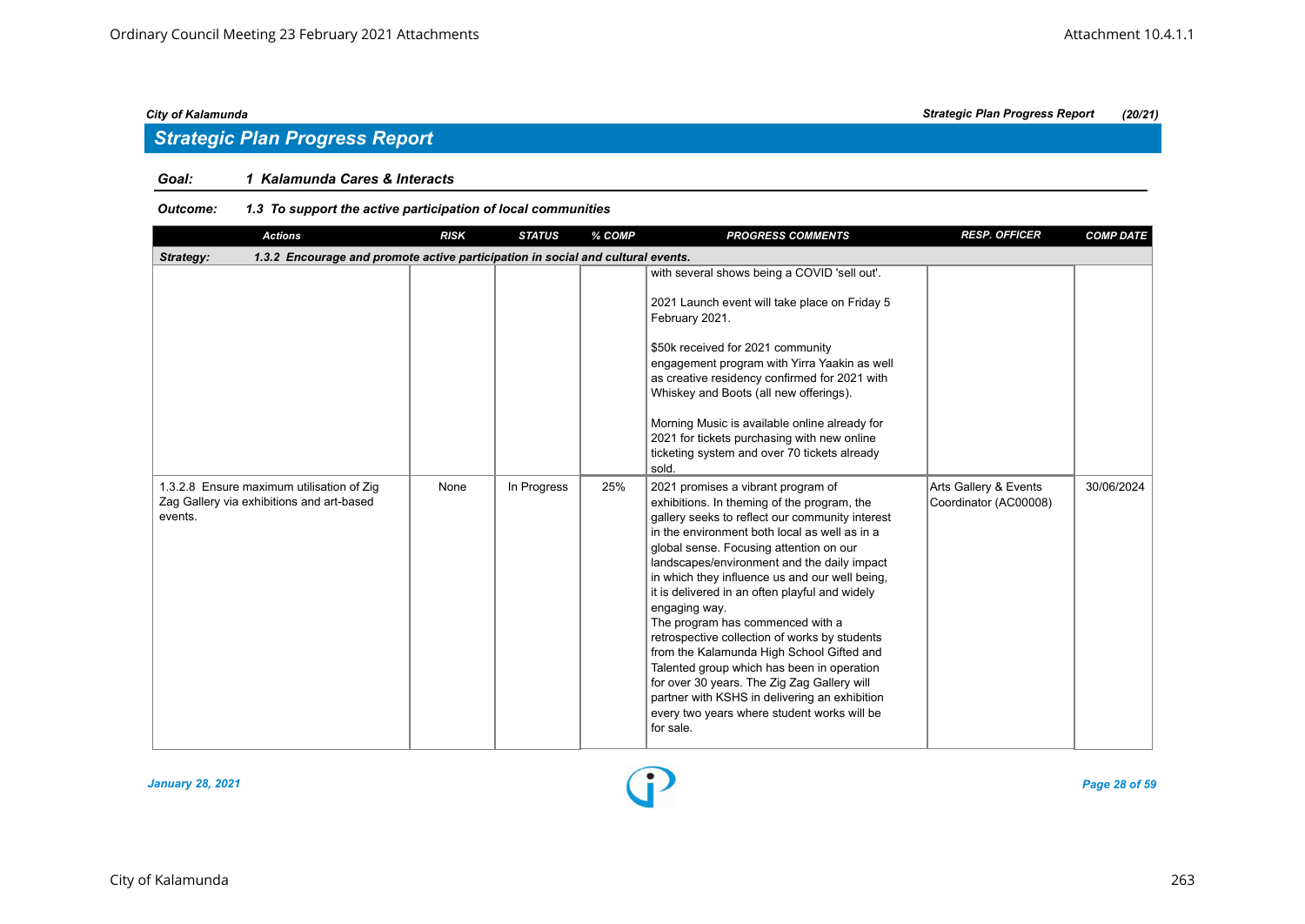## Strategic Plan Progress Report

**Goal:** *1 Kalamunda Cares & Interacts*

**Outcome:** *1.3 To support the active participation of local communities*

| Actions | RISK | STATUS | % COMP | PROGRESS COMMENTS | RESP. OFFICER | COMP DATE |
|---|---|---|---|---|---|---|
| **Strategy:** **1.3.2 Encourage and promote active participation in social and cultural events.** | | | | | | |
| | | | | with several shows being a COVID 'sell out'.<br><br>2021 Launch event will take place on Friday 5 February 2021.<br><br>$50k received for 2021 community engagement program with Yirra Yaakin as well as creative residency confirmed for 2021 with Whiskey and Boots (all new offerings).<br><br>Morning Music is available online already for 2021 for tickets purchasing with new online ticketing system and over 70 tickets already sold. | | |
| 1.3.2.8 Ensure maximum utilisation of Zig Zag Gallery via exhibitions and art-based events. | None | In Progress | 25% | 2021 promises a vibrant program of exhibitions. In theming of the program, the gallery seeks to reflect our community interest in the environment both local as well as in a global sense. Focusing attention on our landscapes/environment and the daily impact in which they influence us and our well being, it is delivered in an often playful and widely engaging way.<br>The program has commenced with a retrospective collection of works by students from the Kalamunda High School Gifted and Talented group which has been in operation for over 30 years. The Zig Zag Gallery will partner with KSHS in delivering an exhibition every two years where student works will be for sale. | Arts Gallery & Events Coordinator (AC00008) | 30/06/2024 |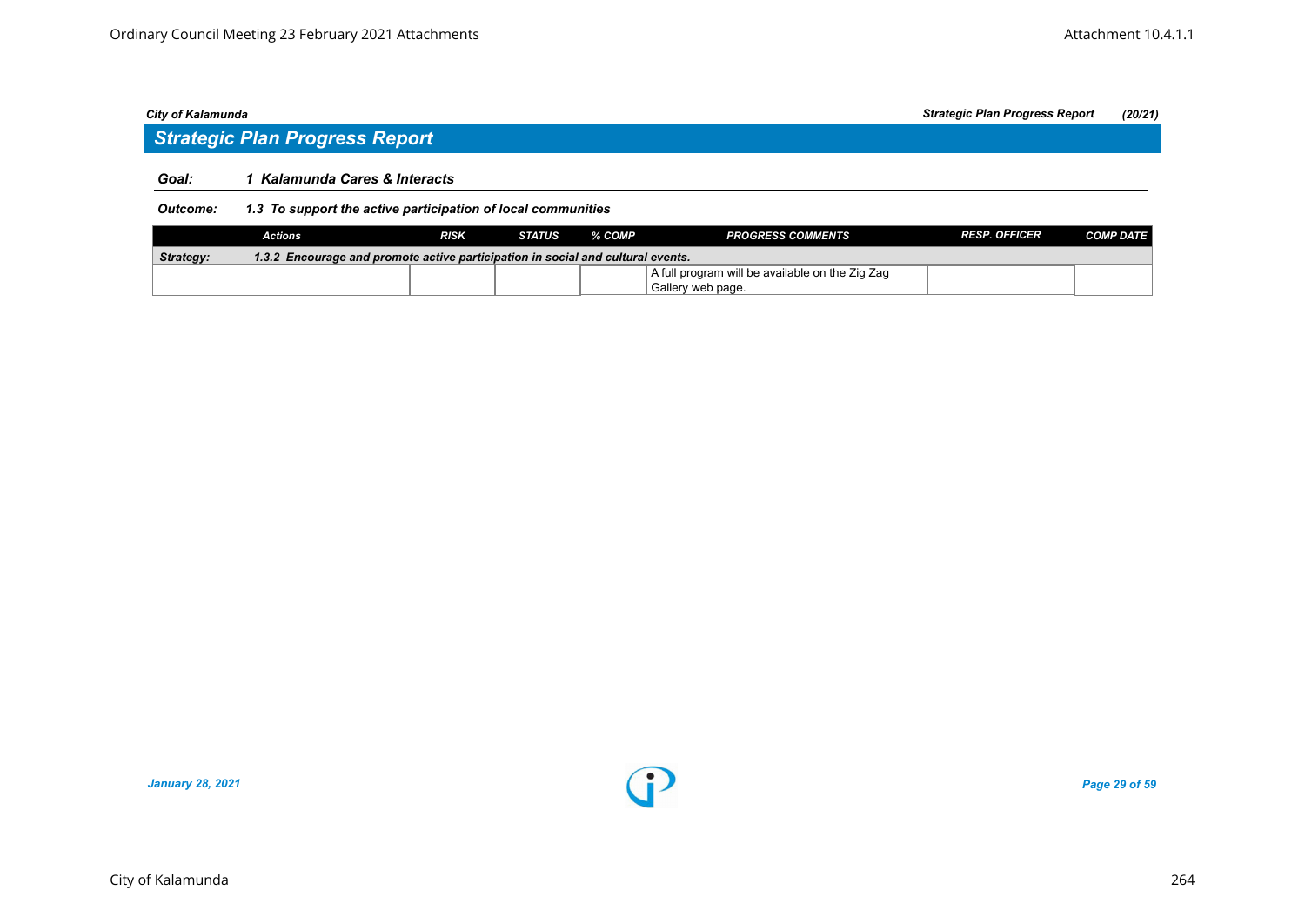## Strategic Plan Progress Report

**Goal:** ***1 Kalamunda Cares & Interacts***

**Outcome:** ***1.3 To support the active participation of local communities***

| Actions | RISK | STATUS | % COMP | PROGRESS COMMENTS | RESP. OFFICER | COMP DATE |
|---|---|---|---|---|---|---|
| ***Strategy:*** ***1.3.2 Encourage and promote active participation in social and cultural events.*** | | | | | | |
| | | | | A full program will be available on the Zig Zag Gallery web page. | | |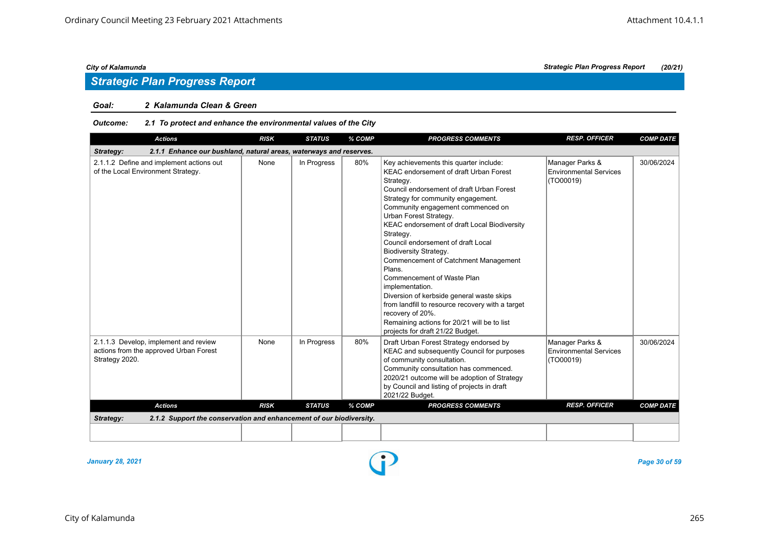## Strategic Plan Progress Report

**Goal:** 2 Kalamunda Clean & Green

**Outcome:** 2.1 To protect and enhance the environmental values of the City

| Actions | RISK | STATUS | % COMP | PROGRESS COMMENTS | RESP. OFFICER | COMP DATE |
|---|---|---|---|---|---|---|
| **Strategy: 2.1.1 Enhance our bushland, natural areas, waterways and reserves.** | | | | | | |
| 2.1.1.2 Define and implement actions out of the Local Environment Strategy. | None | In Progress | 80% | Key achievements this quarter include:<br>KEAC endorsement of draft Urban Forest Strategy.<br>Council endorsement of draft Urban Forest Strategy for community engagement.<br>Community engagement commenced on Urban Forest Strategy.<br>KEAC endorsement of draft Local Biodiversity Strategy.<br>Council endorsement of draft Local Biodiversity Strategy.<br>Commencement of Catchment Management Plans.<br>Commencement of Waste Plan implementation.<br>Diversion of kerbside general waste skips from landfill to resource recovery with a target recovery of 20%.<br>Remaining actions for 20/21 will be to list projects for draft 21/22 Budget. | Manager Parks & Environmental Services (TO00019) | 30/06/2024 |
| 2.1.1.3 Develop, implement and review actions from the approved Urban Forest Strategy 2020. | None | In Progress | 80% | Draft Urban Forest Strategy endorsed by KEAC and subsequently Council for purposes of community consultation.<br>Community consultation has commenced.<br>2020/21 outcome will be adoption of Strategy by Council and listing of projects in draft 2021/22 Budget. | Manager Parks & Environmental Services (TO00019) | 30/06/2024 |

| Actions | RISK | STATUS | % COMP | PROGRESS COMMENTS | RESP. OFFICER | COMP DATE |
|---|---|---|---|---|---|---|
| **Strategy: 2.1.2 Support the conservation and enhancement of our biodiversity.** | | | | | | |
| | | | | | | |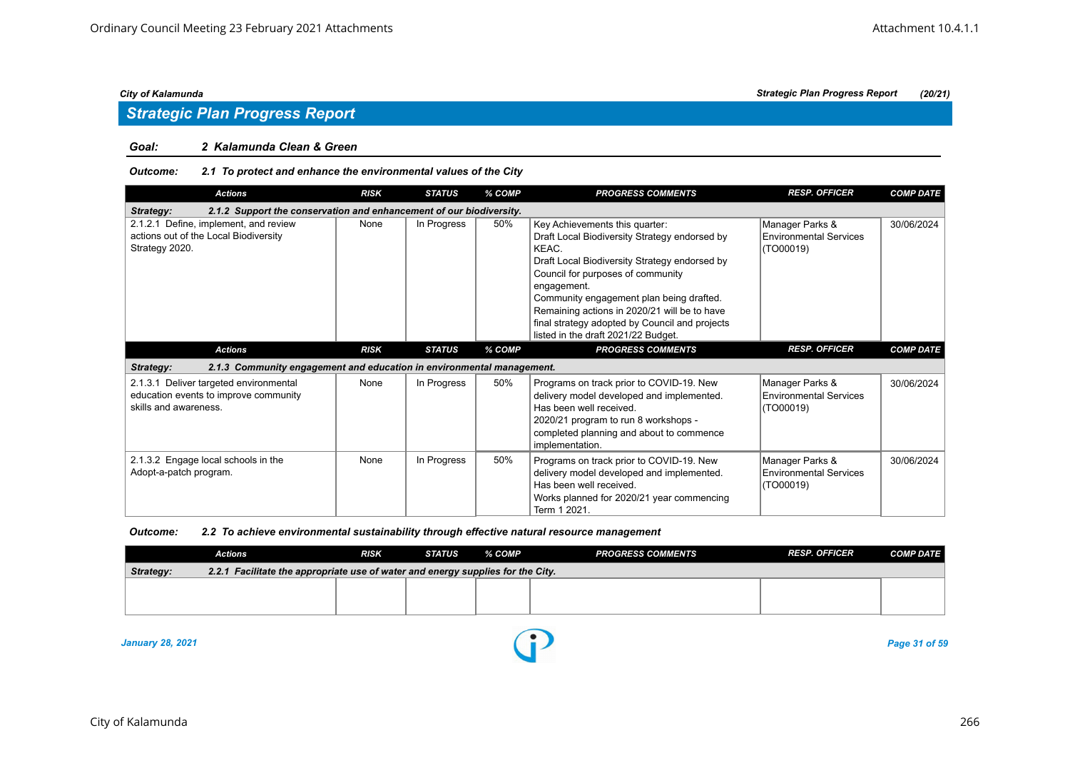## Strategic Plan Progress Report

### *Goal: 2 Kalamunda Clean & Green*

#### *Outcome: 2.1 To protect and enhance the environmental values of the City*

| Actions | RISK | STATUS | % COMP | PROGRESS COMMENTS | RESP. OFFICER | COMP DATE |
|---|---|---|---|---|---|---|
| ***Strategy: 2.1.2 Support the conservation and enhancement of our biodiversity.*** | | | | | | |
| 2.1.2.1 Define, implement, and review actions out of the Local Biodiversity Strategy 2020. | None | In Progress | 50% | Key Achievements this quarter:<br>Draft Local Biodiversity Strategy endorsed by KEAC.<br>Draft Local Biodiversity Strategy endorsed by Council for purposes of community engagement.<br>Community engagement plan being drafted.<br>Remaining actions in 2020/21 will be to have final strategy adopted by Council and projects listed in the draft 2021/22 Budget. | Manager Parks & Environmental Services (TO00019) | 30/06/2024 |
| ***Strategy: 2.1.3 Community engagement and education in environmental management.*** | | | | | | |
| 2.1.3.1 Deliver targeted environmental education events to improve community skills and awareness. | None | In Progress | 50% | Programs on track prior to COVID-19. New delivery model developed and implemented. Has been well received.<br>2020/21 program to run 8 workshops - completed planning and about to commence implementation. | Manager Parks & Environmental Services (TO00019) | 30/06/2024 |
| 2.1.3.2 Engage local schools in the Adopt-a-patch program. | None | In Progress | 50% | Programs on track prior to COVID-19. New delivery model developed and implemented. Has been well received.<br>Works planned for 2020/21 year commencing Term 1 2021. | Manager Parks & Environmental Services (TO00019) | 30/06/2024 |

#### *Outcome: 2.2 To achieve environmental sustainability through effective natural resource management*

| Actions | RISK | STATUS | % COMP | PROGRESS COMMENTS | RESP. OFFICER | COMP DATE |
|---|---|---|---|---|---|---|
| ***Strategy: 2.2.1 Facilitate the appropriate use of water and energy supplies for the City.*** | | | | | | |
| | | | | | | |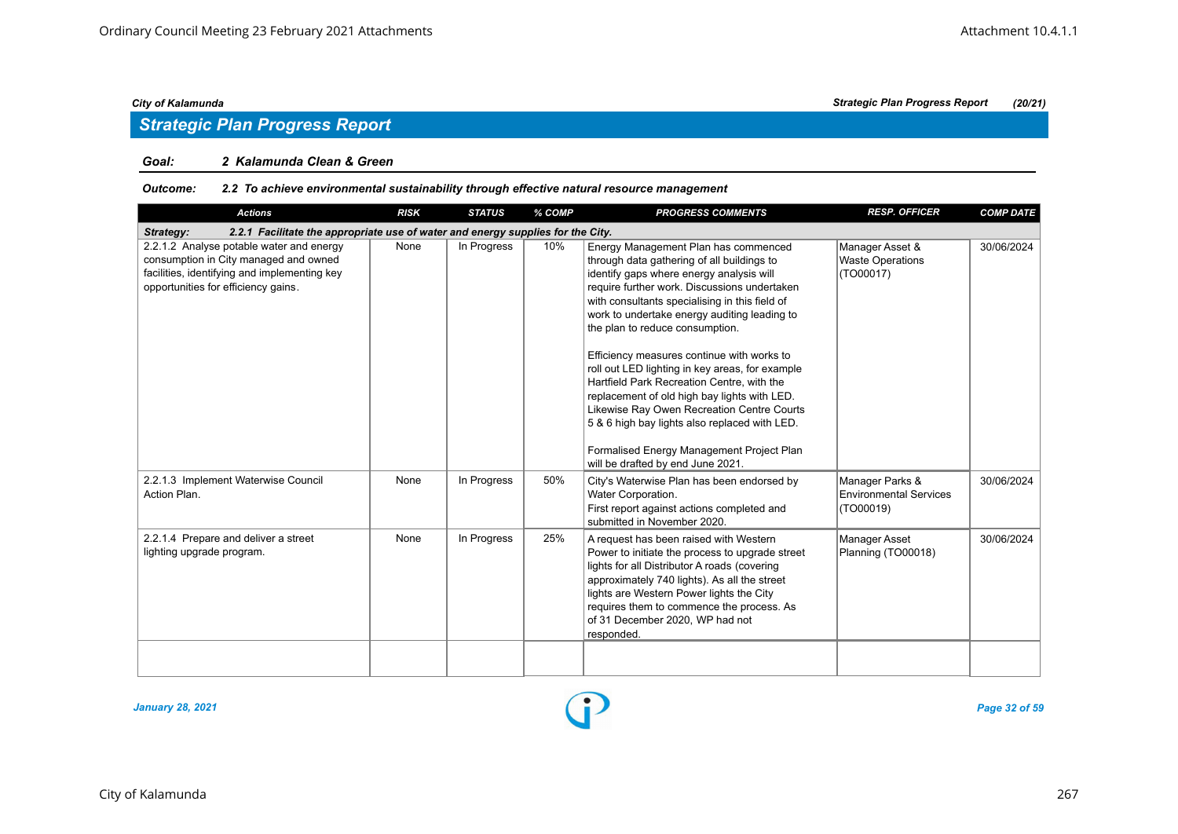## Strategic Plan Progress Report

**Goal:** 2 Kalamunda Clean & Green

**Outcome:** 2.2 To achieve environmental sustainability through effective natural resource management

| Actions | RISK | STATUS | % COMP | PROGRESS COMMENTS | RESP. OFFICER | COMP DATE |
|---|---|---|---|---|---|---|
| **Strategy: 2.2.1 Facilitate the appropriate use of water and energy supplies for the City.** | | | | | | |
| 2.2.1.2 Analyse potable water and energy consumption in City managed and owned facilities, identifying and implementing key opportunities for efficiency gains. | None | In Progress | 10% | Energy Management Plan has commenced through data gathering of all buildings to identify gaps where energy analysis will require further work. Discussions undertaken with consultants specialising in this field of work to undertake energy auditing leading to the plan to reduce consumption.<br><br>Efficiency measures continue with works to roll out LED lighting in key areas, for example Hartfield Park Recreation Centre, with the replacement of old high bay lights with LED. Likewise Ray Owen Recreation Centre Courts 5 & 6 high bay lights also replaced with LED.<br><br>Formalised Energy Management Project Plan will be drafted by end June 2021. | Manager Asset & Waste Operations (TO00017) | 30/06/2024 |
| 2.2.1.3 Implement Waterwise Council Action Plan. | None | In Progress | 50% | City's Waterwise Plan has been endorsed by Water Corporation.<br>First report against actions completed and submitted in November 2020. | Manager Parks & Environmental Services (TO00019) | 30/06/2024 |
| 2.2.1.4 Prepare and deliver a street lighting upgrade program. | None | In Progress | 25% | A request has been raised with Western Power to initiate the process to upgrade street lights for all Distributor A roads (covering approximately 740 lights). As all the street lights are Western Power lights the City requires them to commence the process. As of 31 December 2020, WP had not responded. | Manager Asset Planning (TO00018) | 30/06/2024 |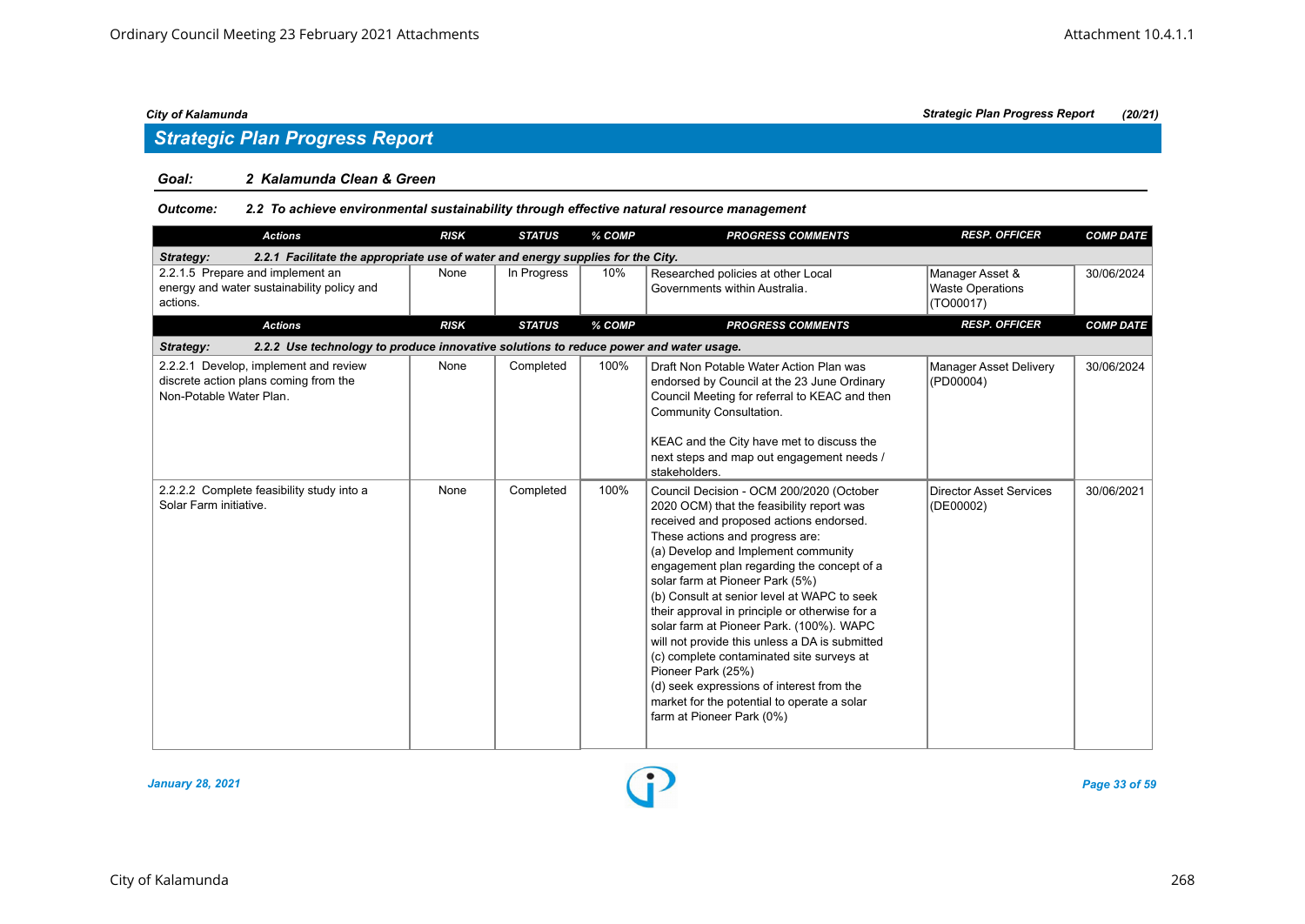City of Kalamunda — Strategic Plan Progress Report (20/21)

## Strategic Plan Progress Report

**Goal: 2 Kalamunda Clean & Green**

**Outcome: 2.2 To achieve environmental sustainability through effective natural resource management**

| Actions | RISK | STATUS | % COMP | PROGRESS COMMENTS | RESP. OFFICER | COMP DATE |
|---|---|---|---|---|---|---|
| **Strategy: 2.2.1 Facilitate the appropriate use of water and energy supplies for the City.** | | | | | | |
| 2.2.1.5 Prepare and implement an energy and water sustainability policy and actions. | None | In Progress | 10% | Researched policies at other Local Governments within Australia. | Manager Asset & Waste Operations (TO00017) | 30/06/2024 |
| **Strategy: 2.2.2 Use technology to produce innovative solutions to reduce power and water usage.** | | | | | | |
| 2.2.2.1 Develop, implement and review discrete action plans coming from the Non-Potable Water Plan. | None | Completed | 100% | Draft Non Potable Water Action Plan was endorsed by Council at the 23 June Ordinary Council Meeting for referral to KEAC and then Community Consultation.<br><br>KEAC and the City have met to discuss the next steps and map out engagement needs / stakeholders. | Manager Asset Delivery (PD00004) | 30/06/2024 |
| 2.2.2.2 Complete feasibility study into a Solar Farm initiative. | None | Completed | 100% | Council Decision - OCM 200/2020 (October 2020 OCM) that the feasibility report was received and proposed actions endorsed. These actions and progress are:<br>(a) Develop and Implement community engagement plan regarding the concept of a solar farm at Pioneer Park (5%)<br>(b) Consult at senior level at WAPC to seek their approval in principle or otherwise for a solar farm at Pioneer Park. (100%). WAPC will not provide this unless a DA is submitted<br>(c) complete contaminated site surveys at Pioneer Park (25%)<br>(d) seek expressions of interest from the market for the potential to operate a solar farm at Pioneer Park (0%) | Director Asset Services (DE00002) | 30/06/2021 |

January 28, 2021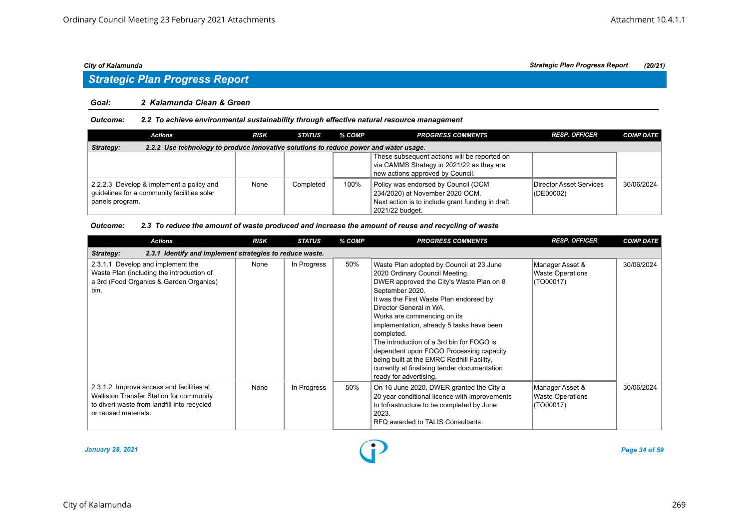## Strategic Plan Progress Report

**Goal:** *2 Kalamunda Clean & Green*

**Outcome:** *2.2 To achieve environmental sustainability through effective natural resource management*

| Actions | RISK | STATUS | % COMP | PROGRESS COMMENTS | RESP. OFFICER | COMP DATE |
|---|---|---|---|---|---|---|
| **Strategy: 2.2.2 Use technology to produce innovative solutions to reduce power and water usage.** | | | | | | |
| | | | | These subsequent actions will be reported on via CAMMS Strategy in 2021/22 as they are new actions approved by Council. | | |
| 2.2.2.3 Develop & implement a policy and guidelines for a community facilities solar panels program. | None | Completed | 100% | Policy was endorsed by Council (OCM 234/2020) at November 2020 OCM. Next action is to include grant funding in draft 2021/22 budget. | Director Asset Services (DE00002) | 30/06/2024 |

**Outcome:** *2.3 To reduce the amount of waste produced and increase the amount of reuse and recycling of waste*

| Actions | RISK | STATUS | % COMP | PROGRESS COMMENTS | RESP. OFFICER | COMP DATE |
|---|---|---|---|---|---|---|
| **Strategy: 2.3.1 Identify and implement strategies to reduce waste.** | | | | | | |
| 2.3.1.1 Develop and implement the Waste Plan (including the introduction of a 3rd (Food Organics & Garden Organics) bin. | None | In Progress | 50% | Waste Plan adopted by Council at 23 June 2020 Ordinary Council Meeting. DWER approved the City's Waste Plan on 8 September 2020. It was the First Waste Plan endorsed by Director General in WA. Works are commencing on its implementation, already 5 tasks have been completed. The introduction of a 3rd bin for FOGO is dependent upon FOGO Processing capacity being built at the EMRC Redhill Facility, currently at finalising tender documentation ready for advertising. | Manager Asset & Waste Operations (TO00017) | 30/06/2024 |
| 2.3.1.2 Improve access and facilities at Walliston Transfer Station for community to divert waste from landfill into recycled or reused materials. | None | In Progress | 50% | On 16 June 2020, DWER granted the City a 20 year conditional licence with improvements to Infrastructure to be completed by June 2023. RFQ awarded to TALIS Consultants. | Manager Asset & Waste Operations (TO00017) | 30/06/2024 |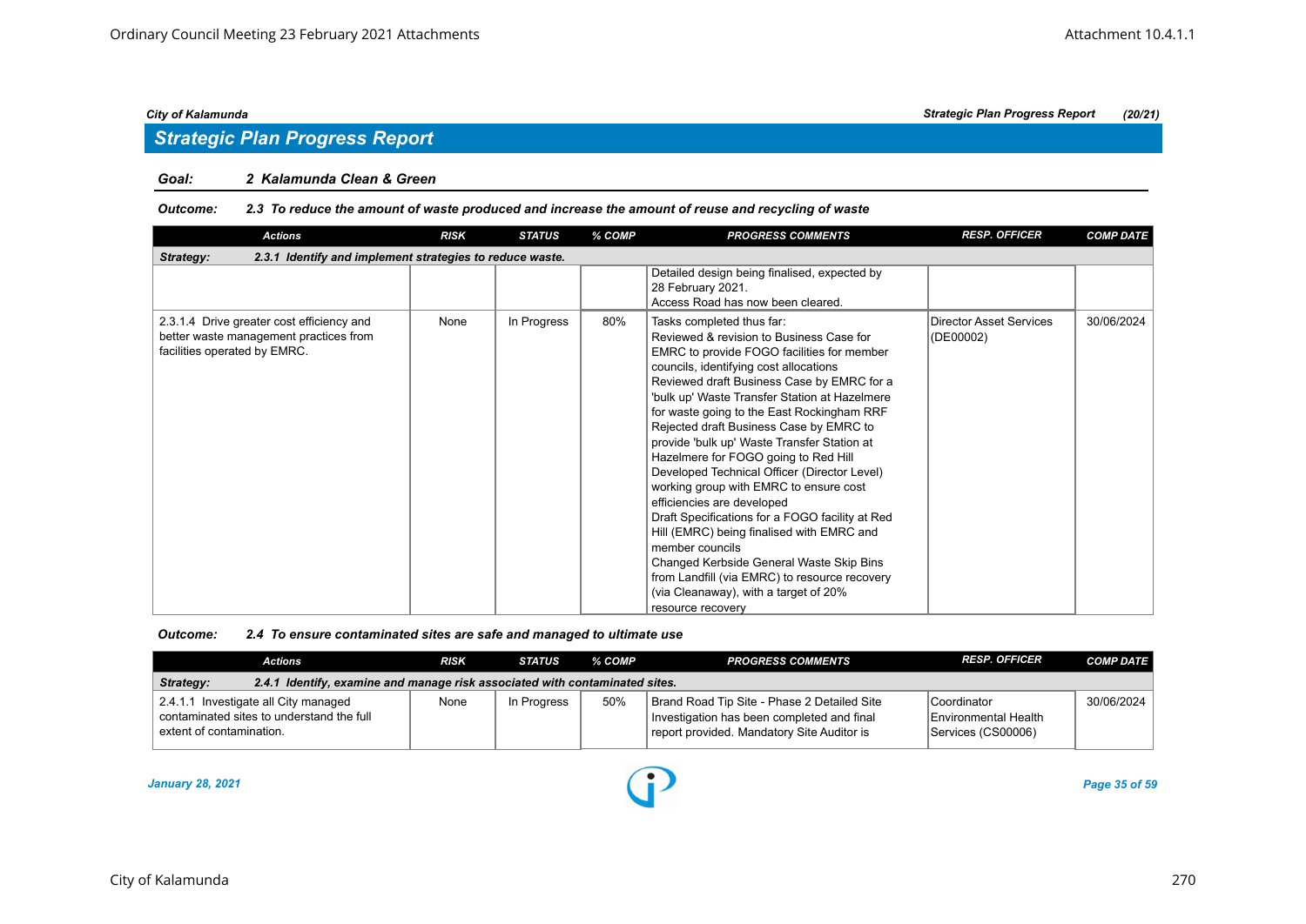## Strategic Plan Progress Report

**Goal: 2 Kalamunda Clean & Green**

***Outcome: 2.3 To reduce the amount of waste produced and increase the amount of reuse and recycling of waste***

| Actions | RISK | STATUS | % COMP | PROGRESS COMMENTS | RESP. OFFICER | COMP DATE |
|---|---|---|---|---|---|---|
| ***Strategy: 2.3.1 Identify and implement strategies to reduce waste.*** | | | | | | |
| | | | | Detailed design being finalised, expected by 28 February 2021.<br>Access Road has now been cleared. | | |
| 2.3.1.4 Drive greater cost efficiency and better waste management practices from facilities operated by EMRC. | None | In Progress | 80% | Tasks completed thus far:<br>Reviewed & revision to Business Case for EMRC to provide FOGO facilities for member councils, identifying cost allocations<br>Reviewed draft Business Case by EMRC for a 'bulk up' Waste Transfer Station at Hazelmere for waste going to the East Rockingham RRF<br>Rejected draft Business Case by EMRC to provide 'bulk up' Waste Transfer Station at Hazelmere for FOGO going to Red Hill<br>Developed Technical Officer (Director Level) working group with EMRC to ensure cost efficiencies are developed<br>Draft Specifications for a FOGO facility at Red Hill (EMRC) being finalised with EMRC and member councils<br>Changed Kerbside General Waste Skip Bins from Landfill (via EMRC) to resource recovery (via Cleanaway), with a target of 20% resource recovery | Director Asset Services (DE00002) | 30/06/2024 |

***Outcome: 2.4 To ensure contaminated sites are safe and managed to ultimate use***

| Actions | RISK | STATUS | % COMP | PROGRESS COMMENTS | RESP. OFFICER | COMP DATE |
|---|---|---|---|---|---|---|
| ***Strategy: 2.4.1 Identify, examine and manage risk associated with contaminated sites.*** | | | | | | |
| 2.4.1.1 Investigate all City managed contaminated sites to understand the full extent of contamination. | None | In Progress | 50% | Brand Road Tip Site - Phase 2 Detailed Site Investigation has been completed and final report provided. Mandatory Site Auditor is | Coordinator Environmental Health Services (CS00006) | 30/06/2024 |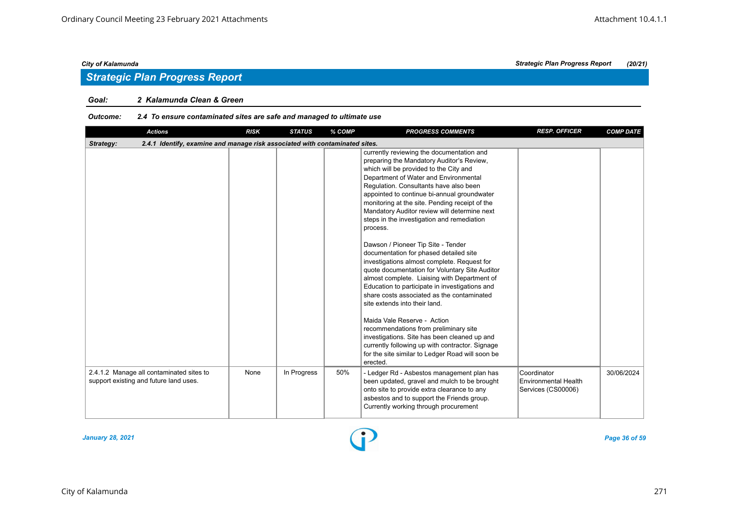## Strategic Plan Progress Report

**Goal: 2 Kalamunda Clean & Green**

**Outcome: 2.4 To ensure contaminated sites are safe and managed to ultimate use**

| Actions | RISK | STATUS | % COMP | PROGRESS COMMENTS | RESP. OFFICER | COMP DATE |
|---|---|---|---|---|---|---|
| **Strategy: 2.4.1 Identify, examine and manage risk associated with contaminated sites.** | | | | | | |
| | | | | currently reviewing the documentation and preparing the Mandatory Auditor's Review, which will be provided to the City and Department of Water and Environmental Regulation. Consultants have also been appointed to continue bi-annual groundwater monitoring at the site. Pending receipt of the Mandatory Auditor review will determine next steps in the investigation and remediation process.<br><br>Dawson / Pioneer Tip Site - Tender documentation for phased detailed site investigations almost complete. Request for quote documentation for Voluntary Site Auditor almost complete. Liaising with Department of Education to participate in investigations and share costs associated as the contaminated site extends into their land.<br><br>Maida Vale Reserve - Action recommendations from preliminary site investigations. Site has been cleaned up and currently following up with contractor. Signage for the site similar to Ledger Road will soon be erected. | | |
| 2.4.1.2 Manage all contaminated sites to support existing and future land uses. | None | In Progress | 50% | - Ledger Rd - Asbestos management plan has been updated, gravel and mulch to be brought onto site to provide extra clearance to any asbestos and to support the Friends group. Currently working through procurement | Coordinator Environmental Health Services (CS00006) | 30/06/2024 |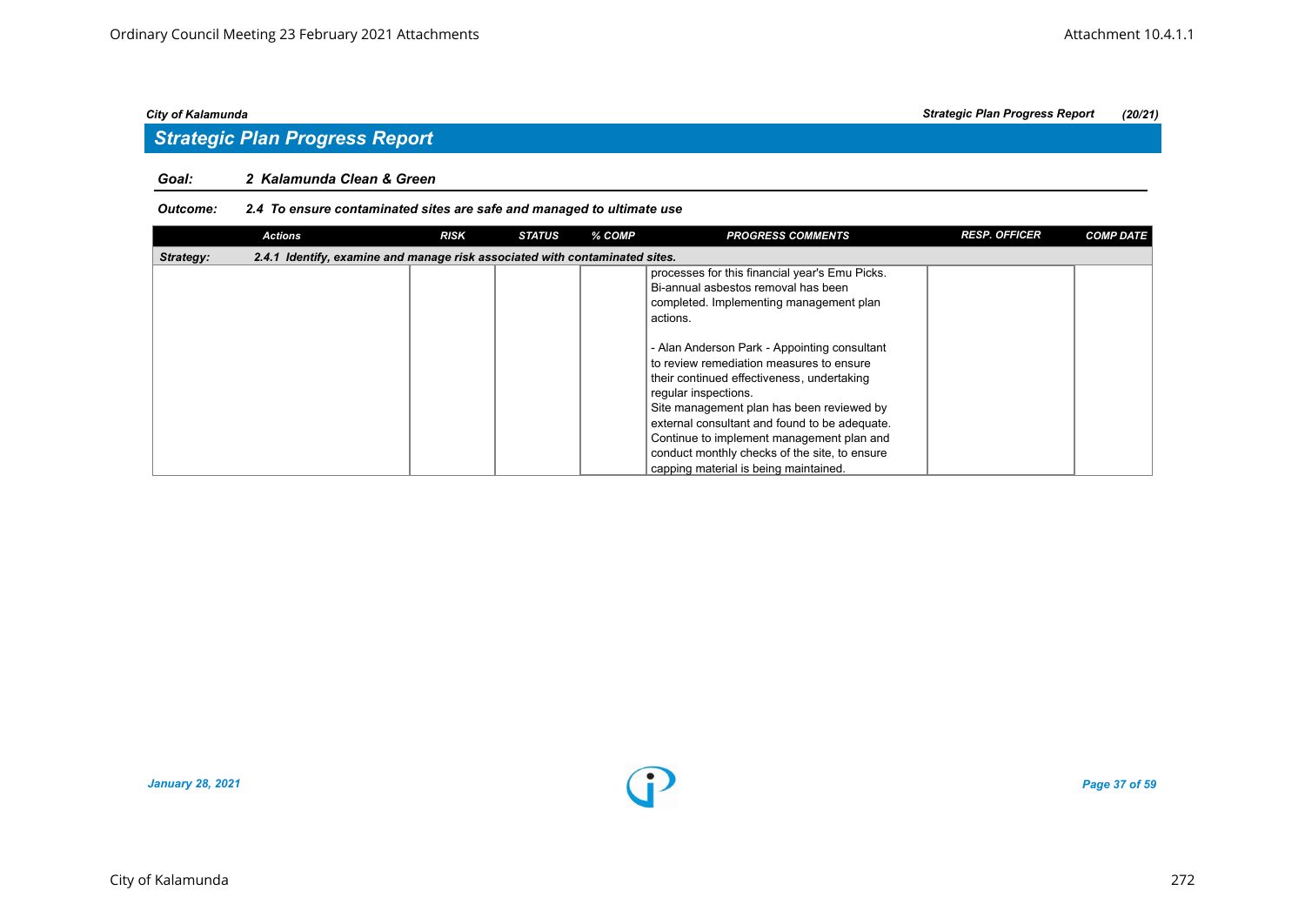## Strategic Plan Progress Report

**Goal:** *2 Kalamunda Clean & Green*

**Outcome:** *2.4 To ensure contaminated sites are safe and managed to ultimate use*

| Actions | RISK | STATUS | % COMP | PROGRESS COMMENTS | RESP. OFFICER | COMP DATE |
|---|---|---|---|---|---|---|
| **Strategy:** 2.4.1 Identify, examine and manage risk associated with contaminated sites. | | | | | | |
| | | | | processes for this financial year's Emu Picks. Bi-annual asbestos removal has been completed. Implementing management plan actions.<br><br>- Alan Anderson Park - Appointing consultant to review remediation measures to ensure their continued effectiveness, undertaking regular inspections.<br>Site management plan has been reviewed by external consultant and found to be adequate. Continue to implement management plan and conduct monthly checks of the site, to ensure capping material is being maintained. | | |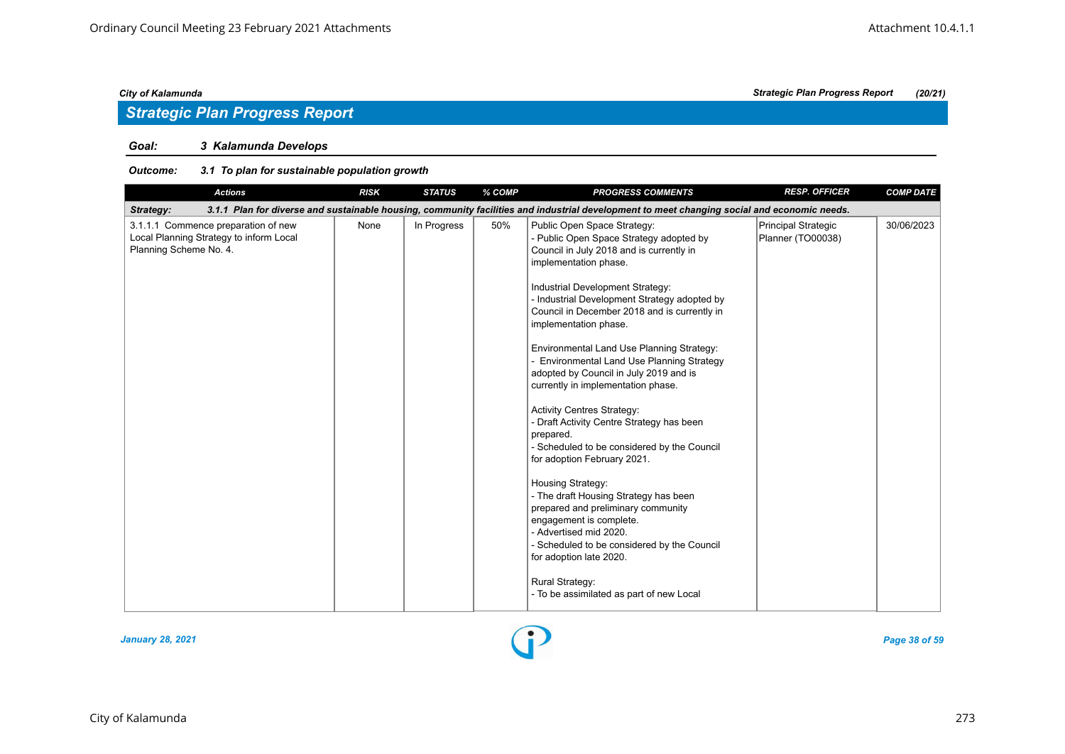## Strategic Plan Progress Report

**Goal:** *3 Kalamunda Develops*

**Outcome:** *3.1 To plan for sustainable population growth*

| Actions | RISK | STATUS | % COMP | PROGRESS COMMENTS | RESP. OFFICER | COMP DATE |
|---|---|---|---|---|---|---|
| **Strategy:** **3.1.1 Plan for diverse and sustainable housing, community facilities and industrial development to meet changing social and economic needs.** | | | | | | |
| 3.1.1.1 Commence preparation of new Local Planning Strategy to inform Local Planning Scheme No. 4. | None | In Progress | 50% | Public Open Space Strategy:<br>- Public Open Space Strategy adopted by Council in July 2018 and is currently in implementation phase.<br><br>Industrial Development Strategy:<br>- Industrial Development Strategy adopted by Council in December 2018 and is currently in implementation phase.<br><br>Environmental Land Use Planning Strategy:<br>- Environmental Land Use Planning Strategy adopted by Council in July 2019 and is currently in implementation phase.<br><br>Activity Centres Strategy:<br>- Draft Activity Centre Strategy has been prepared.<br>- Scheduled to be considered by the Council for adoption February 2021.<br><br>Housing Strategy:<br>- The draft Housing Strategy has been prepared and preliminary community engagement is complete.<br>- Advertised mid 2020.<br>- Scheduled to be considered by the Council for adoption late 2020.<br><br>Rural Strategy:<br>- To be assimilated as part of new Local | Principal Strategic Planner (TO00038) | 30/06/2023 |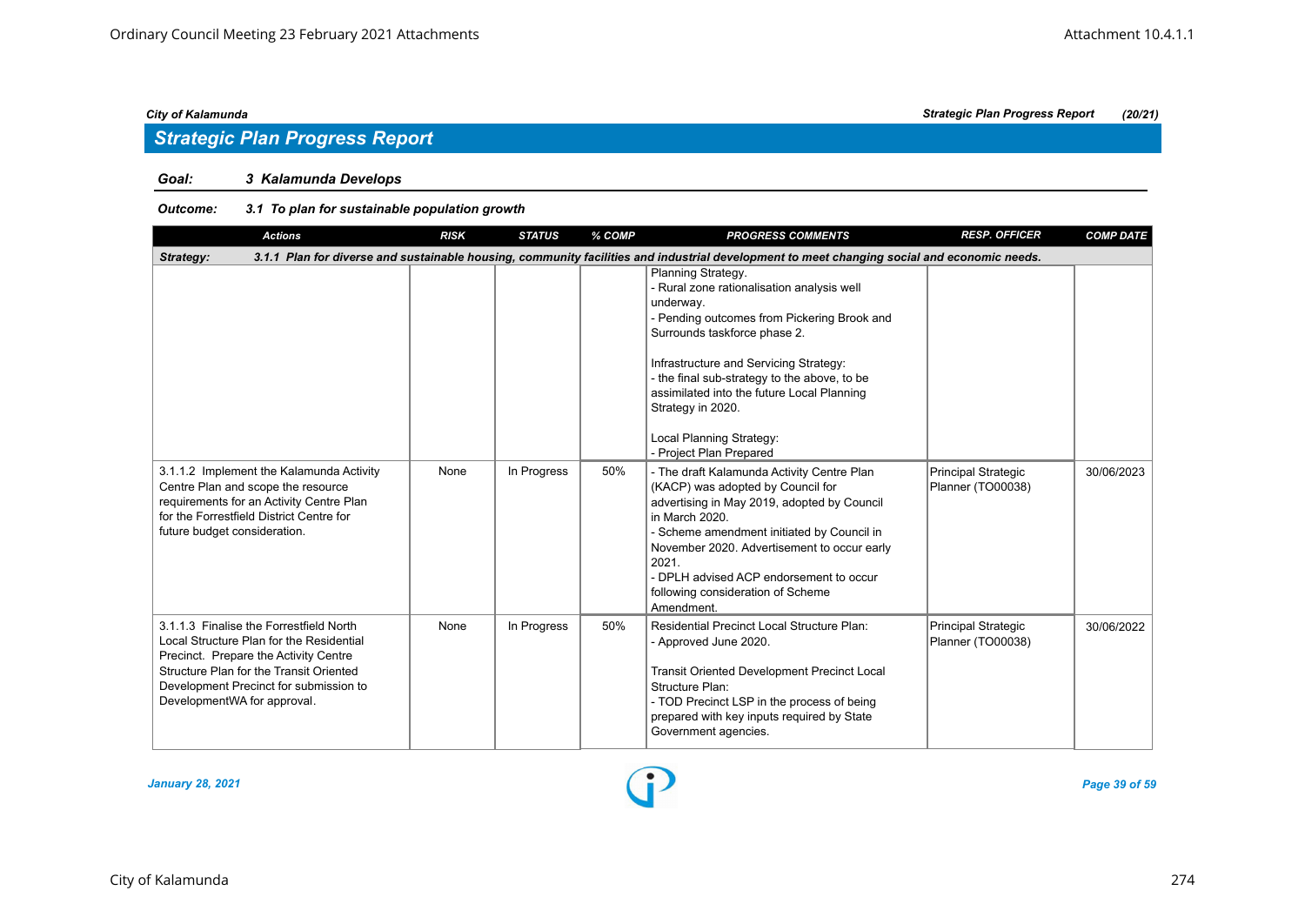## Strategic Plan Progress Report

**Goal:** 3 Kalamunda Develops

**Outcome:** 3.1 To plan for sustainable population growth

| Actions | RISK | STATUS | % COMP | PROGRESS COMMENTS | RESP. OFFICER | COMP DATE |
|---|---|---|---|---|---|---|
| **Strategy:** 3.1.1 Plan for diverse and sustainable housing, community facilities and industrial development to meet changing social and economic needs. | | | | | | |
| | | | | Planning Strategy.<br>- Rural zone rationalisation analysis well underway.<br>- Pending outcomes from Pickering Brook and Surrounds taskforce phase 2.<br><br>Infrastructure and Servicing Strategy:<br>- the final sub-strategy to the above, to be assimilated into the future Local Planning Strategy in 2020.<br><br>Local Planning Strategy:<br>- Project Plan Prepared | | |
| 3.1.1.2 Implement the Kalamunda Activity Centre Plan and scope the resource requirements for an Activity Centre Plan for the Forrestfield District Centre for future budget consideration. | None | In Progress | 50% | - The draft Kalamunda Activity Centre Plan (KACP) was adopted by Council for advertising in May 2019, adopted by Council in March 2020.<br>- Scheme amendment initiated by Council in November 2020. Advertisement to occur early 2021.<br>- DPLH advised ACP endorsement to occur following consideration of Scheme Amendment. | Principal Strategic Planner (TO00038) | 30/06/2023 |
| 3.1.1.3 Finalise the Forrestfield North Local Structure Plan for the Residential Precinct. Prepare the Activity Centre Structure Plan for the Transit Oriented Development Precinct for submission to DevelopmentWA for approval. | None | In Progress | 50% | Residential Precinct Local Structure Plan:<br>- Approved June 2020.<br><br>Transit Oriented Development Precinct Local Structure Plan:<br>- TOD Precinct LSP in the process of being prepared with key inputs required by State Government agencies. | Principal Strategic Planner (TO00038) | 30/06/2022 |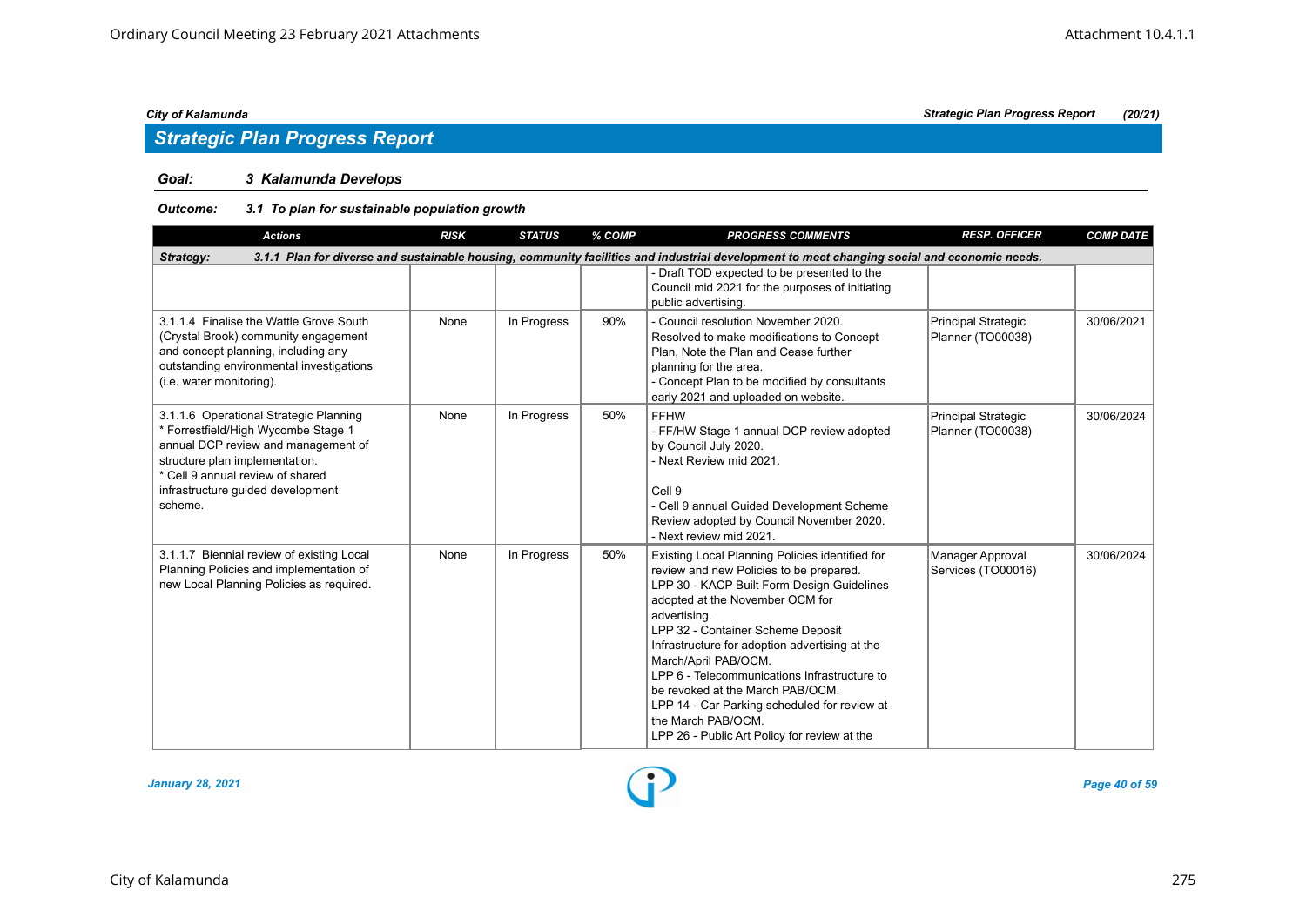## Strategic Plan Progress Report

**Goal:** ***3 Kalamunda Develops***

**Outcome:** ***3.1 To plan for sustainable population growth***

| Actions | RISK | STATUS | % COMP | PROGRESS COMMENTS | RESP. OFFICER | COMP DATE |
|---|---|---|---|---|---|---|
| ***Strategy: 3.1.1 Plan for diverse and sustainable housing, community facilities and industrial development to meet changing social and economic needs.*** | | | | | | |
| | | | | - Draft TOD expected to be presented to the Council mid 2021 for the purposes of initiating public advertising. | | |
| 3.1.1.4 Finalise the Wattle Grove South (Crystal Brook) community engagement and concept planning, including any outstanding environmental investigations (i.e. water monitoring). | None | In Progress | 90% | - Council resolution November 2020. Resolved to make modifications to Concept Plan, Note the Plan and Cease further planning for the area.<br>- Concept Plan to be modified by consultants early 2021 and uploaded on website. | Principal Strategic Planner (TO00038) | 30/06/2021 |
| 3.1.1.6 Operational Strategic Planning<br>* Forrestfield/High Wycombe Stage 1 annual DCP review and management of structure plan implementation.<br>* Cell 9 annual review of shared infrastructure guided development scheme. | None | In Progress | 50% | FFHW<br>- FF/HW Stage 1 annual DCP review adopted by Council July 2020.<br>- Next Review mid 2021.<br><br>Cell 9<br>- Cell 9 annual Guided Development Scheme Review adopted by Council November 2020.<br>- Next review mid 2021. | Principal Strategic Planner (TO00038) | 30/06/2024 |
| 3.1.1.7 Biennial review of existing Local Planning Policies and implementation of new Local Planning Policies as required. | None | In Progress | 50% | Existing Local Planning Policies identified for review and new Policies to be prepared.<br>LPP 30 - KACP Built Form Design Guidelines adopted at the November OCM for advertising.<br>LPP 32 - Container Scheme Deposit Infrastructure for adoption advertising at the March/April PAB/OCM.<br>LPP 6 - Telecommunications Infrastructure to be revoked at the March PAB/OCM.<br>LPP 14 - Car Parking scheduled for review at the March PAB/OCM.<br>LPP 26 - Public Art Policy for review at the | Manager Approval Services (TO00016) | 30/06/2024 |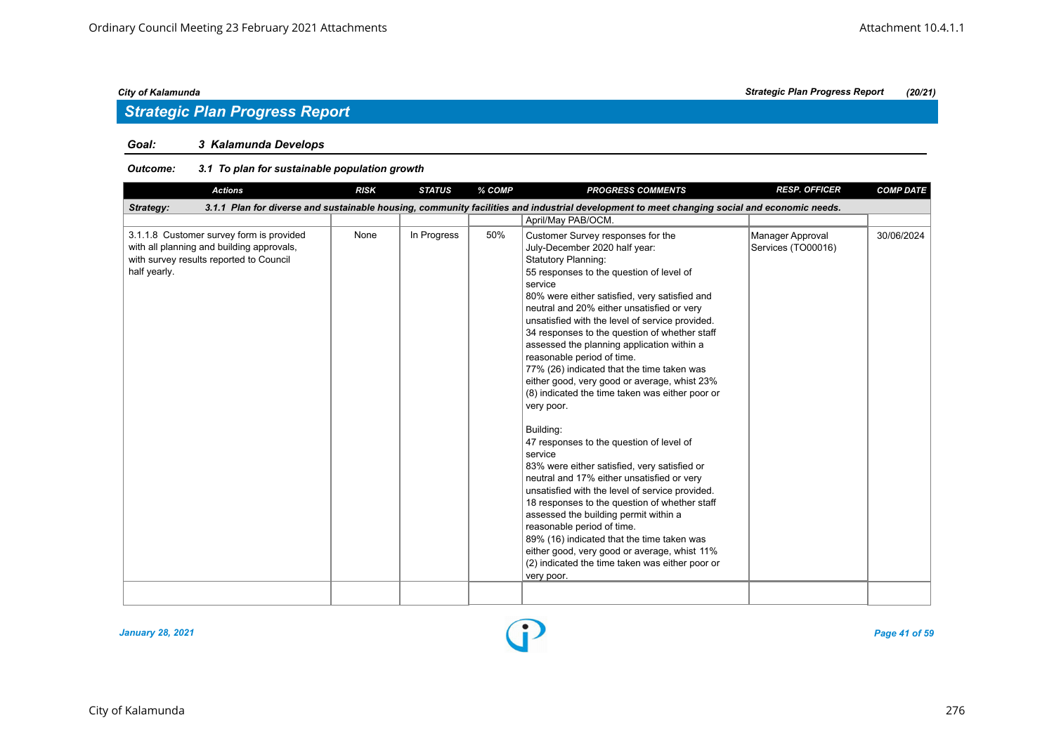## Strategic Plan Progress Report

**Goal:** **3 Kalamunda Develops**

**Outcome:** **3.1 To plan for sustainable population growth**

| Actions | RISK | STATUS | % COMP | PROGRESS COMMENTS | RESP. OFFICER | COMP DATE |
|---|---|---|---|---|---|---|
| ***Strategy:*** ***3.1.1 Plan for diverse and sustainable housing, community facilities and industrial development to meet changing social and economic needs.*** | | | | | | |
| | | | | April/May PAB/OCM. | | |
| 3.1.1.8 Customer survey form is provided with all planning and building approvals, with survey results reported to Council half yearly. | None | In Progress | 50% | Customer Survey responses for the July-December 2020 half year:<br>Statutory Planning:<br>55 responses to the question of level of service<br>80% were either satisfied, very satisfied and neutral and 20% either unsatisfied or very unsatisfied with the level of service provided.<br>34 responses to the question of whether staff assessed the planning application within a reasonable period of time.<br>77% (26) indicated that the time taken was either good, very good or average, whilst 23% (8) indicated the time taken was either poor or very poor.<br><br>Building:<br>47 responses to the question of level of service<br>83% were either satisfied, very satisfied or neutral and 17% either unsatisfied or very unsatisfied with the level of service provided.<br>18 responses to the question of whether staff assessed the building permit within a reasonable period of time.<br>89% (16) indicated that the time taken was either good, very good or average, whilst 11% (2) indicated the time taken was either poor or very poor. | Manager Approval Services (TO00016) | 30/06/2024 |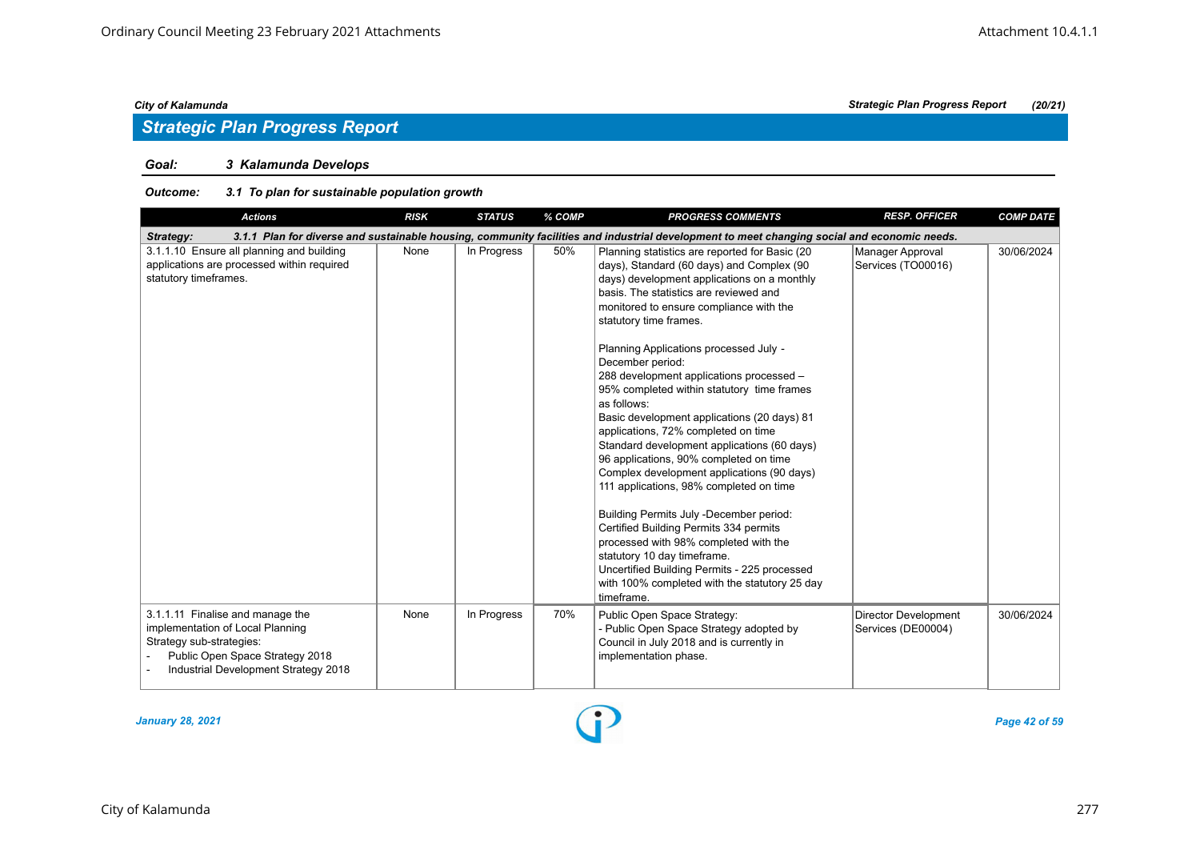## Strategic Plan Progress Report

**Goal:** *3 Kalamunda Develops*

**Outcome:** *3.1 To plan for sustainable population growth*

| Actions | RISK | STATUS | % COMP | PROGRESS COMMENTS | RESP. OFFICER | COMP DATE |
|---|---|---|---|---|---|---|
| ***Strategy:*** ***3.1.1 Plan for diverse and sustainable housing, community facilities and industrial development to meet changing social and economic needs.*** | | | | | | |
| 3.1.1.10 Ensure all planning and building applications are processed within required statutory timeframes. | None | In Progress | 50% | Planning statistics are reported for Basic (20 days), Standard (60 days) and Complex (90 days) development applications on a monthly basis. The statistics are reviewed and monitored to ensure compliance with the statutory time frames.<br><br>Planning Applications processed July - December period:<br>288 development applications processed – 95% completed within statutory time frames as follows:<br>Basic development applications (20 days) 81 applications, 72% completed on time<br>Standard development applications (60 days) 96 applications, 90% completed on time<br>Complex development applications (90 days) 111 applications, 98% completed on time<br><br>Building Permits July -December period:<br>Certified Building Permits 334 permits processed with 98% completed with the statutory 10 day timeframe.<br>Uncertified Building Permits - 225 processed with 100% completed with the statutory 25 day timeframe. | Manager Approval Services (TO00016) | 30/06/2024 |
| 3.1.1.11 Finalise and manage the implementation of Local Planning Strategy sub-strategies:<br>- Public Open Space Strategy 2018<br>- Industrial Development Strategy 2018 | None | In Progress | 70% | Public Open Space Strategy:<br>- Public Open Space Strategy adopted by Council in July 2018 and is currently in implementation phase. | Director Development Services (DE00004) | 30/06/2024 |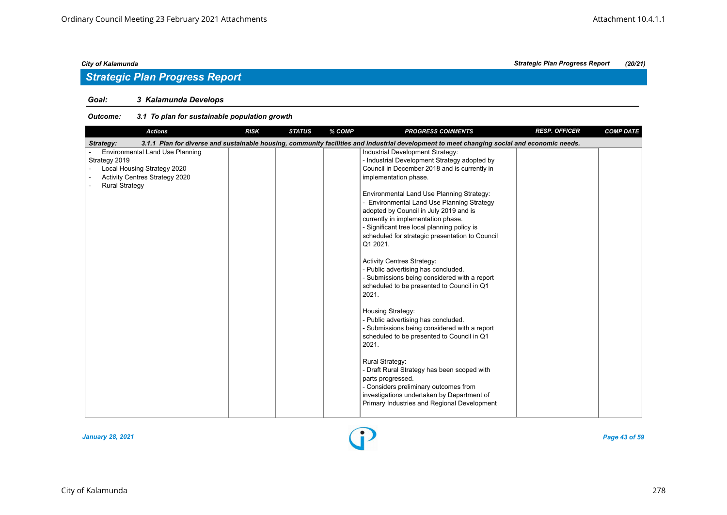*City of Kalamunda* | *Strategic Plan Progress Report* | *(20/21)*

## Strategic Plan Progress Report

### *Goal: 3 Kalamunda Develops*

#### *Outcome: 3.1 To plan for sustainable population growth*

| Actions | RISK | STATUS | % COMP | PROGRESS COMMENTS | RESP. OFFICER | COMP DATE |
|---|---|---|---|---|---|---|
| ***Strategy:*** ***3.1.1 Plan for diverse and sustainable housing, community facilities and industrial development to meet changing social and economic needs.*** | | | | | | |
| - Environmental Land Use Planning Strategy 2019<br>- Local Housing Strategy 2020<br>- Activity Centres Strategy 2020<br>- Rural Strategy | | | | Industrial Development Strategy:<br>- Industrial Development Strategy adopted by Council in December 2018 and is currently in implementation phase.<br><br>Environmental Land Use Planning Strategy:<br>- Environmental Land Use Planning Strategy adopted by Council in July 2019 and is currently in implementation phase.<br>- Significant tree local planning policy is scheduled for strategic presentation to Council Q1 2021.<br><br>Activity Centres Strategy:<br>- Public advertising has concluded.<br>- Submissions being considered with a report scheduled to be presented to Council in Q1 2021.<br><br>Housing Strategy:<br>- Public advertising has concluded.<br>- Submissions being considered with a report scheduled to be presented to Council in Q1 2021.<br><br>Rural Strategy:<br>- Draft Rural Strategy has been scoped with parts progressed.<br>- Considers preliminary outcomes from investigations undertaken by Department of Primary Industries and Regional Development | | |

*January 28, 2021*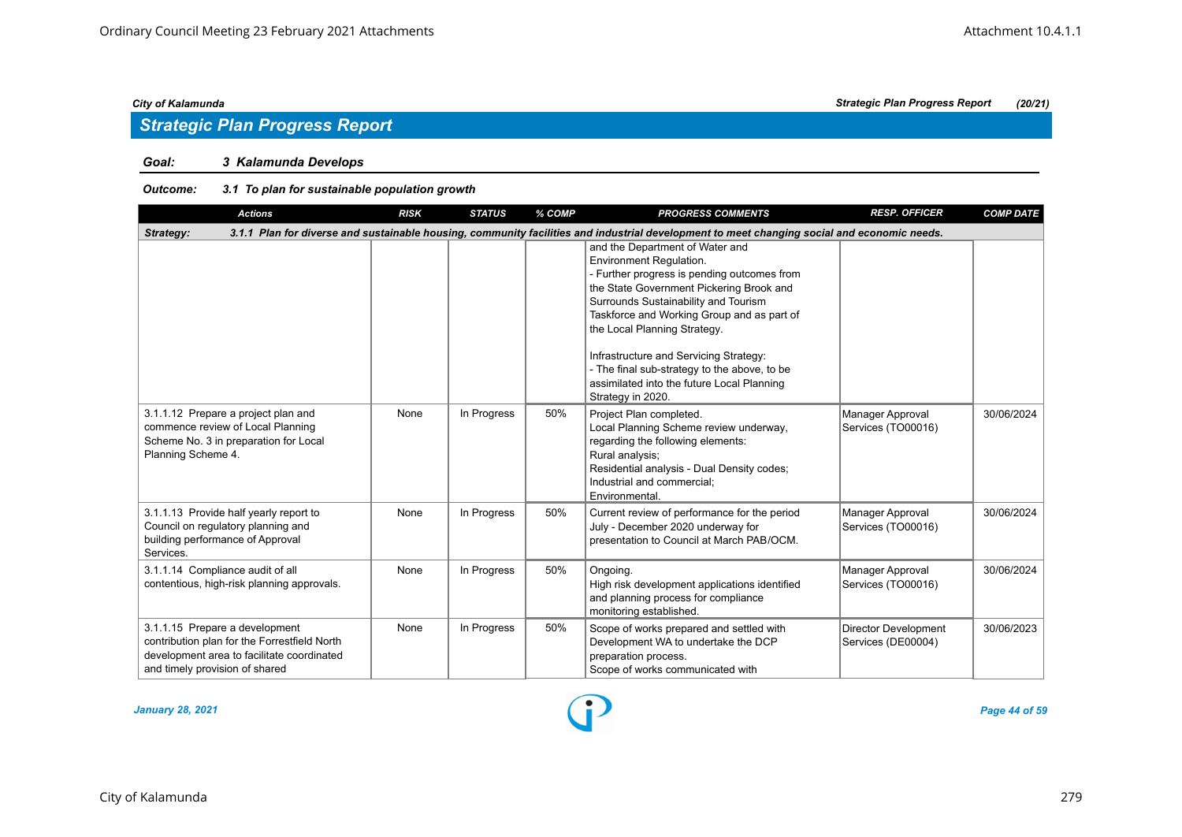## Strategic Plan Progress Report

**Goal:** 3 Kalamunda Develops

**Outcome:** 3.1 To plan for sustainable population growth

| Actions | RISK | STATUS | % COMP | PROGRESS COMMENTS | RESP. OFFICER | COMP DATE |
|---|---|---|---|---|---|---|
| **Strategy:** 3.1.1 Plan for diverse and sustainable housing, community facilities and industrial development to meet changing social and economic needs. | | | | | | |
| | | | | and the Department of Water and Environment Regulation.<br>- Further progress is pending outcomes from the State Government Pickering Brook and Surrounds Sustainability and Tourism Taskforce and Working Group and as part of the Local Planning Strategy.<br><br>Infrastructure and Servicing Strategy:<br>- The final sub-strategy to the above, to be assimilated into the future Local Planning Strategy in 2020. | | |
| 3.1.1.12 Prepare a project plan and commence review of Local Planning Scheme No. 3 in preparation for Local Planning Scheme 4. | None | In Progress | 50% | Project Plan completed.<br>Local Planning Scheme review underway, regarding the following elements:<br>Rural analysis;<br>Residential analysis - Dual Density codes;<br>Industrial and commercial;<br>Environmental. | Manager Approval Services (TO00016) | 30/06/2024 |
| 3.1.1.13 Provide half yearly report to Council on regulatory planning and building performance of Approval Services. | None | In Progress | 50% | Current review of performance for the period July - December 2020 underway for presentation to Council at March PAB/OCM. | Manager Approval Services (TO00016) | 30/06/2024 |
| 3.1.1.14 Compliance audit of all contentious, high-risk planning approvals. | None | In Progress | 50% | Ongoing.<br>High risk development applications identified and planning process for compliance monitoring established. | Manager Approval Services (TO00016) | 30/06/2024 |
| 3.1.1.15 Prepare a development contribution plan for the Forrestfield North development area to facilitate coordinated and timely provision of shared | None | In Progress | 50% | Scope of works prepared and settled with Development WA to undertake the DCP preparation process.<br>Scope of works communicated with | Director Development Services (DE00004) | 30/06/2023 |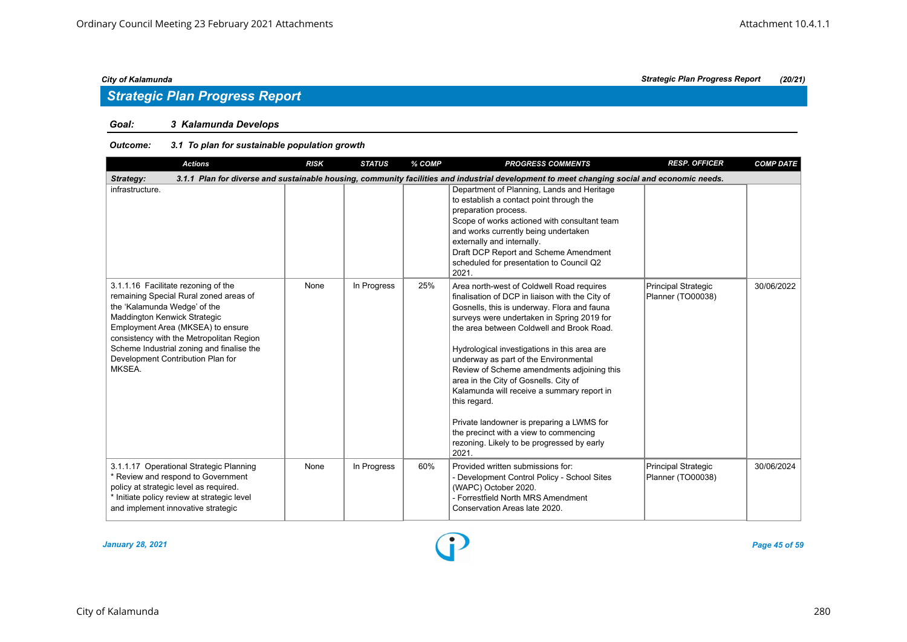## Strategic Plan Progress Report

**Goal:** *3 Kalamunda Develops*

**Outcome:** *3.1 To plan for sustainable population growth*

| Actions | RISK | STATUS | % COMP | PROGRESS COMMENTS | RESP. OFFICER | COMP DATE |
|---|---|---|---|---|---|---|
| **Strategy: 3.1.1 Plan for diverse and sustainable housing, community facilities and industrial development to meet changing social and economic needs.** | | | | | | |
| infrastructure. | | | | Department of Planning, Lands and Heritage to establish a contact point through the preparation process. Scope of works actioned with consultant team and works currently being undertaken externally and internally. Draft DCP Report and Scheme Amendment scheduled for presentation to Council Q2 2021. | | |
| 3.1.1.16 Facilitate rezoning of the remaining Special Rural zoned areas of the 'Kalamunda Wedge' of the Maddington Kenwick Strategic Employment Area (MKSEA) to ensure consistency with the Metropolitan Region Scheme Industrial zoning and finalise the Development Contribution Plan for MKSEA. | None | In Progress | 25% | Area north-west of Coldwell Road requires finalisation of DCP in liaison with the City of Gosnells, this is underway. Flora and fauna surveys were undertaken in Spring 2019 for the area between Coldwell and Brook Road.<br><br>Hydrological investigations in this area are underway as part of the Environmental Review of Scheme amendments adjoining this area in the City of Gosnells. City of Kalamunda will receive a summary report in this regard.<br><br>Private landowner is preparing a LWMS for the precinct with a view to commencing rezoning. Likely to be progressed by early 2021. | Principal Strategic Planner (TO00038) | 30/06/2022 |
| 3.1.1.17 Operational Strategic Planning<br>* Review and respond to Government policy at strategic level as required.<br>* Initiate policy review at strategic level and implement innovative strategic | None | In Progress | 60% | Provided written submissions for:<br>- Development Control Policy - School Sites (WAPC) October 2020.<br>- Forrestfield North MRS Amendment Conservation Areas late 2020. | Principal Strategic Planner (TO00038) | 30/06/2024 |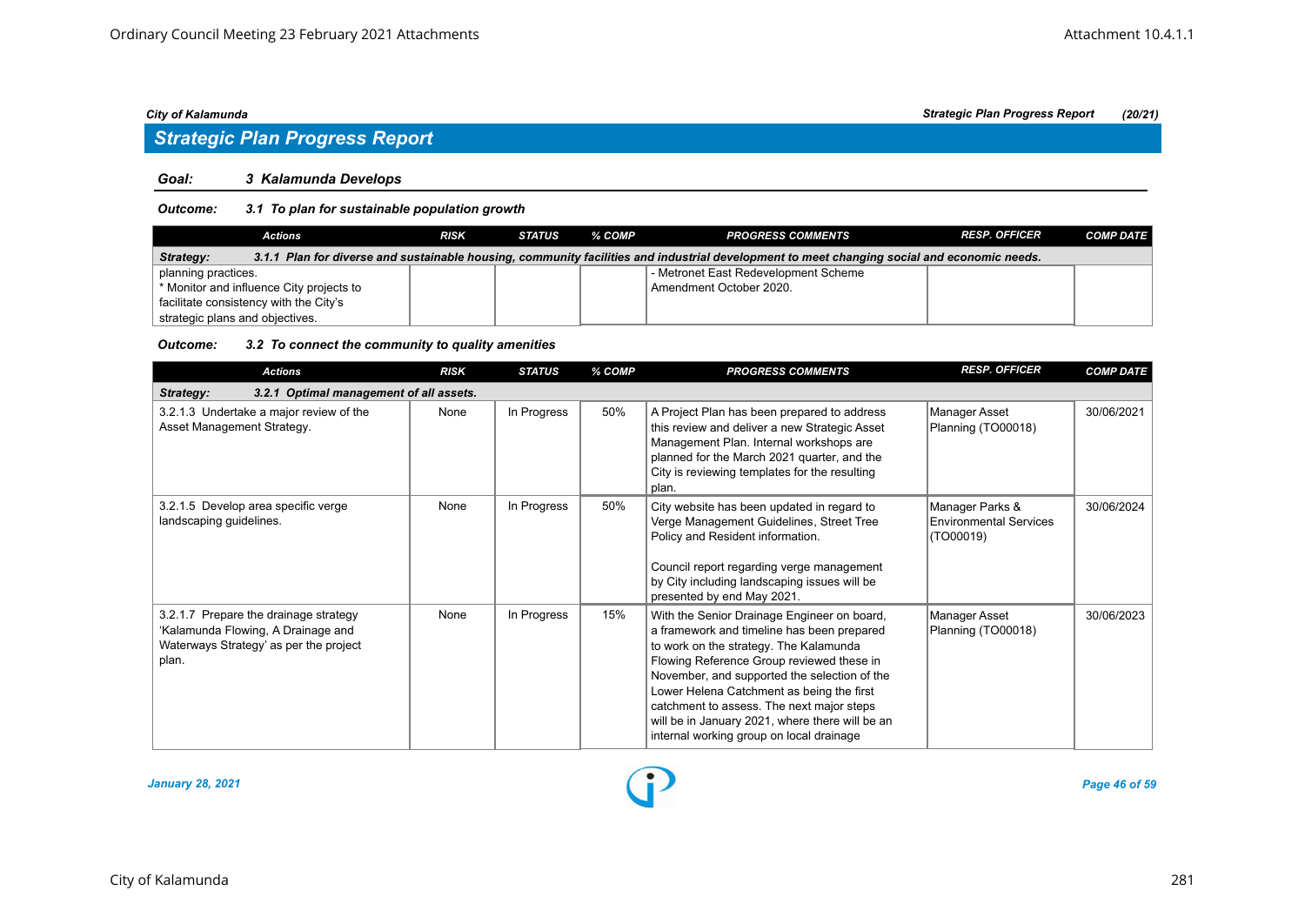## Strategic Plan Progress Report

**Goal:** *3 Kalamunda Develops*

**Outcome:** *3.1 To plan for sustainable population growth*

| Actions | RISK | STATUS | % COMP | PROGRESS COMMENTS | RESP. OFFICER | COMP DATE |
|---|---|---|---|---|---|---|
| **Strategy: 3.1.1 Plan for diverse and sustainable housing, community facilities and industrial development to meet changing social and economic needs.** | | | | | | |
| planning practices.<br>* Monitor and influence City projects to facilitate consistency with the City's strategic plans and objectives. | | | | - Metronet East Redevelopment Scheme Amendment October 2020. | | |

**Outcome:** *3.2 To connect the community to quality amenities*

| Actions | RISK | STATUS | % COMP | PROGRESS COMMENTS | RESP. OFFICER | COMP DATE |
|---|---|---|---|---|---|---|
| **Strategy: 3.2.1 Optimal management of all assets.** | | | | | | |
| 3.2.1.3 Undertake a major review of the Asset Management Strategy. | None | In Progress | 50% | A Project Plan has been prepared to address this review and deliver a new Strategic Asset Management Plan. Internal workshops are planned for the March 2021 quarter, and the City is reviewing templates for the resulting plan. | Manager Asset Planning (TO00018) | 30/06/2021 |
| 3.2.1.5 Develop area specific verge landscaping guidelines. | None | In Progress | 50% | City website has been updated in regard to Verge Management Guidelines, Street Tree Policy and Resident information.<br><br>Council report regarding verge management by City including landscaping issues will be presented by end May 2021. | Manager Parks & Environmental Services (TO00019) | 30/06/2024 |
| 3.2.1.7 Prepare the drainage strategy 'Kalamunda Flowing, A Drainage and Waterways Strategy' as per the project plan. | None | In Progress | 15% | With the Senior Drainage Engineer on board, a framework and timeline has been prepared to work on the strategy. The Kalamunda Flowing Reference Group reviewed these in November, and supported the selection of the Lower Helena Catchment as being the first catchment to assess. The next major steps will be in January 2021, where there will be an internal working group on local drainage | Manager Asset Planning (TO00018) | 30/06/2023 |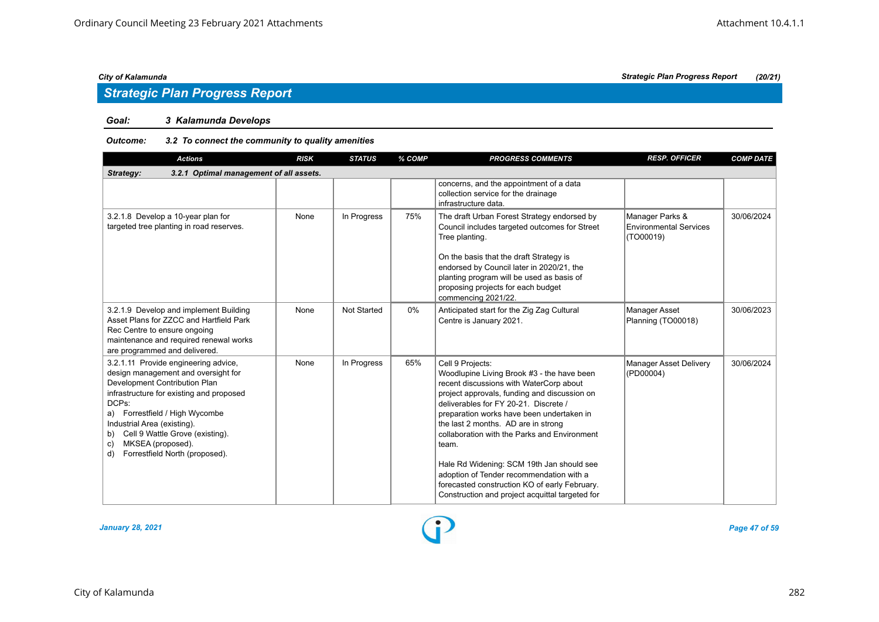## Strategic Plan Progress Report

**Goal:** *3 Kalamunda Develops*

**Outcome:** *3.2 To connect the community to quality amenities*

| Actions | RISK | STATUS | % COMP | PROGRESS COMMENTS | RESP. OFFICER | COMP DATE |
|---|---|---|---|---|---|---|
| ***Strategy: 3.2.1 Optimal management of all assets.*** | | | | | | |
| | | | | concerns, and the appointment of a data collection service for the drainage infrastructure data. | | |
| 3.2.1.8 Develop a 10-year plan for targeted tree planting in road reserves. | None | In Progress | 75% | The draft Urban Forest Strategy endorsed by Council includes targeted outcomes for Street Tree planting.<br><br>On the basis that the draft Strategy is endorsed by Council later in 2020/21, the planting program will be used as basis of proposing projects for each budget commencing 2021/22. | Manager Parks & Environmental Services (TO00019) | 30/06/2024 |
| 3.2.1.9 Develop and implement Building Asset Plans for ZZCC and Hartfield Park Rec Centre to ensure ongoing maintenance and required renewal works are programmed and delivered. | None | Not Started | 0% | Anticipated start for the Zig Zag Cultural Centre is January 2021. | Manager Asset Planning (TO00018) | 30/06/2023 |
| 3.2.1.11 Provide engineering advice, design management and oversight for Development Contribution Plan infrastructure for existing and proposed DCPs:<br>a) Forrestfield / High Wycombe Industrial Area (existing).<br>b) Cell 9 Wattle Grove (existing).<br>c) MKSEA (proposed).<br>d) Forrestfield North (proposed). | None | In Progress | 65% | Cell 9 Projects:<br>Woodlupine Living Brook #3 - the have been recent discussions with WaterCorp about project approvals, funding and discussion on deliverables for FY 20-21. Discrete / preparation works have been undertaken in the last 2 months. AD are in strong collaboration with the Parks and Environment team.<br><br>Hale Rd Widening: SCM 19th Jan should see adoption of Tender recommendation with a forecasted construction KO of early February. Construction and project acquittal targeted for | Manager Asset Delivery (PD00004) | 30/06/2024 |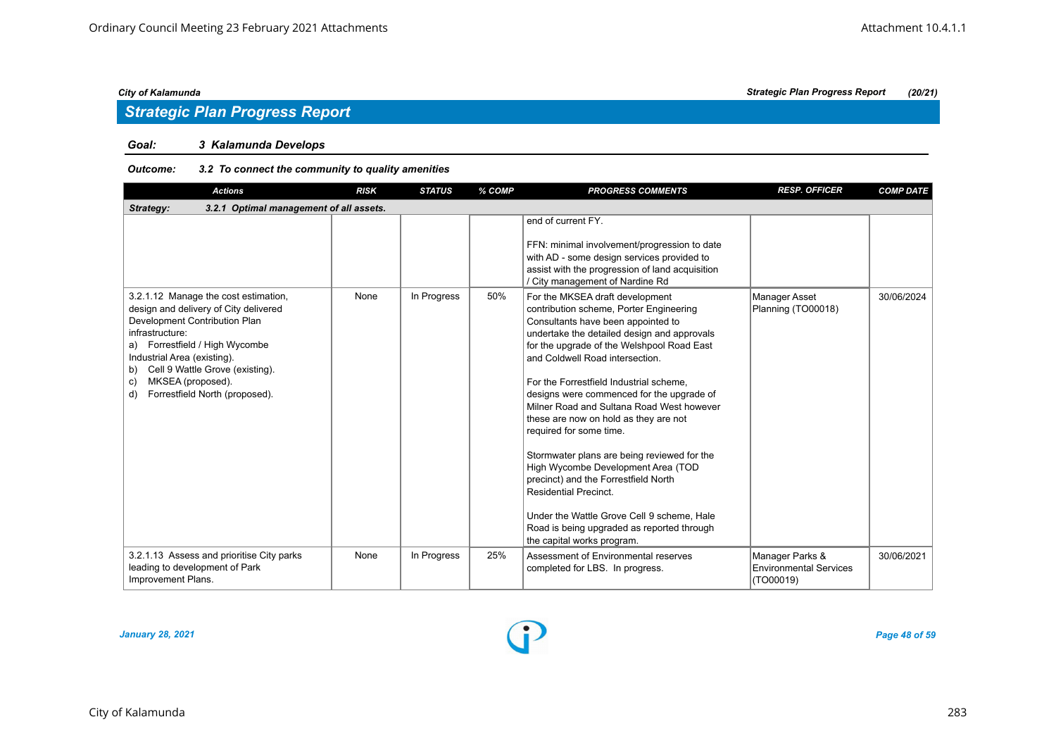## Strategic Plan Progress Report

**Goal:** ***3 Kalamunda Develops***

**Outcome:** ***3.2 To connect the community to quality amenities***

| Actions | RISK | STATUS | % COMP | PROGRESS COMMENTS | RESP. OFFICER | COMP DATE |
|---|---|---|---|---|---|---|
| **Strategy: 3.2.1 Optimal management of all assets.** | | | | | | |
| | | | | end of current FY.<br><br>FFN: minimal involvement/progression to date with AD - some design services provided to assist with the progression of land acquisition / City management of Nardine Rd | | |
| 3.2.1.12 Manage the cost estimation, design and delivery of City delivered Development Contribution Plan infrastructure:<br>a) Forrestfield / High Wycombe Industrial Area (existing).<br>b) Cell 9 Wattle Grove (existing).<br>c) MKSEA (proposed).<br>d) Forrestfield North (proposed). | None | In Progress | 50% | For the MKSEA draft development contribution scheme, Porter Engineering Consultants have been appointed to undertake the detailed design and approvals for the upgrade of the Welshpool Road East and Coldwell Road intersection.<br><br>For the Forrestfield Industrial scheme, designs were commenced for the upgrade of Milner Road and Sultana Road West however these are now on hold as they are not required for some time.<br><br>Stormwater plans are being reviewed for the High Wycombe Development Area (TOD precinct) and the Forrestfield North Residential Precinct.<br><br>Under the Wattle Grove Cell 9 scheme, Hale Road is being upgraded as reported through the capital works program. | Manager Asset Planning (TO00018) | 30/06/2024 |
| 3.2.1.13 Assess and prioritise City parks leading to development of Park Improvement Plans. | None | In Progress | 25% | Assessment of Environmental reserves completed for LBS. In progress. | Manager Parks & Environmental Services (TO00019) | 30/06/2021 |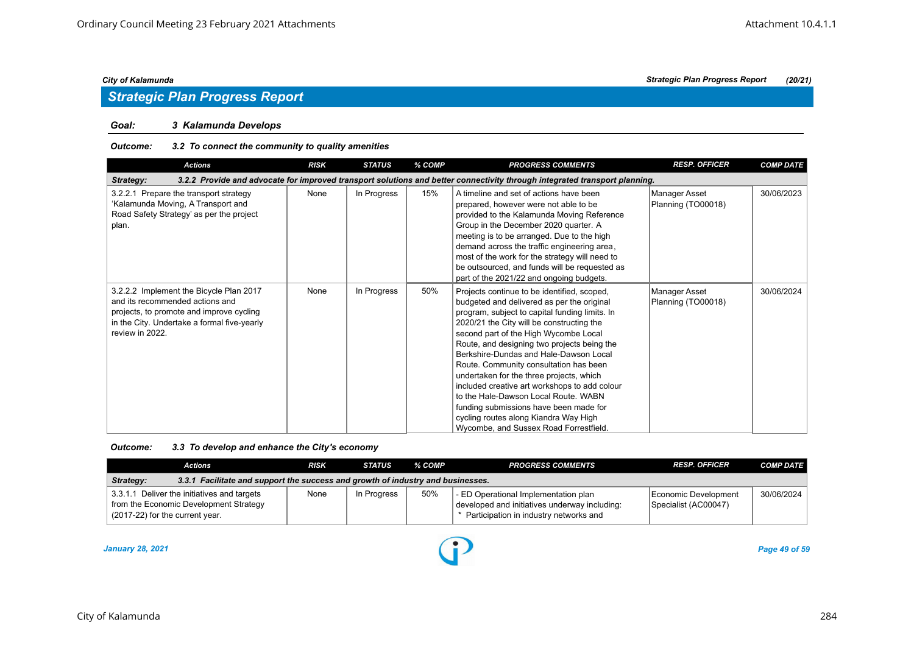## Strategic Plan Progress Report

**Goal:** *3 Kalamunda Develops*

**Outcome:** *3.2 To connect the community to quality amenities*

| Actions | RISK | STATUS | % COMP | PROGRESS COMMENTS | RESP. OFFICER | COMP DATE |
|---|---|---|---|---|---|---|
| **Strategy:** *3.2.2 Provide and advocate for improved transport solutions and better connectivity through integrated transport planning.* | | | | | | |
| 3.2.2.1 Prepare the transport strategy 'Kalamunda Moving, A Transport and Road Safety Strategy' as per the project plan. | None | In Progress | 15% | A timeline and set of actions have been prepared, however were not able to be provided to the Kalamunda Moving Reference Group in the December 2020 quarter. A meeting is to be arranged. Due to the high demand across the traffic engineering area, most of the work for the strategy will need to be outsourced, and funds will be requested as part of the 2021/22 and ongoing budgets. | Manager Asset Planning (TO00018) | 30/06/2023 |
| 3.2.2.2 Implement the Bicycle Plan 2017 and its recommended actions and projects, to promote and improve cycling in the City. Undertake a formal five-yearly review in 2022. | None | In Progress | 50% | Projects continue to be identified, scoped, budgeted and delivered as per the original program, subject to capital funding limits. In 2020/21 the City will be constructing the second part of the High Wycombe Local Route, and designing two projects being the Berkshire-Dundas and Hale-Dawson Local Route. Community consultation has been undertaken for the three projects, which included creative art workshops to add colour to the Hale-Dawson Local Route. WABN funding submissions have been made for cycling routes along Kiandra Way High Wycombe, and Sussex Road Forrestfield. | Manager Asset Planning (TO00018) | 30/06/2024 |

**Outcome:** *3.3 To develop and enhance the City's economy*

| Actions | RISK | STATUS | % COMP | PROGRESS COMMENTS | RESP. OFFICER | COMP DATE |
|---|---|---|---|---|---|---|
| **Strategy:** *3.3.1 Facilitate and support the success and growth of industry and businesses.* | | | | | | |
| 3.3.1.1 Deliver the initiatives and targets from the Economic Development Strategy (2017-22) for the current year. | None | In Progress | 50% | - ED Operational Implementation plan developed and initiatives underway including: * Participation in industry networks and | Economic Development Specialist (AC00047) | 30/06/2024 |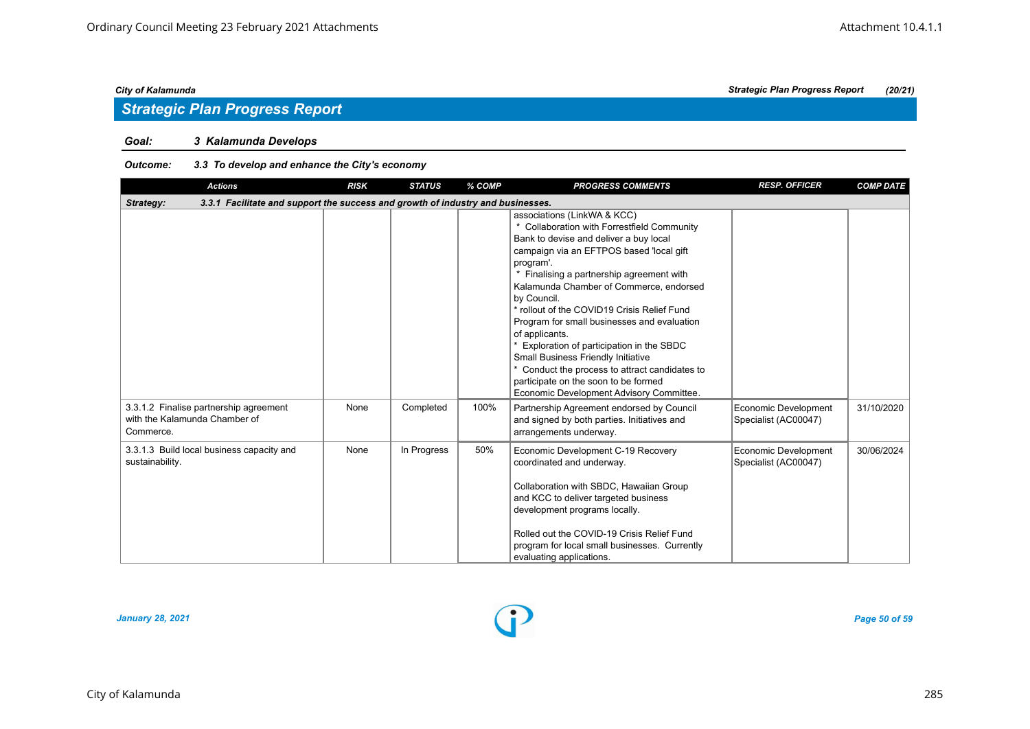## Strategic Plan Progress Report

**Goal:** *3 Kalamunda Develops*

**Outcome:** *3.3 To develop and enhance the City's economy*

| Actions | RISK | STATUS | % COMP | PROGRESS COMMENTS | RESP. OFFICER | COMP DATE |
|---|---|---|---|---|---|---|
| **Strategy: 3.3.1 Facilitate and support the success and growth of industry and businesses.** | | | | | | |
| | | | | associations (LinkWA & KCC)<br>* Collaboration with Forrestfield Community Bank to devise and deliver a buy local campaign via an EFTPOS based 'local gift program'.<br>* Finalising a partnership agreement with Kalamunda Chamber of Commerce, endorsed by Council.<br>* rollout of the COVID19 Crisis Relief Fund Program for small businesses and evaluation of applicants.<br>* Exploration of participation in the SBDC Small Business Friendly Initiative<br>* Conduct the process to attract candidates to participate on the soon to be formed Economic Development Advisory Committee. | | |
| 3.3.1.2 Finalise partnership agreement with the Kalamunda Chamber of Commerce. | None | Completed | 100% | Partnership Agreement endorsed by Council and signed by both parties. Initiatives and arrangements underway. | Economic Development Specialist (AC00047) | 31/10/2020 |
| 3.3.1.3 Build local business capacity and sustainability. | None | In Progress | 50% | Economic Development C-19 Recovery coordinated and underway.<br><br>Collaboration with SBDC, Hawaiian Group and KCC to deliver targeted business development programs locally.<br><br>Rolled out the COVID-19 Crisis Relief Fund program for local small businesses. Currently evaluating applications. | Economic Development Specialist (AC00047) | 30/06/2024 |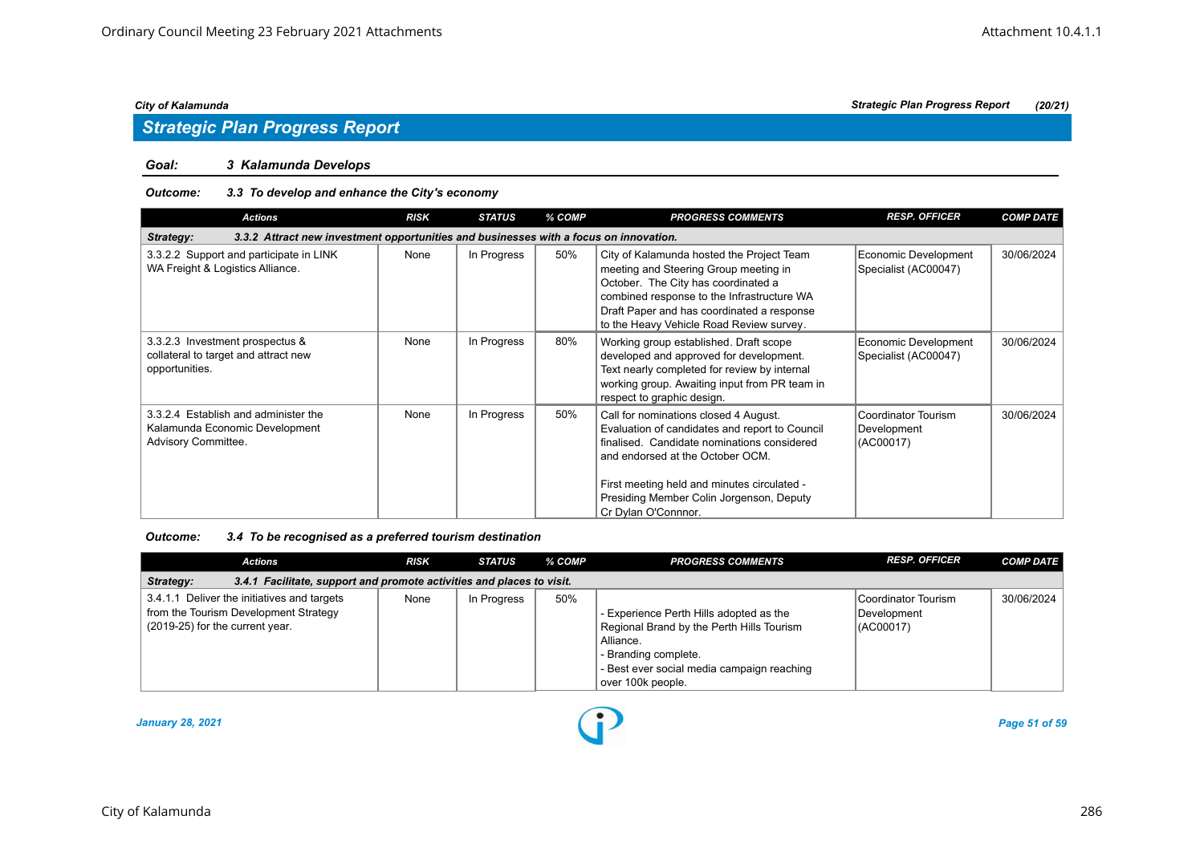## Strategic Plan Progress Report

**Goal:** *3 Kalamunda Develops*

**Outcome:** *3.3 To develop and enhance the City's economy*

| Actions | RISK | STATUS | % COMP | PROGRESS COMMENTS | RESP. OFFICER | COMP DATE |
|---|---|---|---|---|---|---|
| **Strategy: 3.3.2 Attract new investment opportunities and businesses with a focus on innovation.** | | | | | | |
| 3.3.2.2 Support and participate in LINK WA Freight & Logistics Alliance. | None | In Progress | 50% | City of Kalamunda hosted the Project Team meeting and Steering Group meeting in October. The City has coordinated a combined response to the Infrastructure WA Draft Paper and has coordinated a response to the Heavy Vehicle Road Review survey. | Economic Development Specialist (AC00047) | 30/06/2024 |
| 3.3.2.3 Investment prospectus & collateral to target and attract new opportunities. | None | In Progress | 80% | Working group established. Draft scope developed and approved for development. Text nearly completed for review by internal working group. Awaiting input from PR team in respect to graphic design. | Economic Development Specialist (AC00047) | 30/06/2024 |
| 3.3.2.4 Establish and administer the Kalamunda Economic Development Advisory Committee. | None | In Progress | 50% | Call for nominations closed 4 August. Evaluation of candidates and report to Council finalised. Candidate nominations considered and endorsed at the October OCM.<br><br>First meeting held and minutes circulated - Presiding Member Colin Jorgenson, Deputy Cr Dylan O'Connnor. | Coordinator Tourism Development (AC00017) | 30/06/2024 |

**Outcome:** *3.4 To be recognised as a preferred tourism destination*

| Actions | RISK | STATUS | % COMP | PROGRESS COMMENTS | RESP. OFFICER | COMP DATE |
|---|---|---|---|---|---|---|
| **Strategy: 3.4.1 Facilitate, support and promote activities and places to visit.** | | | | | | |
| 3.4.1.1 Deliver the initiatives and targets from the Tourism Development Strategy (2019-25) for the current year. | None | In Progress | 50% | - Experience Perth Hills adopted as the Regional Brand by the Perth Hills Tourism Alliance.<br>- Branding complete.<br>- Best ever social media campaign reaching over 100k people. | Coordinator Tourism Development (AC00017) | 30/06/2024 |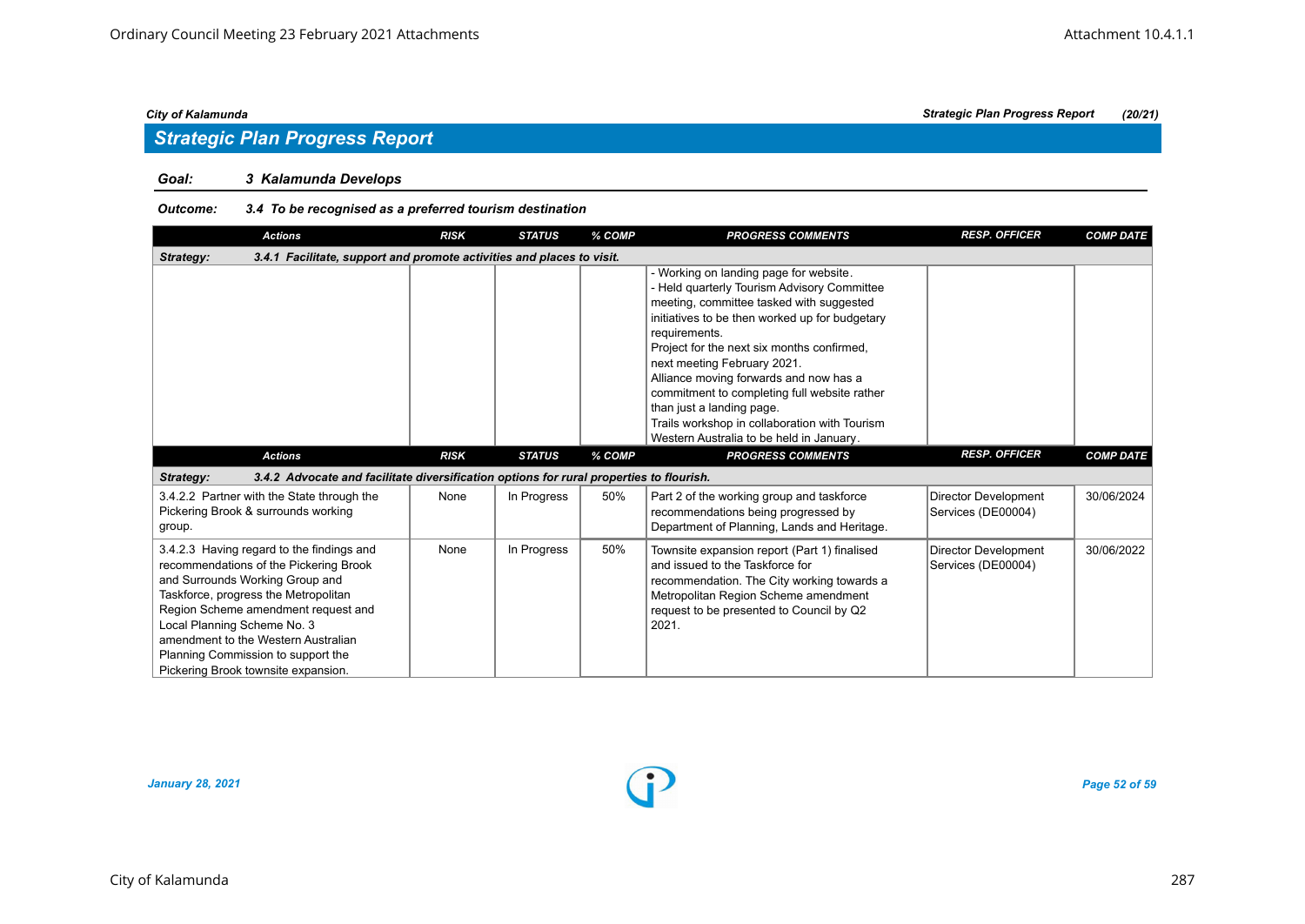## Strategic Plan Progress Report

**Goal:** *3 Kalamunda Develops*

**Outcome:** *3.4 To be recognised as a preferred tourism destination*

| Actions | RISK | STATUS | % COMP | PROGRESS COMMENTS | RESP. OFFICER | COMP DATE |
|---|---|---|---|---|---|---|
| **Strategy: 3.4.1 Facilitate, support and promote activities and places to visit.** | | | | | | |
| | | | | - Working on landing page for website. - Held quarterly Tourism Advisory Committee meeting, committee tasked with suggested initiatives to be then worked up for budgetary requirements. Project for the next six months confirmed, next meeting February 2021. Alliance moving forwards and now has a commitment to completing full website rather than just a landing page. Trails workshop in collaboration with Tourism Western Australia to be held in January. | | |

| Actions | RISK | STATUS | % COMP | PROGRESS COMMENTS | RESP. OFFICER | COMP DATE |
|---|---|---|---|---|---|---|
| **Strategy: 3.4.2 Advocate and facilitate diversification options for rural properties to flourish.** | | | | | | |
| 3.4.2.2 Partner with the State through the Pickering Brook & surrounds working group. | None | In Progress | 50% | Part 2 of the working group and taskforce recommendations being progressed by Department of Planning, Lands and Heritage. | Director Development Services (DE00004) | 30/06/2024 |
| 3.4.2.3 Having regard to the findings and recommendations of the Pickering Brook and Surrounds Working Group and Taskforce, progress the Metropolitan Region Scheme amendment request and Local Planning Scheme No. 3 amendment to the Western Australian Planning Commission to support the Pickering Brook townsite expansion. | None | In Progress | 50% | Townsite expansion report (Part 1) finalised and issued to the Taskforce for recommendation. The City working towards a Metropolitan Region Scheme amendment request to be presented to Council by Q2 2021. | Director Development Services (DE00004) | 30/06/2022 |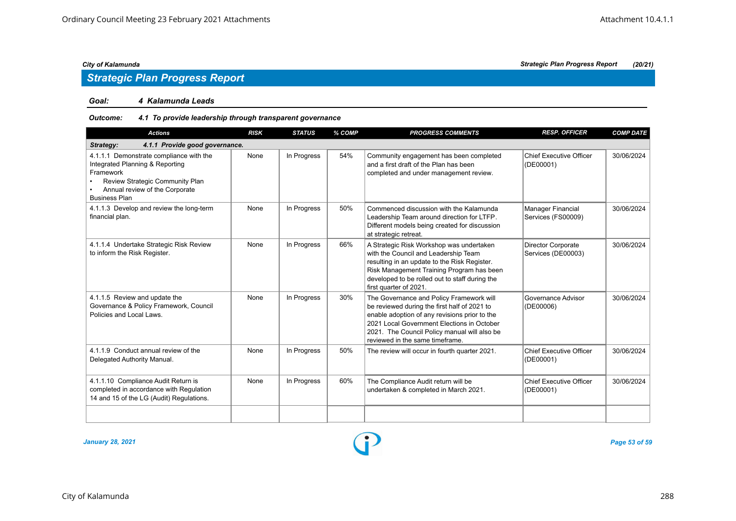## Strategic Plan Progress Report

**Goal:** *4 Kalamunda Leads*

**Outcome:** *4.1 To provide leadership through transparent governance*

| Actions | RISK | STATUS | % COMP | PROGRESS COMMENTS | RESP. OFFICER | COMP DATE |
|---|---|---|---|---|---|---|
| **Strategy: 4.1.1 Provide good governance.** | | | | | | |
| 4.1.1.1 Demonstrate compliance with the Integrated Planning & Reporting Framework<br>• Review Strategic Community Plan<br>• Annual review of the Corporate Business Plan | None | In Progress | 54% | Community engagement has been completed and a first draft of the Plan has been completed and under management review. | Chief Executive Officer (DE00001) | 30/06/2024 |
| 4.1.1.3 Develop and review the long-term financial plan. | None | In Progress | 50% | Commenced discussion with the Kalamunda Leadership Team around direction for LTFP. Different models being created for discussion at strategic retreat. | Manager Financial Services (FS00009) | 30/06/2024 |
| 4.1.1.4 Undertake Strategic Risk Review to inform the Risk Register. | None | In Progress | 66% | A Strategic Risk Workshop was undertaken with the Council and Leadership Team resulting in an update to the Risk Register. Risk Management Training Program has been developed to be rolled out to staff during the first quarter of 2021. | Director Corporate Services (DE00003) | 30/06/2024 |
| 4.1.1.5 Review and update the Governance & Policy Framework, Council Policies and Local Laws. | None | In Progress | 30% | The Governance and Policy Framework will be reviewed during the first half of 2021 to enable adoption of any revisions prior to the 2021 Local Government Elections in October 2021. The Council Policy manual will also be reviewed in the same timeframe. | Governance Advisor (DE00006) | 30/06/2024 |
| 4.1.1.9 Conduct annual review of the Delegated Authority Manual. | None | In Progress | 50% | The review will occur in fourth quarter 2021. | Chief Executive Officer (DE00001) | 30/06/2024 |
| 4.1.1.10 Compliance Audit Return is completed in accordance with Regulation 14 and 15 of the LG (Audit) Regulations. | None | In Progress | 60% | The Compliance Audit return will be undertaken & completed in March 2021. | Chief Executive Officer (DE00001) | 30/06/2024 |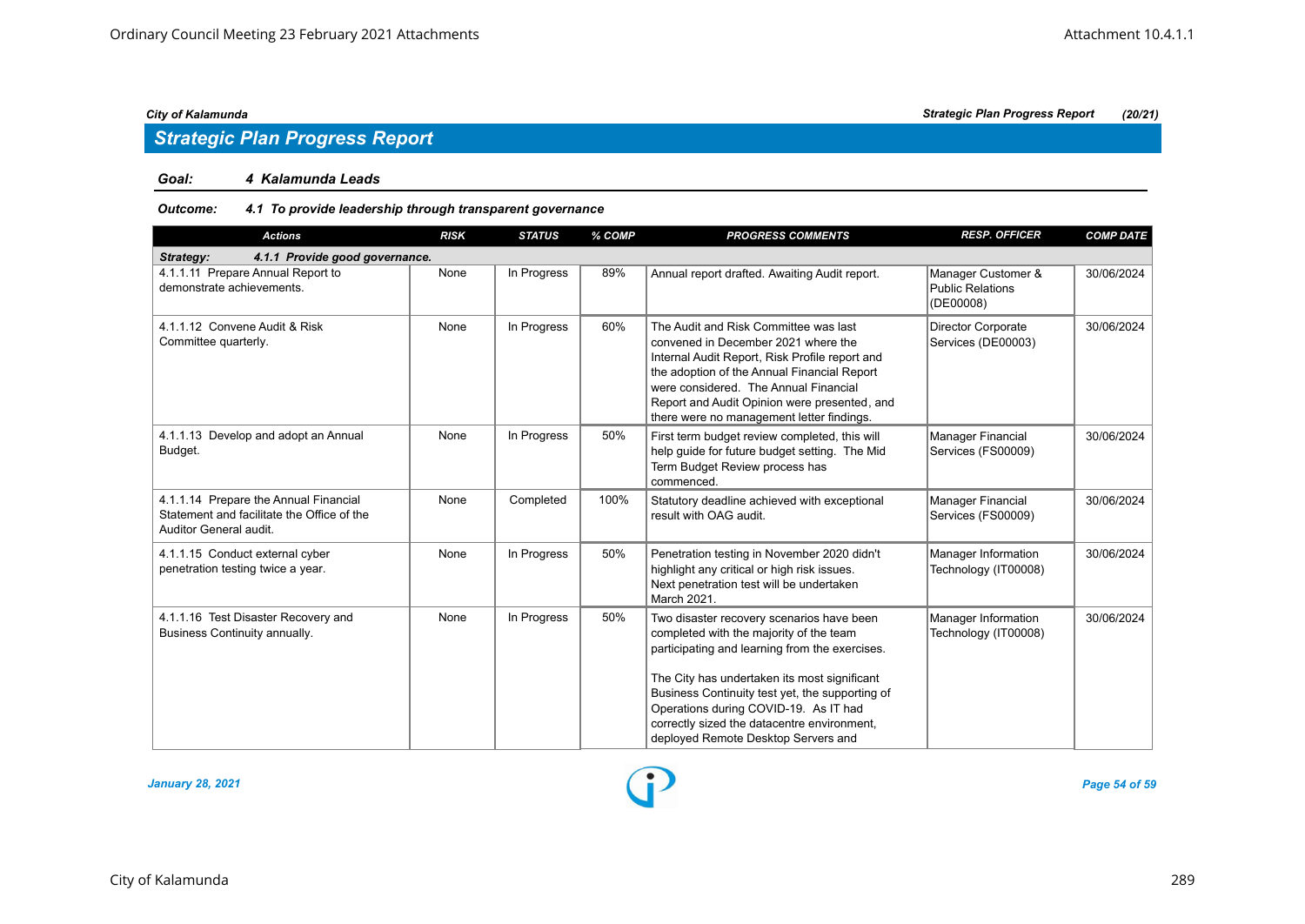## Strategic Plan Progress Report

**Goal:** *4 Kalamunda Leads*

**Outcome:** *4.1 To provide leadership through transparent governance*

| Actions | RISK | STATUS | % COMP | PROGRESS COMMENTS | RESP. OFFICER | COMP DATE |
|---|---|---|---|---|---|---|
| **Strategy: 4.1.1 Provide good governance.** | | | | | | |
| 4.1.1.11 Prepare Annual Report to demonstrate achievements. | None | In Progress | 89% | Annual report drafted. Awaiting Audit report. | Manager Customer & Public Relations (DE00008) | 30/06/2024 |
| 4.1.1.12 Convene Audit & Risk Committee quarterly. | None | In Progress | 60% | The Audit and Risk Committee was last convened in December 2021 where the Internal Audit Report, Risk Profile report and the adoption of the Annual Financial Report were considered. The Annual Financial Report and Audit Opinion were presented, and there were no management letter findings. | Director Corporate Services (DE00003) | 30/06/2024 |
| 4.1.1.13 Develop and adopt an Annual Budget. | None | In Progress | 50% | First term budget review completed, this will help guide for future budget setting. The Mid Term Budget Review process has commenced. | Manager Financial Services (FS00009) | 30/06/2024 |
| 4.1.1.14 Prepare the Annual Financial Statement and facilitate the Office of the Auditor General audit. | None | Completed | 100% | Statutory deadline achieved with exceptional result with OAG audit. | Manager Financial Services (FS00009) | 30/06/2024 |
| 4.1.1.15 Conduct external cyber penetration testing twice a year. | None | In Progress | 50% | Penetration testing in November 2020 didn't highlight any critical or high risk issues. Next penetration test will be undertaken March 2021. | Manager Information Technology (IT00008) | 30/06/2024 |
| 4.1.1.16 Test Disaster Recovery and Business Continuity annually. | None | In Progress | 50% | Two disaster recovery scenarios have been completed with the majority of the team participating and learning from the exercises.<br><br>The City has undertaken its most significant Business Continuity test yet, the supporting of Operations during COVID-19. As IT had correctly sized the datacentre environment, deployed Remote Desktop Servers and | Manager Information Technology (IT00008) | 30/06/2024 |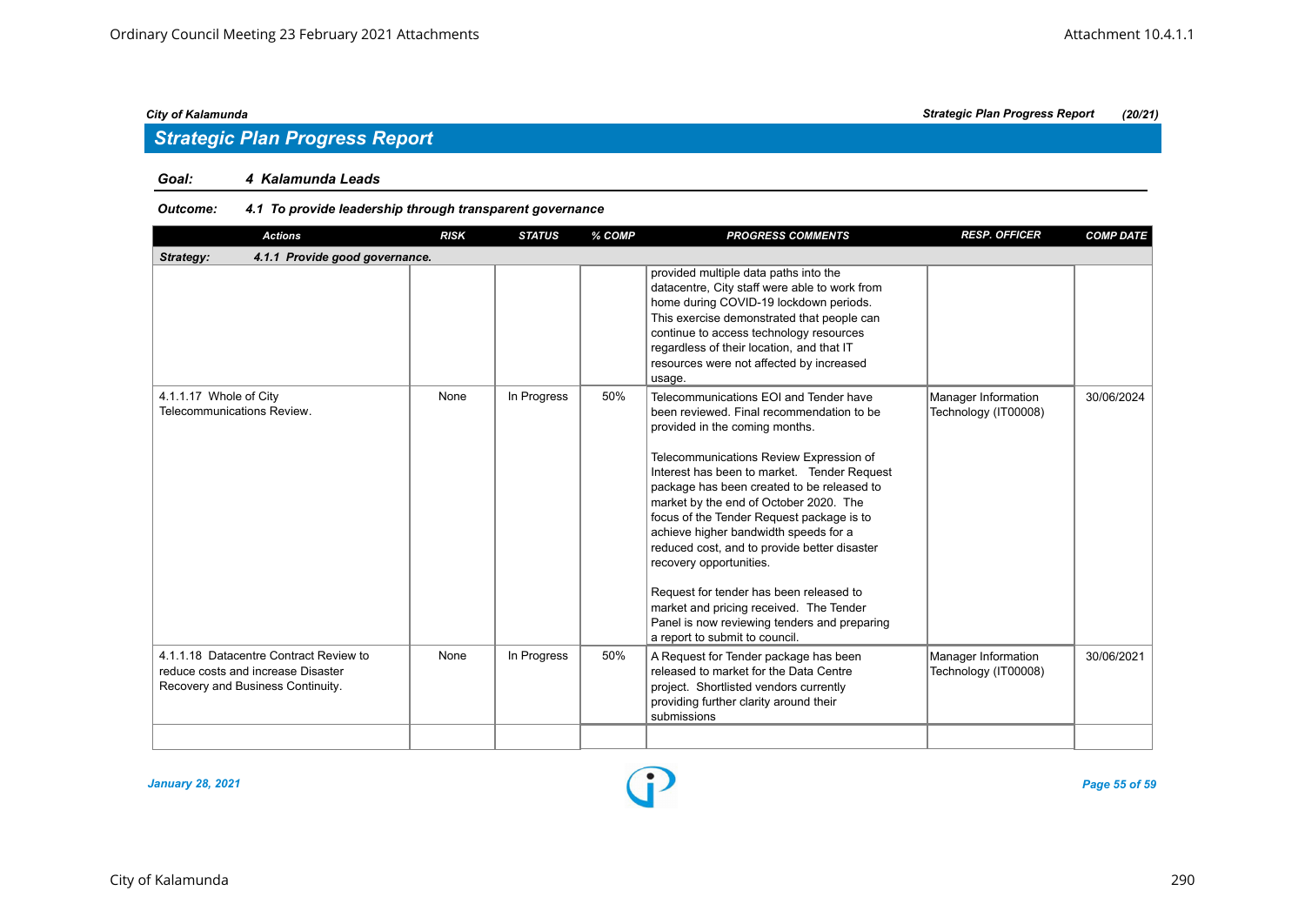## Strategic Plan Progress Report

**Goal:** *4 Kalamunda Leads*

**Outcome:** *4.1 To provide leadership through transparent governance*

| Actions | RISK | STATUS | % COMP | PROGRESS COMMENTS | RESP. OFFICER | COMP DATE |
|---|---|---|---|---|---|---|
| **Strategy: 4.1.1 Provide good governance.** | | | | | | |
| | | | | provided multiple data paths into the datacentre, City staff were able to work from home during COVID-19 lockdown periods. This exercise demonstrated that people can continue to access technology resources regardless of their location, and that IT resources were not affected by increased usage. | | |
| 4.1.1.17 Whole of City Telecommunications Review. | None | In Progress | 50% | Telecommunications EOI and Tender have been reviewed. Final recommendation to be provided in the coming months.<br><br>Telecommunications Review Expression of Interest has been to market. Tender Request package has been created to be released to market by the end of October 2020. The focus of the Tender Request package is to achieve higher bandwidth speeds for a reduced cost, and to provide better disaster recovery opportunities.<br><br>Request for tender has been released to market and pricing received. The Tender Panel is now reviewing tenders and preparing a report to submit to council. | Manager Information Technology (IT00008) | 30/06/2024 |
| 4.1.1.18 Datacentre Contract Review to reduce costs and increase Disaster Recovery and Business Continuity. | None | In Progress | 50% | A Request for Tender package has been released to market for the Data Centre project. Shortlisted vendors currently providing further clarity around their submissions | Manager Information Technology (IT00008) | 30/06/2021 |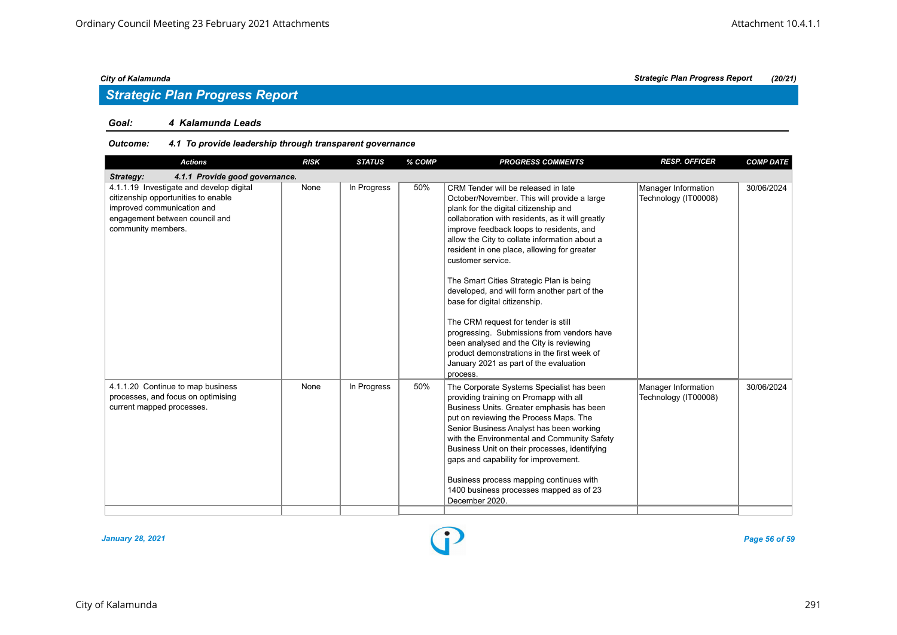## Strategic Plan Progress Report

**Goal:** **4 Kalamunda Leads**

**Outcome:** **4.1 To provide leadership through transparent governance**

| Actions | RISK | STATUS | % COMP | PROGRESS COMMENTS | RESP. OFFICER | COMP DATE |
|---|---|---|---|---|---|---|
| **Strategy: 4.1.1 Provide good governance.** | | | | | | |
| 4.1.1.19 Investigate and develop digital citizenship opportunities to enable improved communication and engagement between council and community members. | None | In Progress | 50% | CRM Tender will be released in late October/November. This will provide a large plank for the digital citizenship and collaboration with residents, as it will greatly improve feedback loops to residents, and allow the City to collate information about a resident in one place, allowing for greater customer service.<br><br>The Smart Cities Strategic Plan is being developed, and will form another part of the base for digital citizenship.<br><br>The CRM request for tender is still progressing. Submissions from vendors have been analysed and the City is reviewing product demonstrations in the first week of January 2021 as part of the evaluation process. | Manager Information Technology (IT00008) | 30/06/2024 |
| 4.1.1.20 Continue to map business processes, and focus on optimising current mapped processes. | None | In Progress | 50% | The Corporate Systems Specialist has been providing training on Promapp with all Business Units. Greater emphasis has been put on reviewing the Process Maps. The Senior Business Analyst has been working with the Environmental and Community Safety Business Unit on their processes, identifying gaps and capability for improvement.<br><br>Business process mapping continues with 1400 business processes mapped as of 23 December 2020. | Manager Information Technology (IT00008) | 30/06/2024 |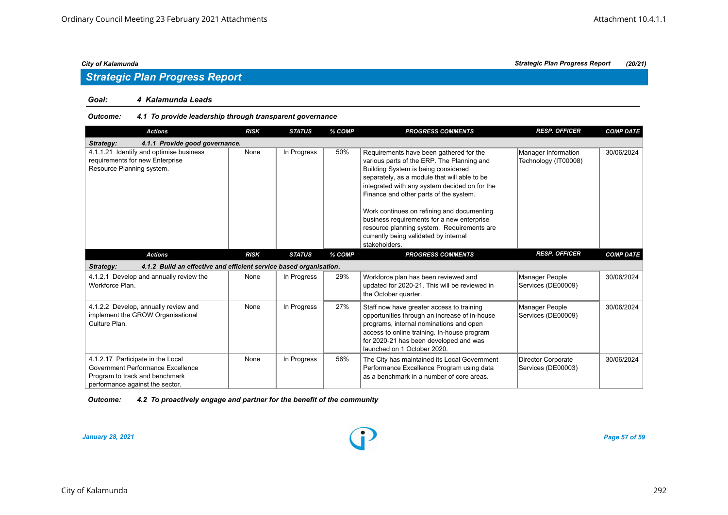## Strategic Plan Progress Report

**Goal:** ***4 Kalamunda Leads***

**Outcome:** ***4.1 To provide leadership through transparent governance***

| Actions | RISK | STATUS | % COMP | PROGRESS COMMENTS | RESP. OFFICER | COMP DATE |
|---|---|---|---|---|---|---|
| ***Strategy: 4.1.1 Provide good governance.*** | | | | | | |
| 4.1.1.21 Identify and optimise business requirements for new Enterprise Resource Planning system. | None | In Progress | 50% | Requirements have been gathered for the various parts of the ERP. The Planning and Building System is being considered separately, as a module that will able to be integrated with any system decided on for the Finance and other parts of the system.<br><br>Work continues on refining and documenting business requirements for a new enterprise resource planning system. Requirements are currently being validated by internal stakeholders. | Manager Information Technology (IT00008) | 30/06/2024 |

| Actions | RISK | STATUS | % COMP | PROGRESS COMMENTS | RESP. OFFICER | COMP DATE |
|---|---|---|---|---|---|---|
| ***Strategy: 4.1.2 Build an effective and efficient service based organisation.*** | | | | | | |
| 4.1.2.1 Develop and annually review the Workforce Plan. | None | In Progress | 29% | Workforce plan has been reviewed and updated for 2020-21. This will be reviewed in the October quarter. | Manager People Services (DE00009) | 30/06/2024 |
| 4.1.2.2 Develop, annually review and implement the GROW Organisational Culture Plan. | None | In Progress | 27% | Staff now have greater access to training opportunities through an increase of in-house programs, internal nominations and open access to online training. In-house program for 2020-21 has been developed and was launched on 1 October 2020. | Manager People Services (DE00009) | 30/06/2024 |
| 4.1.2.17 Participate in the Local Government Performance Excellence Program to track and benchmark performance against the sector. | None | In Progress | 56% | The City has maintained its Local Government Performance Excellence Program using data as a benchmark in a number of core areas. | Director Corporate Services (DE00003) | 30/06/2024 |

**Outcome:** ***4.2 To proactively engage and partner for the benefit of the community***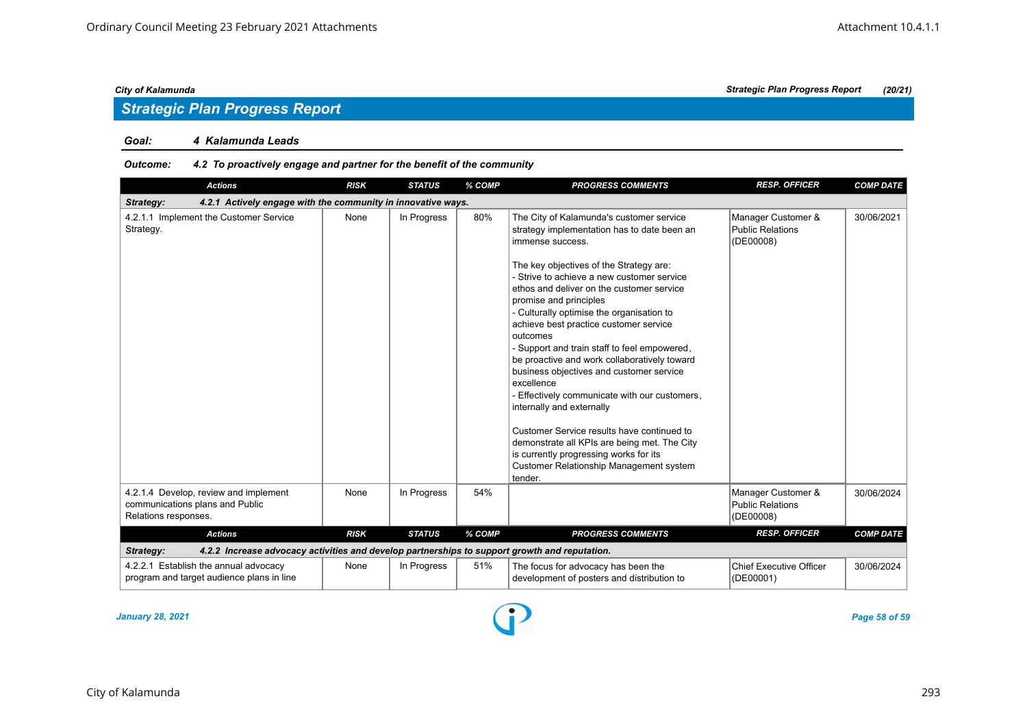## Strategic Plan Progress Report

**Goal: 4 Kalamunda Leads**

**Outcome: 4.2 To proactively engage and partner for the benefit of the community**

| Actions | RISK | STATUS | % COMP | PROGRESS COMMENTS | RESP. OFFICER | COMP DATE |
|---|---|---|---|---|---|---|
| **Strategy: 4.2.1 Actively engage with the community in innovative ways.** | | | | | | |
| 4.2.1.1 Implement the Customer Service Strategy. | None | In Progress | 80% | The City of Kalamunda's customer service strategy implementation has to date been an immense success.<br><br>The key objectives of the Strategy are:<br>- Strive to achieve a new customer service ethos and deliver on the customer service promise and principles<br>- Culturally optimise the organisation to achieve best practice customer service outcomes<br>- Support and train staff to feel empowered, be proactive and work collaboratively toward business objectives and customer service excellence<br>- Effectively communicate with our customers, internally and externally<br><br>Customer Service results have continued to demonstrate all KPIs are being met. The City is currently progressing works for its Customer Relationship Management system tender. | Manager Customer & Public Relations (DE00008) | 30/06/2021 |
| 4.2.1.4 Develop, review and implement communications plans and Public Relations responses. | None | In Progress | 54% | | Manager Customer & Public Relations (DE00008) | 30/06/2024 |
| **Strategy: 4.2.2 Increase advocacy activities and develop partnerships to support growth and reputation.** | | | | | | |
| 4.2.2.1 Establish the annual advocacy program and target audience plans in line | None | In Progress | 51% | The focus for advocacy has been the development of posters and distribution to | Chief Executive Officer (DE00001) | 30/06/2024 |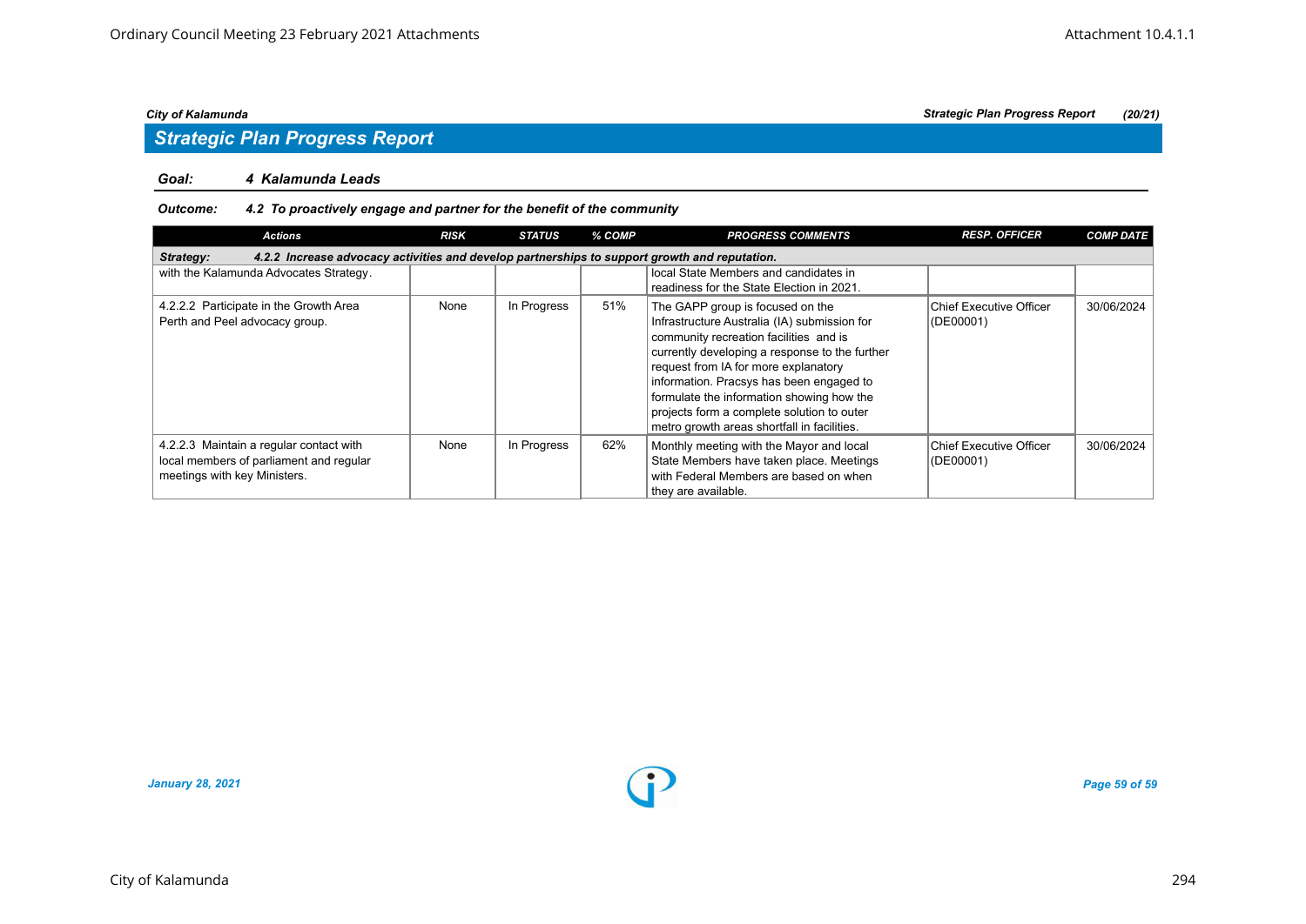## Strategic Plan Progress Report

**Goal:** *4 Kalamunda Leads*

**Outcome:** *4.2 To proactively engage and partner for the benefit of the community*

| Actions | RISK | STATUS | % COMP | PROGRESS COMMENTS | RESP. OFFICER | COMP DATE |
|---|---|---|---|---|---|---|
| ***Strategy: 4.2.2 Increase advocacy activities and develop partnerships to support growth and reputation.*** | | | | | | |
| with the Kalamunda Advocates Strategy. | | | | local State Members and candidates in readiness for the State Election in 2021. | | |
| 4.2.2.2 Participate in the Growth Area Perth and Peel advocacy group. | None | In Progress | 51% | The GAPP group is focused on the Infrastructure Australia (IA) submission for community recreation facilities and is currently developing a response to the further request from IA for more explanatory information. Pracsys has been engaged to formulate the information showing how the projects form a complete solution to outer metro growth areas shortfall in facilities. | Chief Executive Officer (DE00001) | 30/06/2024 |
| 4.2.2.3 Maintain a regular contact with local members of parliament and regular meetings with key Ministers. | None | In Progress | 62% | Monthly meeting with the Mayor and local State Members have taken place. Meetings with Federal Members are based on when they are available. | Chief Executive Officer (DE00001) | 30/06/2024 |